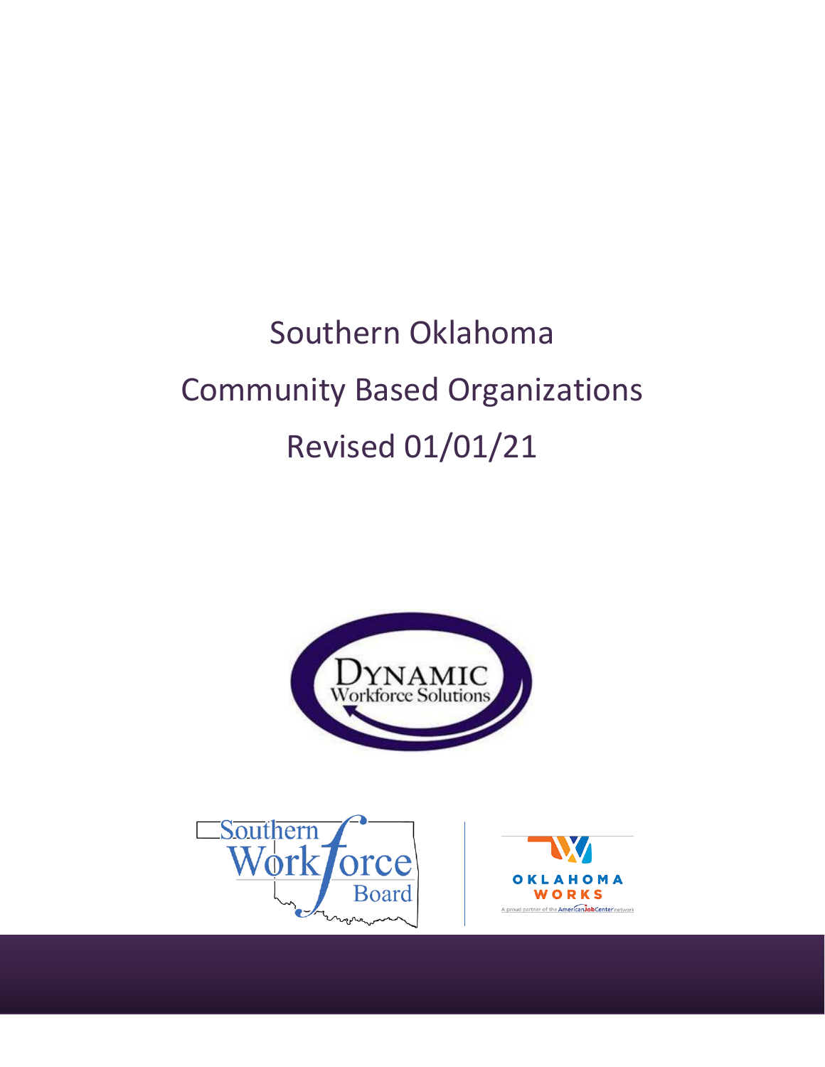# Southern Oklahoma

# Community Based Organizations

# Revised 01/01/21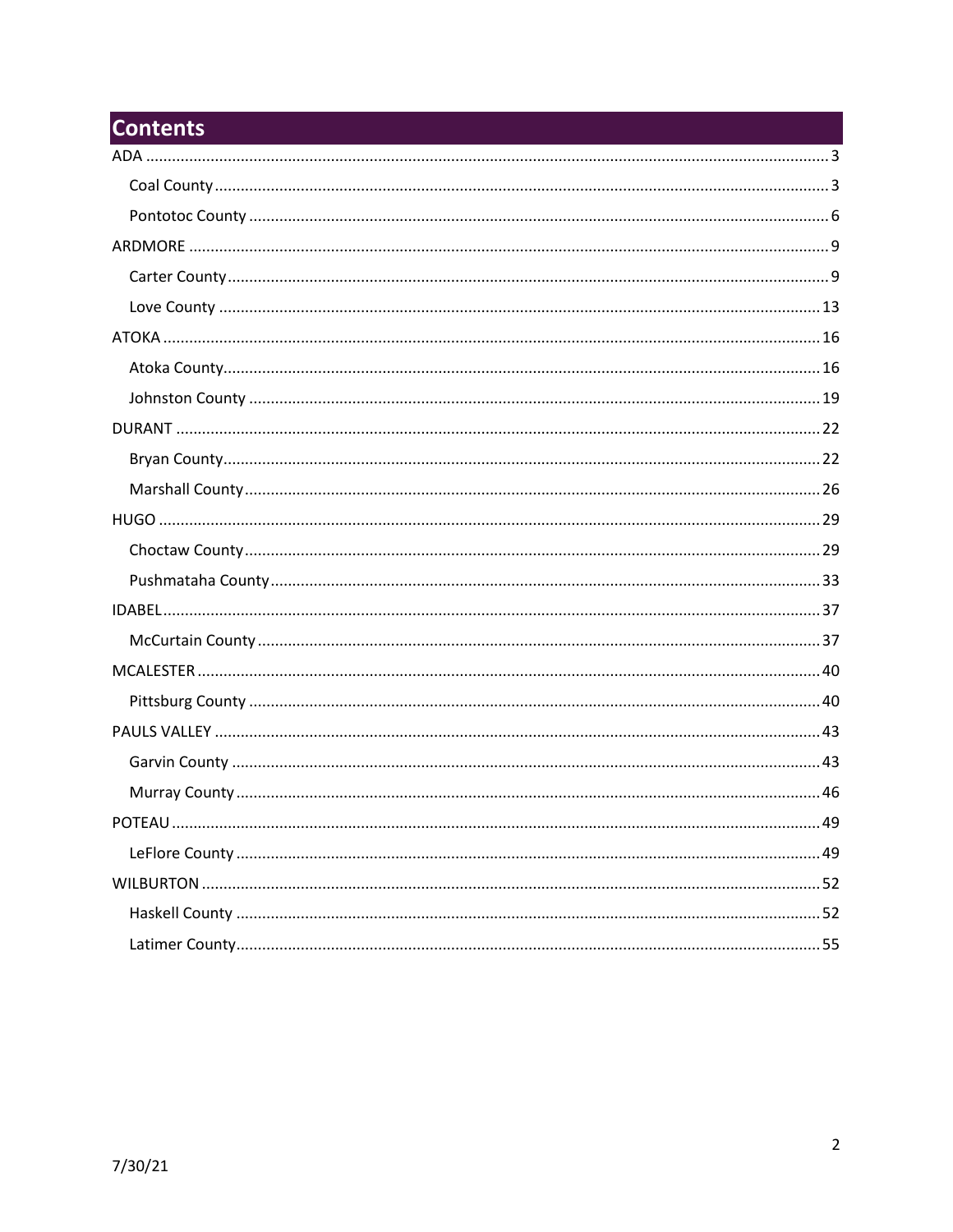# Contents

- ADA ... 3
  - Coal County ... 3
  - Pontotoc County ... 6
- ARDMORE ... 9
  - Carter County ... 9
  - Love County ... 13
- ATOKA ... 16
  - Atoka County ... 16
  - Johnston County ... 19
- DURANT ... 22
  - Bryan County ... 22
  - Marshall County ... 26
- HUGO ... 29
  - Choctaw County ... 29
  - Pushmataha County ... 33
- IDABEL ... 37
  - McCurtain County ... 37
- MCALESTER ... 40
  - Pittsburg County ... 40
- PAULS VALLEY ... 43
  - Garvin County ... 43
  - Murray County ... 46
- POTEAU ... 49
  - LeFlore County ... 49
- WILBURTON ... 52
  - Haskell County ... 52
  - Latimer County ... 55

7/30/21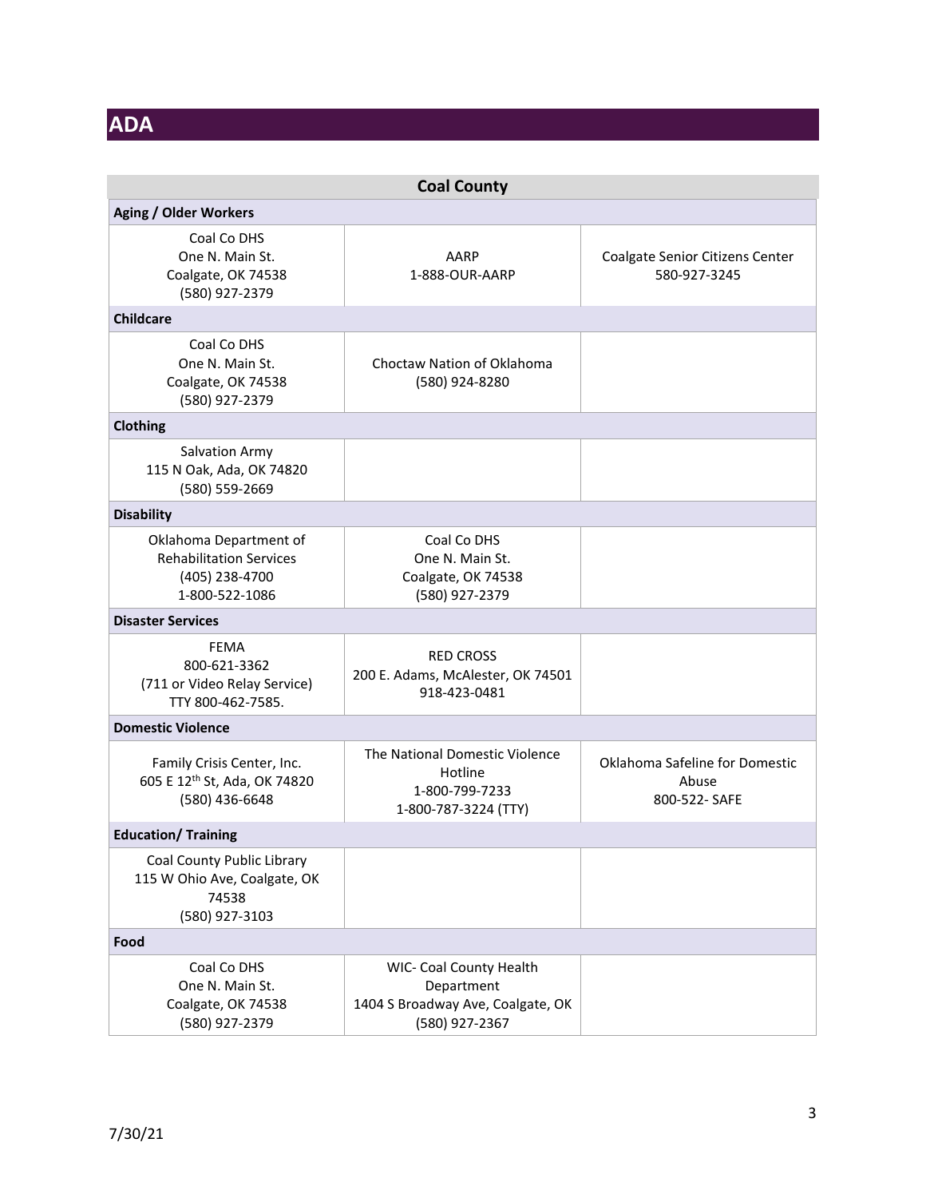# ADA

| Coal County | | |
|---|---|---|
| **Aging / Older Workers** | | |
| Coal Co DHS<br>One N. Main St.<br>Coalgate, OK 74538<br>(580) 927-2379 | AARP<br>1-888-OUR-AARP | Coalgate Senior Citizens Center<br>580-927-3245 |
| **Childcare** | | |
| Coal Co DHS<br>One N. Main St.<br>Coalgate, OK 74538<br>(580) 927-2379 | Choctaw Nation of Oklahoma<br>(580) 924-8280 | |
| **Clothing** | | |
| Salvation Army<br>115 N Oak, Ada, OK 74820<br>(580) 559-2669 | | |
| **Disability** | | |
| Oklahoma Department of Rehabilitation Services<br>(405) 238-4700<br>1-800-522-1086 | Coal Co DHS<br>One N. Main St.<br>Coalgate, OK 74538<br>(580) 927-2379 | |
| **Disaster Services** | | |
| FEMA<br>800-621-3362<br>(711 or Video Relay Service)<br>TTY 800-462-7585. | RED CROSS<br>200 E. Adams, McAlester, OK 74501<br>918-423-0481 | |
| **Domestic Violence** | | |
| Family Crisis Center, Inc.<br>605 E 12th St, Ada, OK 74820<br>(580) 436-6648 | The National Domestic Violence Hotline<br>1-800-799-7233<br>1-800-787-3224 (TTY) | Oklahoma Safeline for Domestic Abuse<br>800-522- SAFE |
| **Education/ Training** | | |
| Coal County Public Library<br>115 W Ohio Ave, Coalgate, OK 74538<br>(580) 927-3103 | | |
| **Food** | | |
| Coal Co DHS<br>One N. Main St.<br>Coalgate, OK 74538<br>(580) 927-2379 | WIC- Coal County Health Department<br>1404 S Broadway Ave, Coalgate, OK<br>(580) 927-2367 | |

7/30/21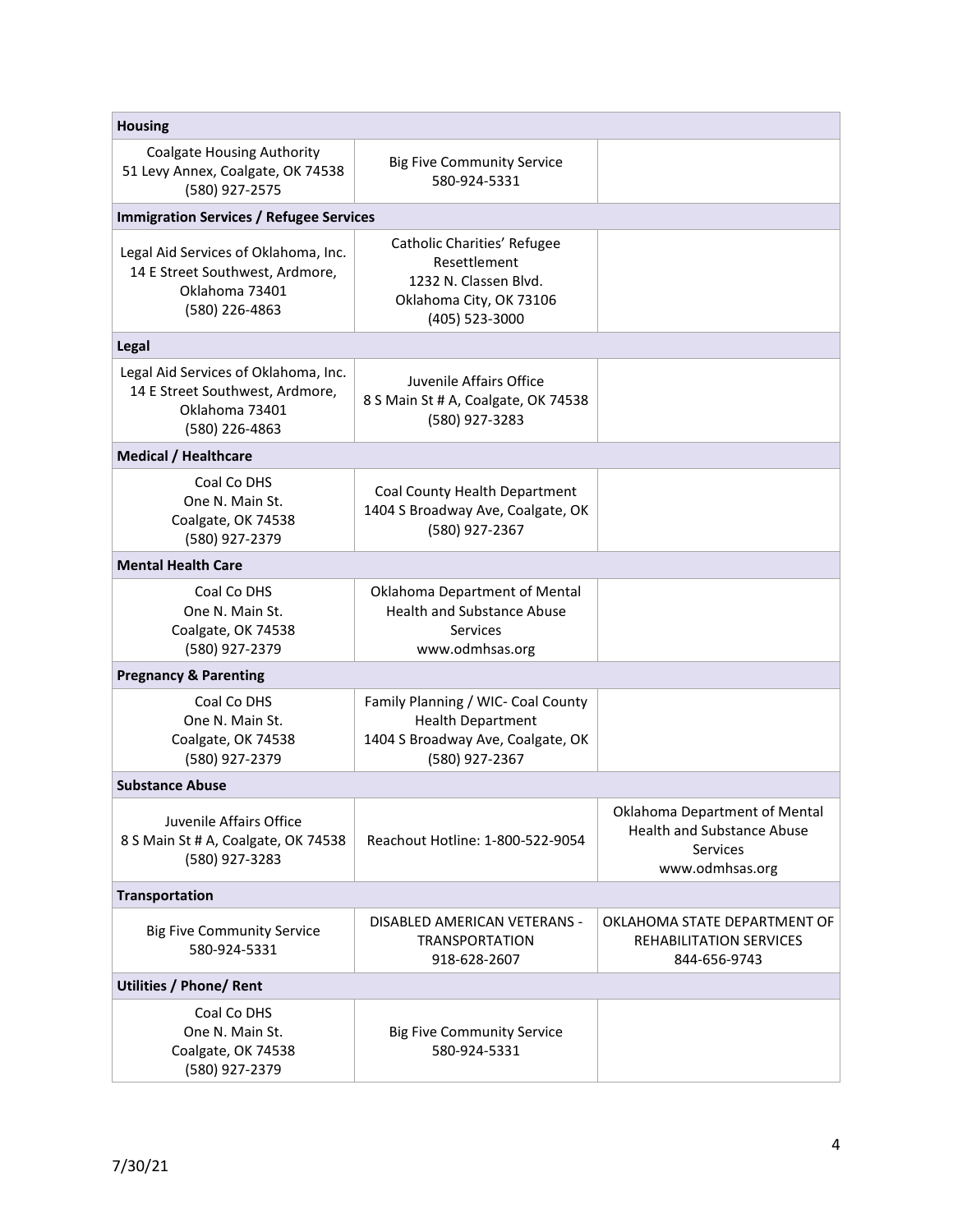| Housing | | |
|---|---|---|
| Coalgate Housing Authority<br>51 Levy Annex, Coalgate, OK 74538<br>(580) 927-2575 | Big Five Community Service<br>580-924-5331 | |
| **Immigration Services / Refugee Services** | | |
| Legal Aid Services of Oklahoma, Inc.<br>14 E Street Southwest, Ardmore, Oklahoma 73401<br>(580) 226-4863 | Catholic Charities' Refugee Resettlement<br>1232 N. Classen Blvd.<br>Oklahoma City, OK 73106<br>(405) 523-3000 | |
| **Legal** | | |
| Legal Aid Services of Oklahoma, Inc.<br>14 E Street Southwest, Ardmore, Oklahoma 73401<br>(580) 226-4863 | Juvenile Affairs Office<br>8 S Main St # A, Coalgate, OK 74538<br>(580) 927-3283 | |
| **Medical / Healthcare** | | |
| Coal Co DHS<br>One N. Main St.<br>Coalgate, OK 74538<br>(580) 927-2379 | Coal County Health Department<br>1404 S Broadway Ave, Coalgate, OK<br>(580) 927-2367 | |
| **Mental Health Care** | | |
| Coal Co DHS<br>One N. Main St.<br>Coalgate, OK 74538<br>(580) 927-2379 | Oklahoma Department of Mental Health and Substance Abuse Services<br>www.odmhsas.org | |
| **Pregnancy & Parenting** | | |
| Coal Co DHS<br>One N. Main St.<br>Coalgate, OK 74538<br>(580) 927-2379 | Family Planning / WIC- Coal County Health Department<br>1404 S Broadway Ave, Coalgate, OK<br>(580) 927-2367 | |
| **Substance Abuse** | | |
| Juvenile Affairs Office<br>8 S Main St # A, Coalgate, OK 74538<br>(580) 927-3283 | Reachout Hotline: 1-800-522-9054 | Oklahoma Department of Mental Health and Substance Abuse Services<br>www.odmhsas.org |
| **Transportation** | | |
| Big Five Community Service<br>580-924-5331 | DISABLED AMERICAN VETERANS - TRANSPORTATION<br>918-628-2607 | OKLAHOMA STATE DEPARTMENT OF REHABILITATION SERVICES<br>844-656-9743 |
| **Utilities / Phone/ Rent** | | |
| Coal Co DHS<br>One N. Main St.<br>Coalgate, OK 74538<br>(580) 927-2379 | Big Five Community Service<br>580-924-5331 | |

7/30/21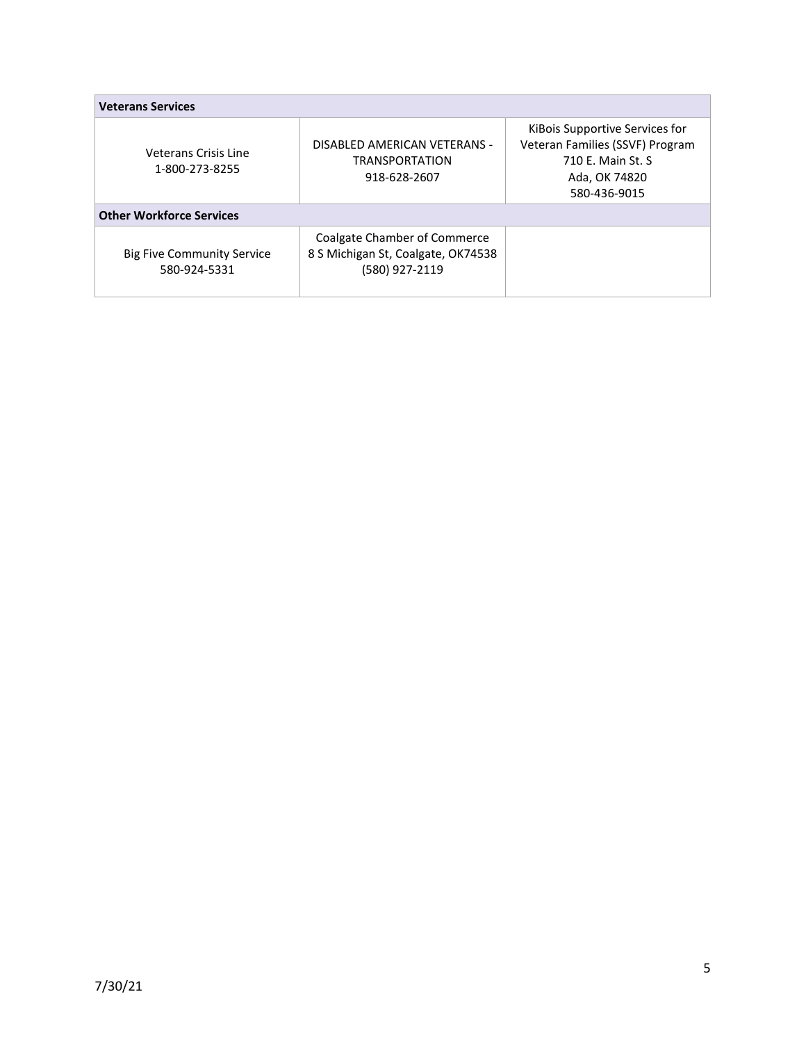| Veterans Services | | |
|---|---|---|
| Veterans Crisis Line<br>1-800-273-8255 | DISABLED AMERICAN VETERANS - TRANSPORTATION<br>918-628-2607 | KiBois Supportive Services for Veteran Families (SSVF) Program<br>710 E. Main St. S<br>Ada, OK 74820<br>580-436-9015 |
| **Other Workforce Services** | | |
| Big Five Community Service<br>580-924-5331 | Coalgate Chamber of Commerce<br>8 S Michigan St, Coalgate, OK74538<br>(580) 927-2119 | |

7/30/21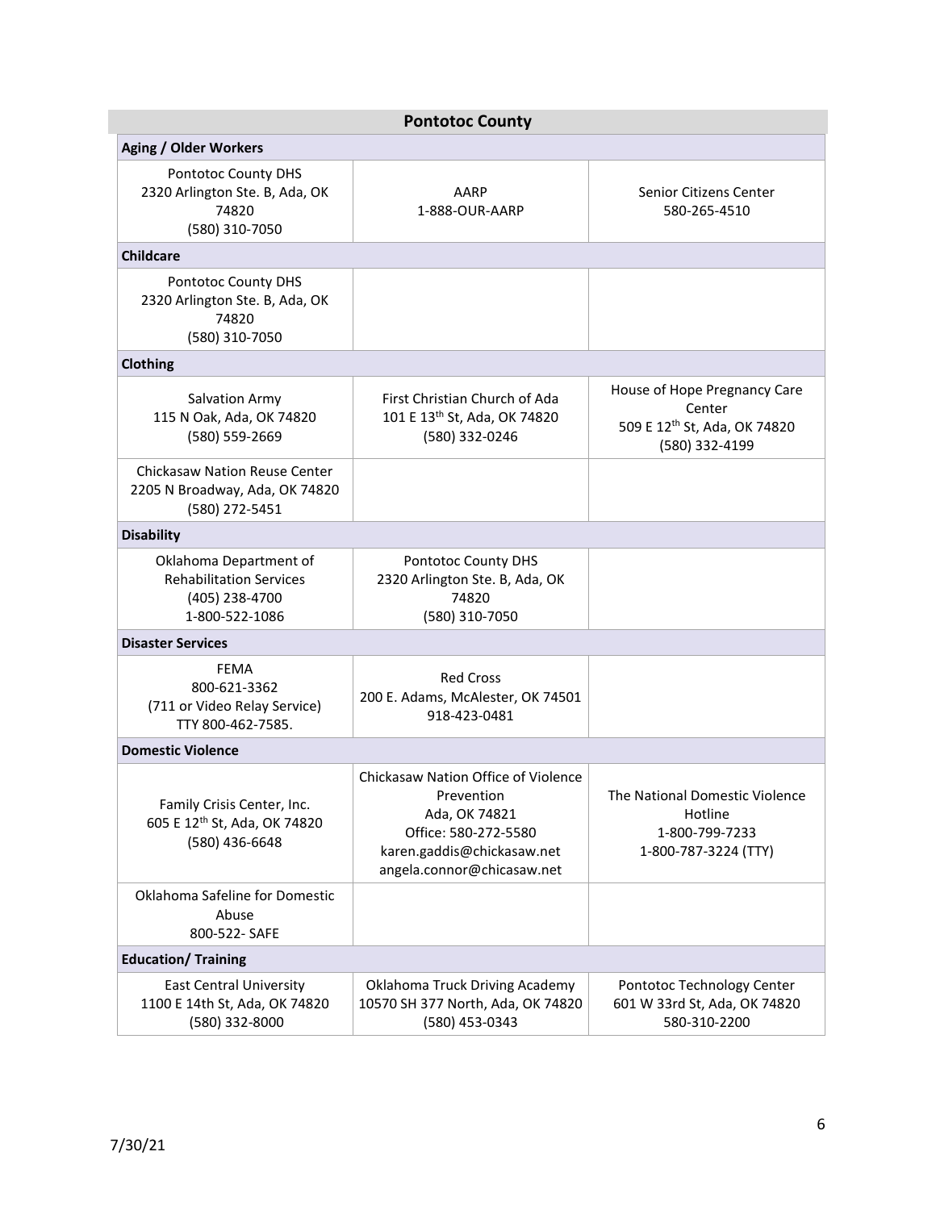| Pontotoc County | | |
|---|---|---|
| **Aging / Older Workers** | | |
| Pontotoc County DHS<br>2320 Arlington Ste. B, Ada, OK 74820<br>(580) 310-7050 | AARP<br>1-888-OUR-AARP | Senior Citizens Center<br>580-265-4510 |
| **Childcare** | | |
| Pontotoc County DHS<br>2320 Arlington Ste. B, Ada, OK 74820<br>(580) 310-7050 | | |
| **Clothing** | | |
| Salvation Army<br>115 N Oak, Ada, OK 74820<br>(580) 559-2669 | First Christian Church of Ada<br>101 E 13th St, Ada, OK 74820<br>(580) 332-0246 | House of Hope Pregnancy Care Center<br>509 E 12th St, Ada, OK 74820<br>(580) 332-4199 |
| Chickasaw Nation Reuse Center<br>2205 N Broadway, Ada, OK 74820<br>(580) 272-5451 | | |
| **Disability** | | |
| Oklahoma Department of Rehabilitation Services<br>(405) 238-4700<br>1-800-522-1086 | Pontotoc County DHS<br>2320 Arlington Ste. B, Ada, OK 74820<br>(580) 310-7050 | |
| **Disaster Services** | | |
| FEMA<br>800-621-3362<br>(711 or Video Relay Service)<br>TTY 800-462-7585. | Red Cross<br>200 E. Adams, McAlester, OK 74501<br>918-423-0481 | |
| **Domestic Violence** | | |
| Family Crisis Center, Inc.<br>605 E 12th St, Ada, OK 74820<br>(580) 436-6648 | Chickasaw Nation Office of Violence Prevention<br>Ada, OK 74821<br>Office: 580-272-5580<br>karen.gaddis@chickasaw.net<br>angela.connor@chicasaw.net | The National Domestic Violence Hotline<br>1-800-799-7233<br>1-800-787-3224 (TTY) |
| Oklahoma Safeline for Domestic Abuse<br>800-522- SAFE | | |
| **Education/ Training** | | |
| East Central University<br>1100 E 14th St, Ada, OK 74820<br>(580) 332-8000 | Oklahoma Truck Driving Academy<br>10570 SH 377 North, Ada, OK 74820<br>(580) 453-0343 | Pontotoc Technology Center<br>601 W 33rd St, Ada, OK 74820<br>580-310-2200 |

7/30/21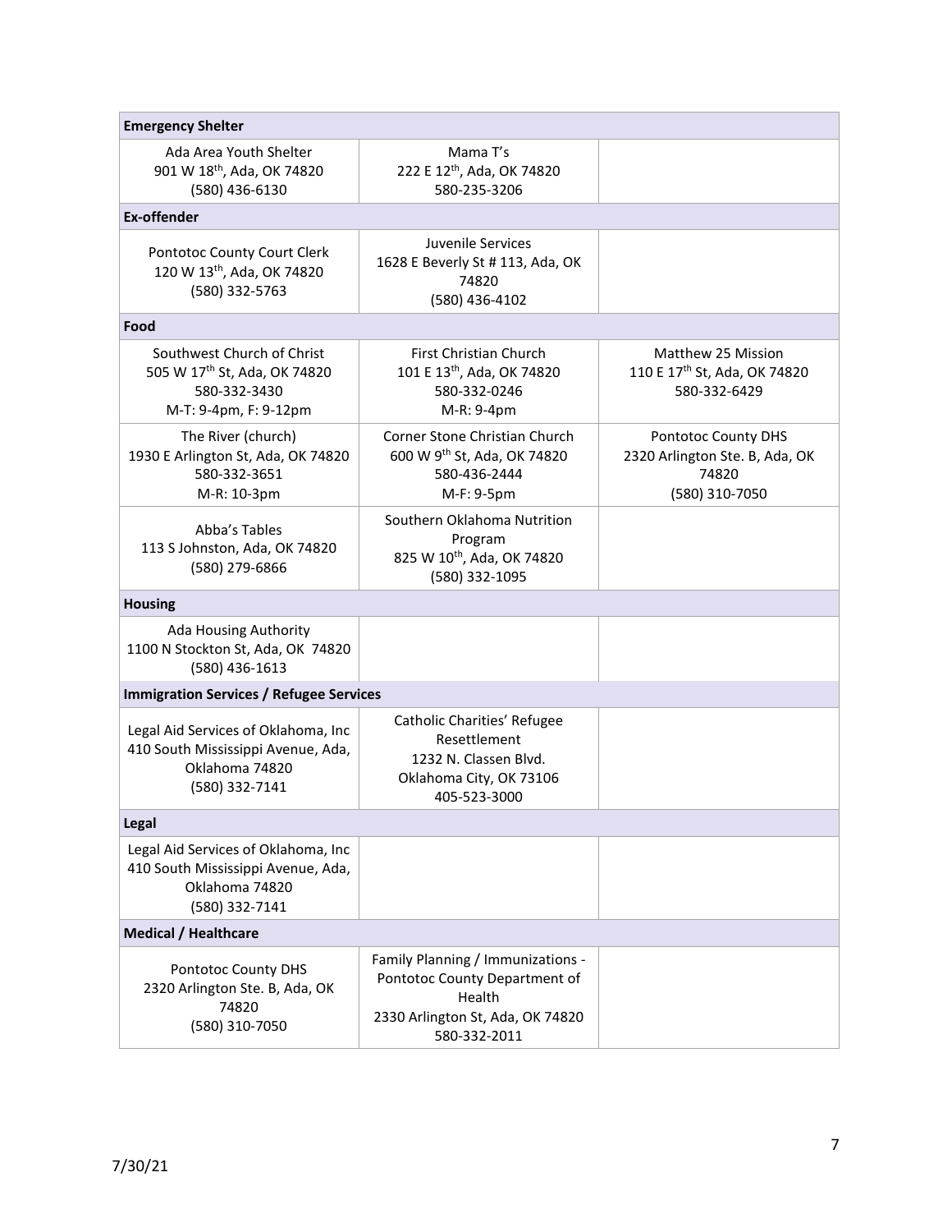| Emergency Shelter | | |
|---|---|---|
| Ada Area Youth Shelter<br>901 W 18th, Ada, OK 74820<br>(580) 436-6130 | Mama T's<br>222 E 12th, Ada, OK 74820<br>580-235-3206 | |
| **Ex-offender** | | |
| Pontotoc County Court Clerk<br>120 W 13th, Ada, OK 74820<br>(580) 332-5763 | Juvenile Services<br>1628 E Beverly St # 113, Ada, OK 74820<br>(580) 436-4102 | |
| **Food** | | |
| Southwest Church of Christ<br>505 W 17th St, Ada, OK 74820<br>580-332-3430<br>M-T: 9-4pm, F: 9-12pm | First Christian Church<br>101 E 13th, Ada, OK 74820<br>580-332-0246<br>M-R: 9-4pm | Matthew 25 Mission<br>110 E 17th St, Ada, OK 74820<br>580-332-6429 |
| The River (church)<br>1930 E Arlington St, Ada, OK 74820<br>580-332-3651<br>M-R: 10-3pm | Corner Stone Christian Church<br>600 W 9th St, Ada, OK 74820<br>580-436-2444<br>M-F: 9-5pm | Pontotoc County DHS<br>2320 Arlington Ste. B, Ada, OK 74820<br>(580) 310-7050 |
| Abba's Tables<br>113 S Johnston, Ada, OK 74820<br>(580) 279-6866 | Southern Oklahoma Nutrition Program<br>825 W 10th, Ada, OK 74820<br>(580) 332-1095 | |
| **Housing** | | |
| Ada Housing Authority<br>1100 N Stockton St, Ada, OK 74820<br>(580) 436-1613 | | |
| **Immigration Services / Refugee Services** | | |
| Legal Aid Services of Oklahoma, Inc<br>410 South Mississippi Avenue, Ada, Oklahoma 74820<br>(580) 332-7141 | Catholic Charities' Refugee Resettlement<br>1232 N. Classen Blvd.<br>Oklahoma City, OK 73106<br>405-523-3000 | |
| **Legal** | | |
| Legal Aid Services of Oklahoma, Inc<br>410 South Mississippi Avenue, Ada, Oklahoma 74820<br>(580) 332-7141 | | |
| **Medical / Healthcare** | | |
| Pontotoc County DHS<br>2320 Arlington Ste. B, Ada, OK 74820<br>(580) 310-7050 | Family Planning / Immunizations - Pontotoc County Department of Health<br>2330 Arlington St, Ada, OK 74820<br>580-332-2011 | |

7/30/21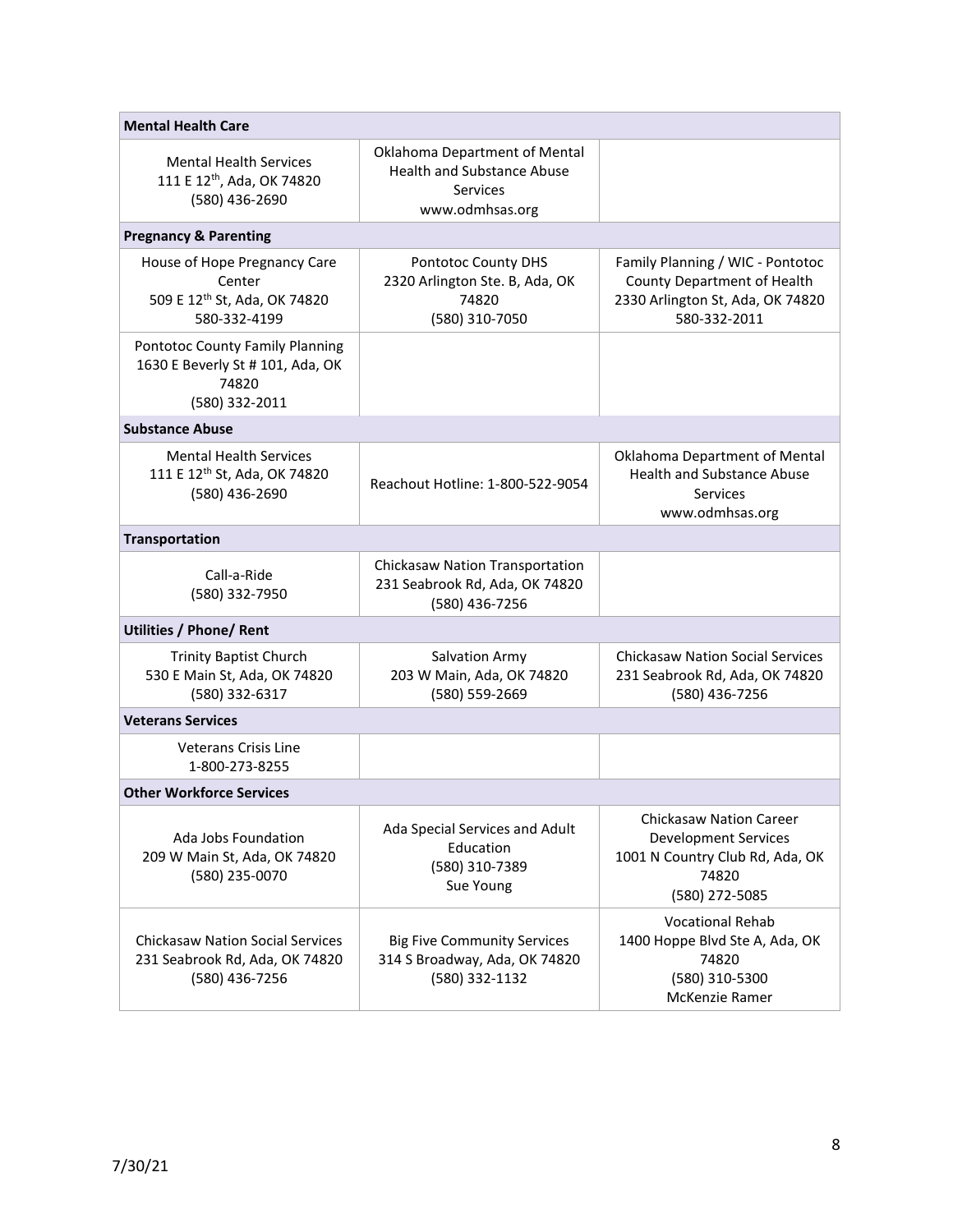| Mental Health Care | | |
| --- | --- | --- |
| Mental Health Services<br>111 E 12th, Ada, OK 74820<br>(580) 436-2690 | Oklahoma Department of Mental Health and Substance Abuse Services<br>www.odmhsas.org | |
| **Pregnancy & Parenting** | | |
| House of Hope Pregnancy Care Center<br>509 E 12th St, Ada, OK 74820<br>580-332-4199 | Pontotoc County DHS<br>2320 Arlington Ste. B, Ada, OK 74820<br>(580) 310-7050 | Family Planning / WIC - Pontotoc County Department of Health<br>2330 Arlington St, Ada, OK 74820<br>580-332-2011 |
| Pontotoc County Family Planning<br>1630 E Beverly St # 101, Ada, OK 74820<br>(580) 332-2011 | | |
| **Substance Abuse** | | |
| Mental Health Services<br>111 E 12th St, Ada, OK 74820<br>(580) 436-2690 | Reachout Hotline: 1-800-522-9054 | Oklahoma Department of Mental Health and Substance Abuse Services<br>www.odmhsas.org |
| **Transportation** | | |
| Call-a-Ride<br>(580) 332-7950 | Chickasaw Nation Transportation<br>231 Seabrook Rd, Ada, OK 74820<br>(580) 436-7256 | |
| **Utilities / Phone/ Rent** | | |
| Trinity Baptist Church<br>530 E Main St, Ada, OK 74820<br>(580) 332-6317 | Salvation Army<br>203 W Main, Ada, OK 74820<br>(580) 559-2669 | Chickasaw Nation Social Services<br>231 Seabrook Rd, Ada, OK 74820<br>(580) 436-7256 |
| **Veterans Services** | | |
| Veterans Crisis Line<br>1-800-273-8255 | | |
| **Other Workforce Services** | | |
| Ada Jobs Foundation<br>209 W Main St, Ada, OK 74820<br>(580) 235-0070 | Ada Special Services and Adult Education<br>(580) 310-7389<br>Sue Young | Chickasaw Nation Career Development Services<br>1001 N Country Club Rd, Ada, OK 74820<br>(580) 272-5085 |
| Chickasaw Nation Social Services<br>231 Seabrook Rd, Ada, OK 74820<br>(580) 436-7256 | Big Five Community Services<br>314 S Broadway, Ada, OK 74820<br>(580) 332-1132 | Vocational Rehab<br>1400 Hoppe Blvd Ste A, Ada, OK 74820<br>(580) 310-5300<br>McKenzie Ramer |

7/30/21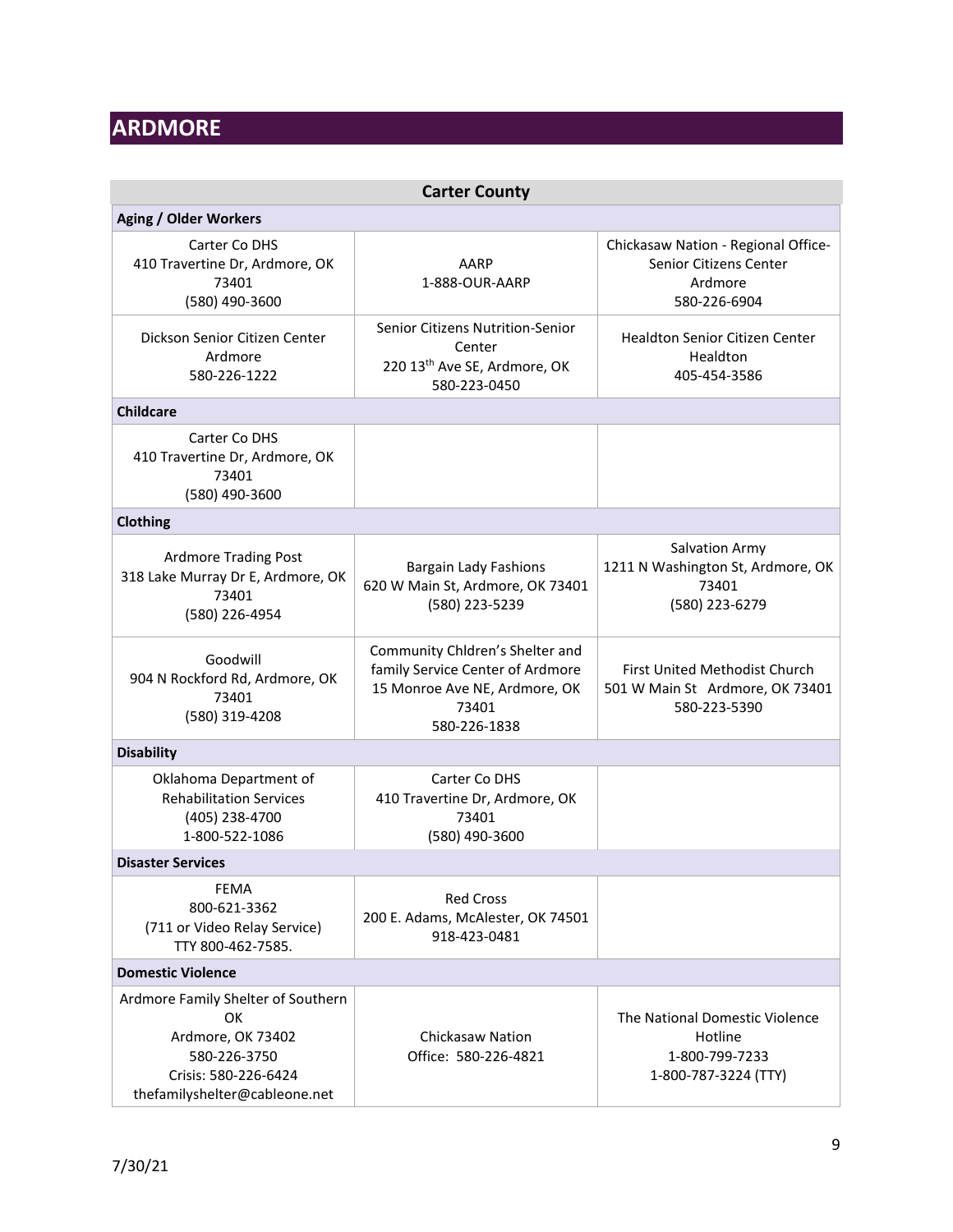# ARDMORE

| Carter County | | |
|---|---|---|
| **Aging / Older Workers** | | |
| Carter Co DHS<br>410 Travertine Dr, Ardmore, OK 73401<br>(580) 490-3600 | AARP<br>1-888-OUR-AARP | Chickasaw Nation - Regional Office- Senior Citizens Center<br>Ardmore<br>580-226-6904 |
| Dickson Senior Citizen Center<br>Ardmore<br>580-226-1222 | Senior Citizens Nutrition-Senior Center<br>220 13th Ave SE, Ardmore, OK<br>580-223-0450 | Healdton Senior Citizen Center<br>Healdton<br>405-454-3586 |
| **Childcare** | | |
| Carter Co DHS<br>410 Travertine Dr, Ardmore, OK 73401<br>(580) 490-3600 | | |
| **Clothing** | | |
| Ardmore Trading Post<br>318 Lake Murray Dr E, Ardmore, OK 73401<br>(580) 226-4954 | Bargain Lady Fashions<br>620 W Main St, Ardmore, OK 73401<br>(580) 223-5239 | Salvation Army<br>1211 N Washington St, Ardmore, OK 73401<br>(580) 223-6279 |
| Goodwill<br>904 N Rockford Rd, Ardmore, OK 73401<br>(580) 319-4208 | Community Chldren's Shelter and family Service Center of Ardmore<br>15 Monroe Ave NE, Ardmore, OK 73401<br>580-226-1838 | First United Methodist Church<br>501 W Main St Ardmore, OK 73401<br>580-223-5390 |
| **Disability** | | |
| Oklahoma Department of Rehabilitation Services<br>(405) 238-4700<br>1-800-522-1086 | Carter Co DHS<br>410 Travertine Dr, Ardmore, OK 73401<br>(580) 490-3600 | |
| **Disaster Services** | | |
| FEMA<br>800-621-3362<br>(711 or Video Relay Service)<br>TTY 800-462-7585. | Red Cross<br>200 E. Adams, McAlester, OK 74501<br>918-423-0481 | |
| **Domestic Violence** | | |
| Ardmore Family Shelter of Southern OK<br>Ardmore, OK 73402<br>580-226-3750<br>Crisis: 580-226-6424<br>thefamilyshelter@cableone.net | Chickasaw Nation<br>Office: 580-226-4821 | The National Domestic Violence Hotline<br>1-800-799-7233<br>1-800-787-3224 (TTY) |

7/30/21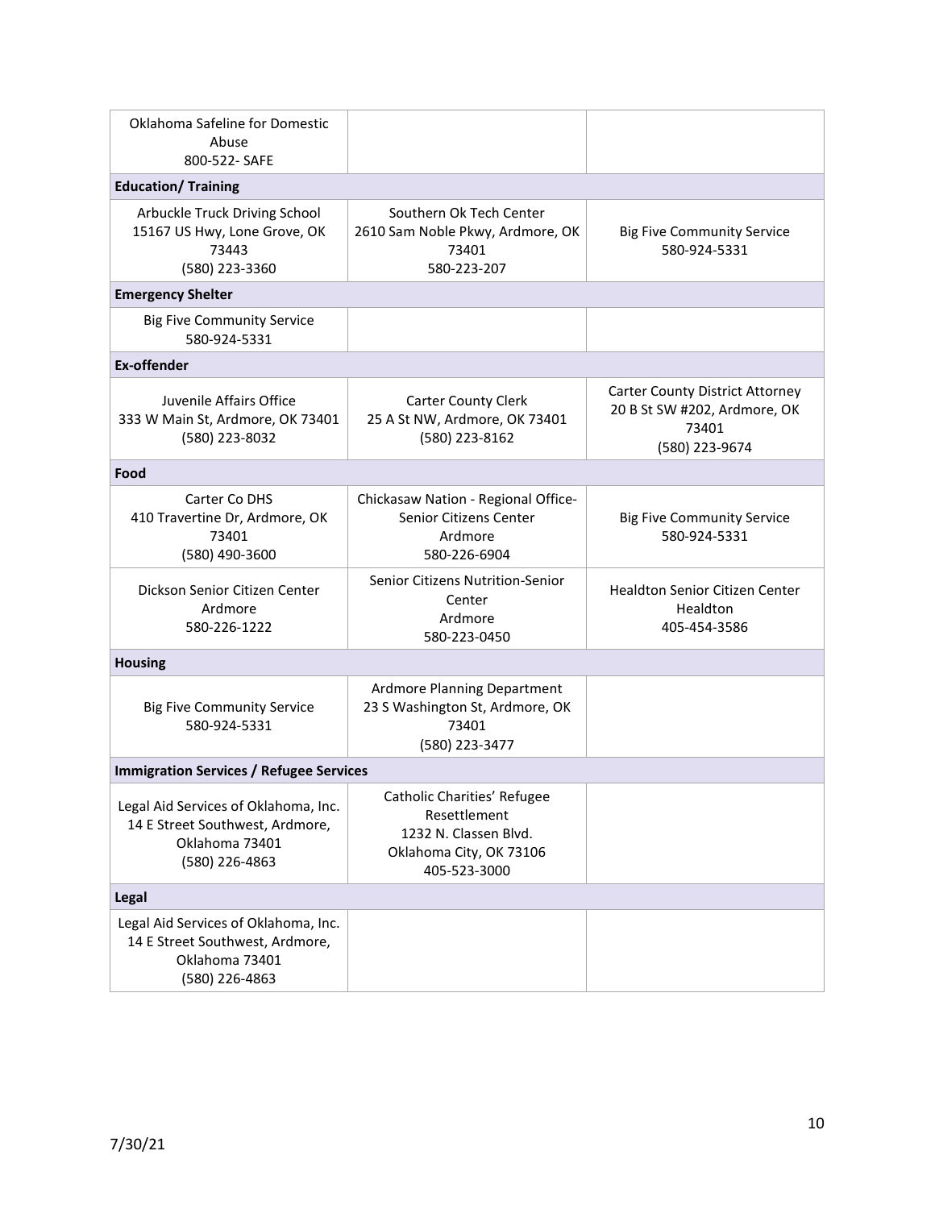| | | |
|---|---|---|
| Oklahoma Safeline for Domestic Abuse<br>800-522- SAFE | | |
| **Education/ Training** | | |
| Arbuckle Truck Driving School<br>15167 US Hwy, Lone Grove, OK 73443<br>(580) 223-3360 | Southern Ok Tech Center<br>2610 Sam Noble Pkwy, Ardmore, OK 73401<br>580-223-207 | Big Five Community Service<br>580-924-5331 |
| **Emergency Shelter** | | |
| Big Five Community Service<br>580-924-5331 | | |
| **Ex-offender** | | |
| Juvenile Affairs Office<br>333 W Main St, Ardmore, OK 73401<br>(580) 223-8032 | Carter County Clerk<br>25 A St NW, Ardmore, OK 73401<br>(580) 223-8162 | Carter County District Attorney<br>20 B St SW #202, Ardmore, OK 73401<br>(580) 223-9674 |
| **Food** | | |
| Carter Co DHS<br>410 Travertine Dr, Ardmore, OK 73401<br>(580) 490-3600 | Chickasaw Nation - Regional Office-Senior Citizens Center<br>Ardmore<br>580-226-6904 | Big Five Community Service<br>580-924-5331 |
| Dickson Senior Citizen Center<br>Ardmore<br>580-226-1222 | Senior Citizens Nutrition-Senior Center<br>Ardmore<br>580-223-0450 | Healdton Senior Citizen Center<br>Healdton<br>405-454-3586 |
| **Housing** | | |
| Big Five Community Service<br>580-924-5331 | Ardmore Planning Department<br>23 S Washington St, Ardmore, OK 73401<br>(580) 223-3477 | |
| **Immigration Services / Refugee Services** | | |
| Legal Aid Services of Oklahoma, Inc.<br>14 E Street Southwest, Ardmore, Oklahoma 73401<br>(580) 226-4863 | Catholic Charities' Refugee Resettlement<br>1232 N. Classen Blvd.<br>Oklahoma City, OK 73106<br>405-523-3000 | |
| **Legal** | | |
| Legal Aid Services of Oklahoma, Inc.<br>14 E Street Southwest, Ardmore, Oklahoma 73401<br>(580) 226-4863 | | |

7/30/21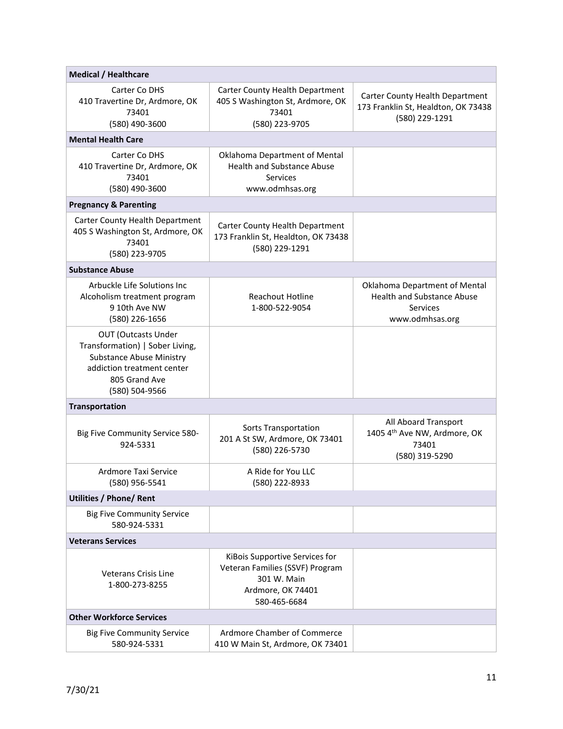| Medical / Healthcare | | |
|---|---|---|
| Carter Co DHS<br>410 Travertine Dr, Ardmore, OK 73401<br>(580) 490-3600 | Carter County Health Department<br>405 S Washington St, Ardmore, OK 73401<br>(580) 223-9705 | Carter County Health Department<br>173 Franklin St, Healdton, OK 73438<br>(580) 229-1291 |
| **Mental Health Care** | | |
| Carter Co DHS<br>410 Travertine Dr, Ardmore, OK 73401<br>(580) 490-3600 | Oklahoma Department of Mental Health and Substance Abuse Services<br>www.odmhsas.org | |
| **Pregnancy & Parenting** | | |
| Carter County Health Department<br>405 S Washington St, Ardmore, OK 73401<br>(580) 223-9705 | Carter County Health Department<br>173 Franklin St, Healdton, OK 73438<br>(580) 229-1291 | |
| **Substance Abuse** | | |
| Arbuckle Life Solutions Inc<br>Alcoholism treatment program<br>9 10th Ave NW<br>(580) 226-1656 | Reachout Hotline<br>1-800-522-9054 | Oklahoma Department of Mental Health and Substance Abuse Services<br>www.odmhsas.org |
| OUT (Outcasts Under Transformation) \| Sober Living, Substance Abuse Ministry addiction treatment center<br>805 Grand Ave<br>(580) 504-9566 | | |
| **Transportation** | | |
| Big Five Community Service 580-924-5331 | Sorts Transportation<br>201 A St SW, Ardmore, OK 73401<br>(580) 226-5730 | All Aboard Transport<br>1405 4th Ave NW, Ardmore, OK 73401<br>(580) 319-5290 |
| Ardmore Taxi Service<br>(580) 956-5541 | A Ride for You LLC<br>(580) 222-8933 | |
| **Utilities / Phone/ Rent** | | |
| Big Five Community Service<br>580-924-5331 | | |
| **Veterans Services** | | |
| Veterans Crisis Line<br>1-800-273-8255 | KiBois Supportive Services for Veteran Families (SSVF) Program<br>301 W. Main<br>Ardmore, OK 74401<br>580-465-6684 | |
| **Other Workforce Services** | | |
| Big Five Community Service<br>580-924-5331 | Ardmore Chamber of Commerce<br>410 W Main St, Ardmore, OK 73401 | |

7/30/21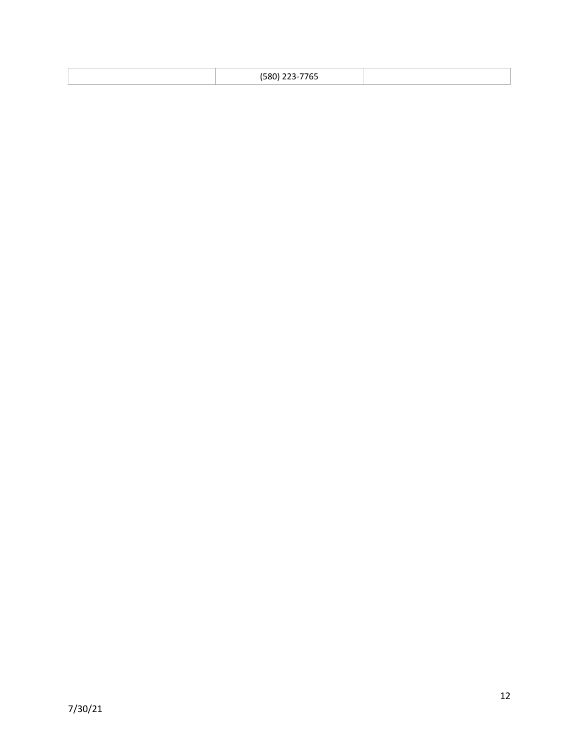| | (580) 223-7765 | |
|---|---|---|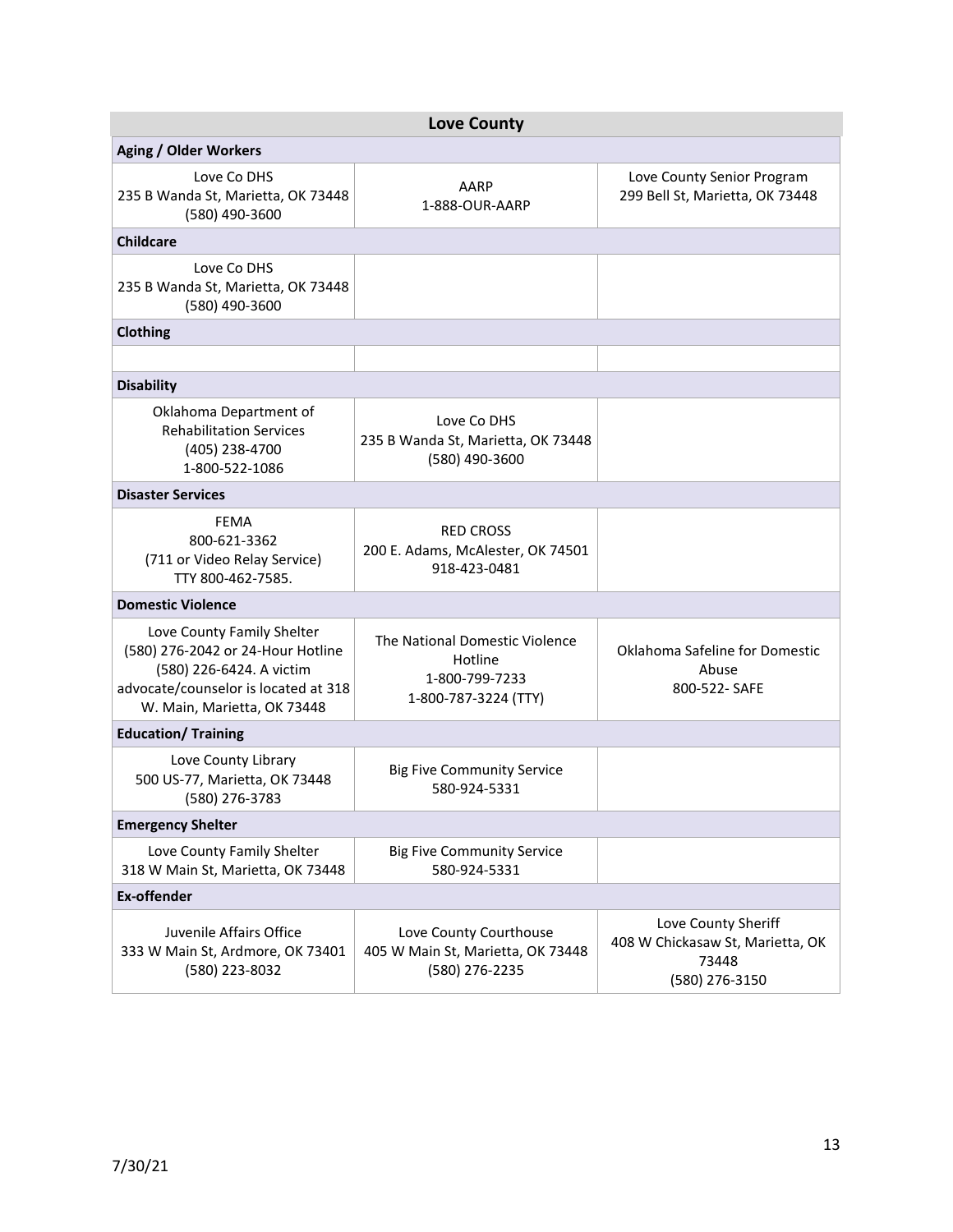## Love County

| Love County | | |
|---|---|---|
| **Aging / Older Workers** | | |
| Love Co DHS<br>235 B Wanda St, Marietta, OK 73448<br>(580) 490-3600 | AARP<br>1-888-OUR-AARP | Love County Senior Program<br>299 Bell St, Marietta, OK 73448 |
| **Childcare** | | |
| Love Co DHS<br>235 B Wanda St, Marietta, OK 73448<br>(580) 490-3600 | | |
| **Clothing** | | |
| | | |
| **Disability** | | |
| Oklahoma Department of Rehabilitation Services<br>(405) 238-4700<br>1-800-522-1086 | Love Co DHS<br>235 B Wanda St, Marietta, OK 73448<br>(580) 490-3600 | |
| **Disaster Services** | | |
| FEMA<br>800-621-3362<br>(711 or Video Relay Service)<br>TTY 800-462-7585. | RED CROSS<br>200 E. Adams, McAlester, OK 74501<br>918-423-0481 | |
| **Domestic Violence** | | |
| Love County Family Shelter<br>(580) 276-2042 or 24-Hour Hotline (580) 226-6424. A victim advocate/counselor is located at 318 W. Main, Marietta, OK 73448 | The National Domestic Violence Hotline<br>1-800-799-7233<br>1-800-787-3224 (TTY) | Oklahoma Safeline for Domestic Abuse<br>800-522- SAFE |
| **Education/ Training** | | |
| Love County Library<br>500 US-77, Marietta, OK 73448<br>(580) 276-3783 | Big Five Community Service<br>580-924-5331 | |
| **Emergency Shelter** | | |
| Love County Family Shelter<br>318 W Main St, Marietta, OK 73448 | Big Five Community Service<br>580-924-5331 | |
| **Ex-offender** | | |
| Juvenile Affairs Office<br>333 W Main St, Ardmore, OK 73401<br>(580) 223-8032 | Love County Courthouse<br>405 W Main St, Marietta, OK 73448<br>(580) 276-2235 | Love County Sheriff<br>408 W Chickasaw St, Marietta, OK 73448<br>(580) 276-3150 |

7/30/21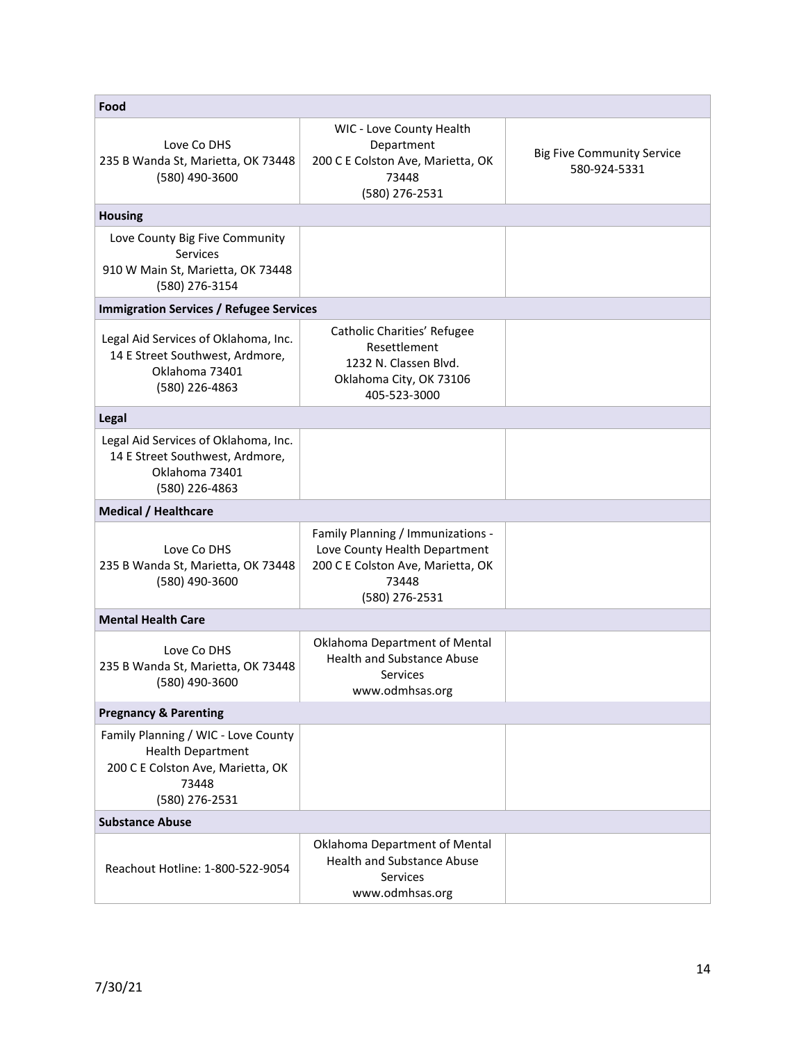| Food | | |
|---|---|---|
| Love Co DHS<br>235 B Wanda St, Marietta, OK 73448<br>(580) 490-3600 | WIC - Love County Health Department<br>200 C E Colston Ave, Marietta, OK 73448<br>(580) 276-2531 | Big Five Community Service<br>580-924-5331 |
| **Housing** | | |
| Love County Big Five Community Services<br>910 W Main St, Marietta, OK 73448<br>(580) 276-3154 | | |
| **Immigration Services / Refugee Services** | | |
| Legal Aid Services of Oklahoma, Inc.<br>14 E Street Southwest, Ardmore, Oklahoma 73401<br>(580) 226-4863 | Catholic Charities' Refugee Resettlement<br>1232 N. Classen Blvd.<br>Oklahoma City, OK 73106<br>405-523-3000 | |
| **Legal** | | |
| Legal Aid Services of Oklahoma, Inc.<br>14 E Street Southwest, Ardmore, Oklahoma 73401<br>(580) 226-4863 | | |
| **Medical / Healthcare** | | |
| Love Co DHS<br>235 B Wanda St, Marietta, OK 73448<br>(580) 490-3600 | Family Planning / Immunizations - Love County Health Department<br>200 C E Colston Ave, Marietta, OK 73448<br>(580) 276-2531 | |
| **Mental Health Care** | | |
| Love Co DHS<br>235 B Wanda St, Marietta, OK 73448<br>(580) 490-3600 | Oklahoma Department of Mental Health and Substance Abuse Services<br>www.odmhsas.org | |
| **Pregnancy & Parenting** | | |
| Family Planning / WIC - Love County Health Department<br>200 C E Colston Ave, Marietta, OK 73448<br>(580) 276-2531 | | |
| **Substance Abuse** | | |
| Reachout Hotline: 1-800-522-9054 | Oklahoma Department of Mental Health and Substance Abuse Services<br>www.odmhsas.org | |

7/30/21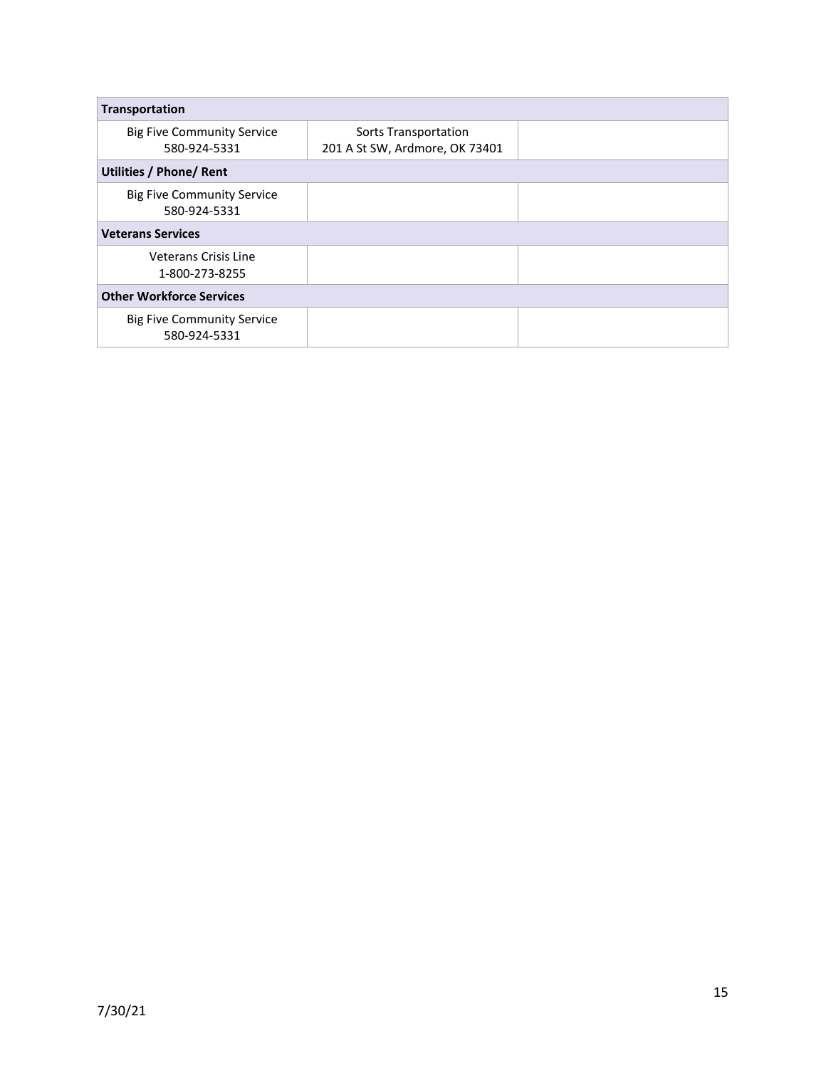| Transportation | | |
|---|---|---|
| Big Five Community Service<br>580-924-5331 | Sorts Transportation<br>201 A St SW, Ardmore, OK 73401 | |
| **Utilities / Phone/ Rent** | | |
| Big Five Community Service<br>580-924-5331 | | |
| **Veterans Services** | | |
| Veterans Crisis Line<br>1-800-273-8255 | | |
| **Other Workforce Services** | | |
| Big Five Community Service<br>580-924-5331 | | |

7/30/21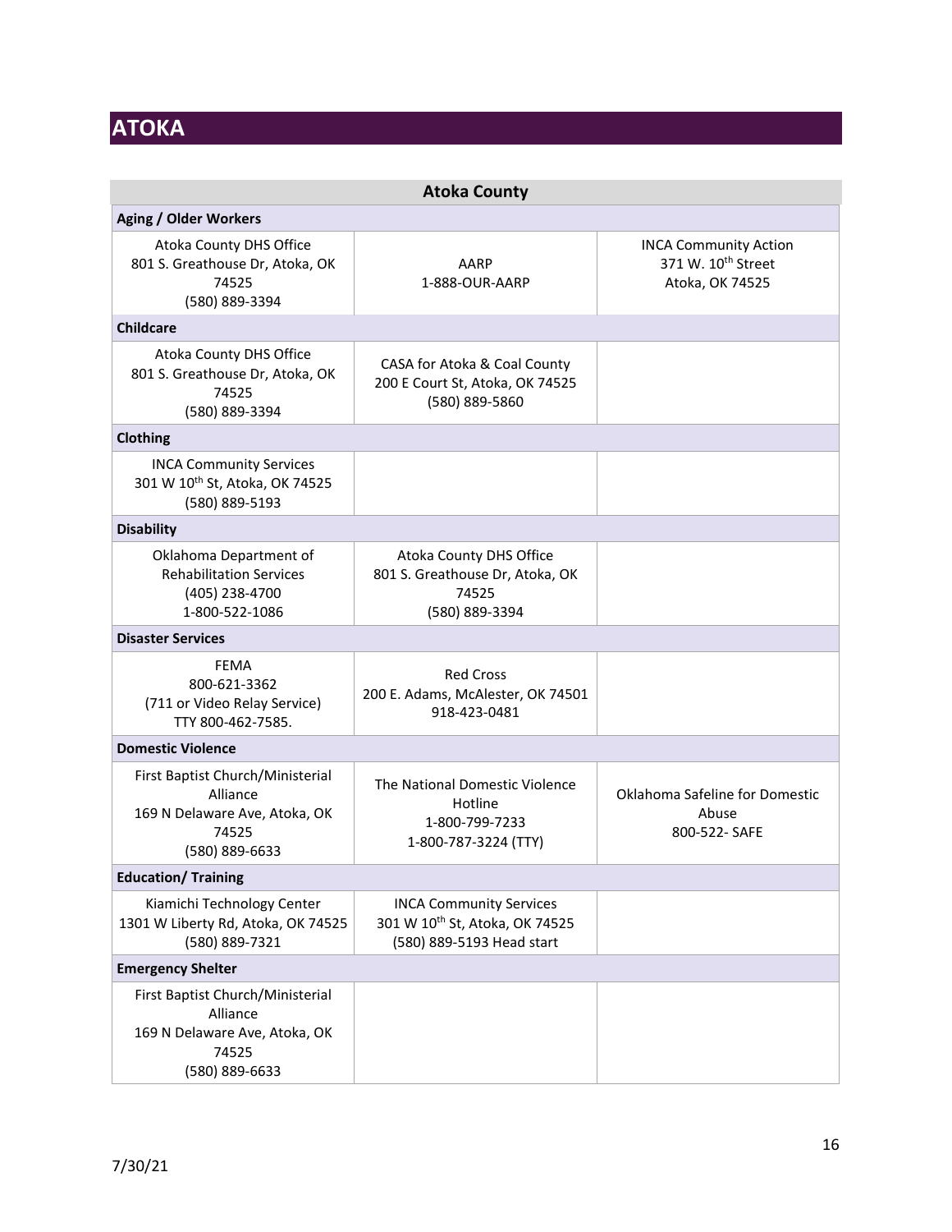# ATOKA

| Atoka County | | |
|---|---|---|
| **Aging / Older Workers** | | |
| Atoka County DHS Office<br>801 S. Greathouse Dr, Atoka, OK 74525<br>(580) 889-3394 | AARP<br>1-888-OUR-AARP | INCA Community Action<br>371 W. 10th Street<br>Atoka, OK 74525 |
| **Childcare** | | |
| Atoka County DHS Office<br>801 S. Greathouse Dr, Atoka, OK 74525<br>(580) 889-3394 | CASA for Atoka & Coal County<br>200 E Court St, Atoka, OK 74525<br>(580) 889-5860 | |
| **Clothing** | | |
| INCA Community Services<br>301 W 10th St, Atoka, OK 74525<br>(580) 889-5193 | | |
| **Disability** | | |
| Oklahoma Department of Rehabilitation Services<br>(405) 238-4700<br>1-800-522-1086 | Atoka County DHS Office<br>801 S. Greathouse Dr, Atoka, OK 74525<br>(580) 889-3394 | |
| **Disaster Services** | | |
| FEMA<br>800-621-3362<br>(711 or Video Relay Service)<br>TTY 800-462-7585. | Red Cross<br>200 E. Adams, McAlester, OK 74501<br>918-423-0481 | |
| **Domestic Violence** | | |
| First Baptist Church/Ministerial Alliance<br>169 N Delaware Ave, Atoka, OK 74525<br>(580) 889-6633 | The National Domestic Violence Hotline<br>1-800-799-7233<br>1-800-787-3224 (TTY) | Oklahoma Safeline for Domestic Abuse<br>800-522- SAFE |
| **Education/ Training** | | |
| Kiamichi Technology Center<br>1301 W Liberty Rd, Atoka, OK 74525<br>(580) 889-7321 | INCA Community Services<br>301 W 10th St, Atoka, OK 74525<br>(580) 889-5193 Head start | |
| **Emergency Shelter** | | |
| First Baptist Church/Ministerial Alliance<br>169 N Delaware Ave, Atoka, OK 74525<br>(580) 889-6633 | | |

7/30/21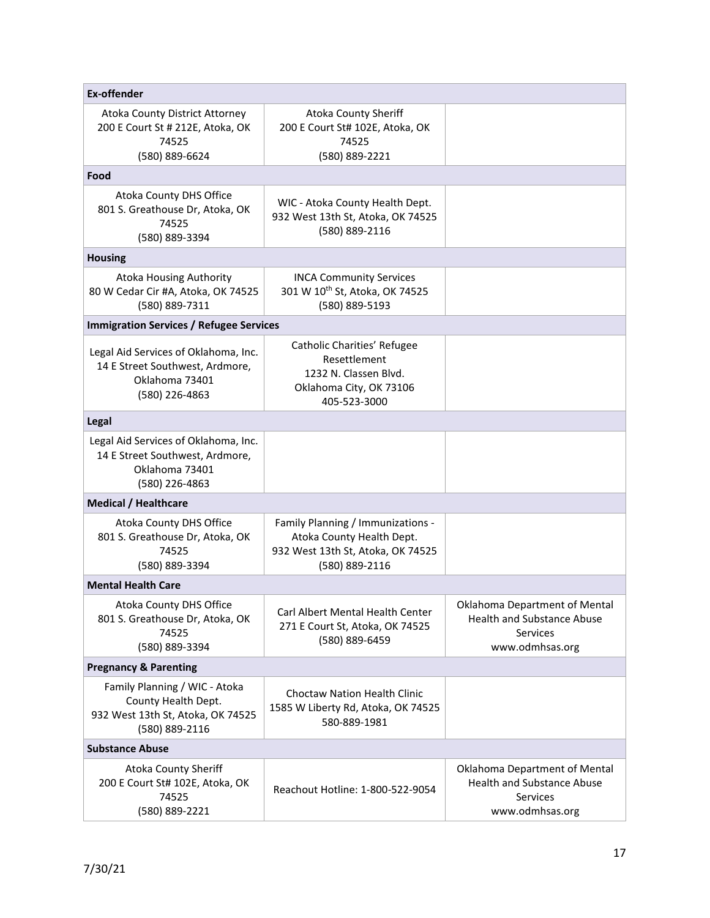| Ex-offender | | |
|---|---|---|
| Atoka County District Attorney<br>200 E Court St # 212E, Atoka, OK 74525<br>(580) 889-6624 | Atoka County Sheriff<br>200 E Court St# 102E, Atoka, OK 74525<br>(580) 889-2221 | |
| **Food** | | |
| Atoka County DHS Office<br>801 S. Greathouse Dr, Atoka, OK 74525<br>(580) 889-3394 | WIC - Atoka County Health Dept.<br>932 West 13th St, Atoka, OK 74525<br>(580) 889-2116 | |
| **Housing** | | |
| Atoka Housing Authority<br>80 W Cedar Cir #A, Atoka, OK 74525<br>(580) 889-7311 | INCA Community Services<br>301 W 10th St, Atoka, OK 74525<br>(580) 889-5193 | |
| **Immigration Services / Refugee Services** | | |
| Legal Aid Services of Oklahoma, Inc.<br>14 E Street Southwest, Ardmore, Oklahoma 73401<br>(580) 226-4863 | Catholic Charities' Refugee Resettlement<br>1232 N. Classen Blvd.<br>Oklahoma City, OK 73106<br>405-523-3000 | |
| **Legal** | | |
| Legal Aid Services of Oklahoma, Inc.<br>14 E Street Southwest, Ardmore, Oklahoma 73401<br>(580) 226-4863 | | |
| **Medical / Healthcare** | | |
| Atoka County DHS Office<br>801 S. Greathouse Dr, Atoka, OK 74525<br>(580) 889-3394 | Family Planning / Immunizations - Atoka County Health Dept.<br>932 West 13th St, Atoka, OK 74525<br>(580) 889-2116 | |
| **Mental Health Care** | | |
| Atoka County DHS Office<br>801 S. Greathouse Dr, Atoka, OK 74525<br>(580) 889-3394 | Carl Albert Mental Health Center<br>271 E Court St, Atoka, OK 74525<br>(580) 889-6459 | Oklahoma Department of Mental Health and Substance Abuse Services<br>www.odmhsas.org |
| **Pregnancy & Parenting** | | |
| Family Planning / WIC - Atoka County Health Dept.<br>932 West 13th St, Atoka, OK 74525<br>(580) 889-2116 | Choctaw Nation Health Clinic<br>1585 W Liberty Rd, Atoka, OK 74525<br>580-889-1981 | |
| **Substance Abuse** | | |
| Atoka County Sheriff<br>200 E Court St# 102E, Atoka, OK 74525<br>(580) 889-2221 | Reachout Hotline: 1-800-522-9054 | Oklahoma Department of Mental Health and Substance Abuse Services<br>www.odmhsas.org |

7/30/21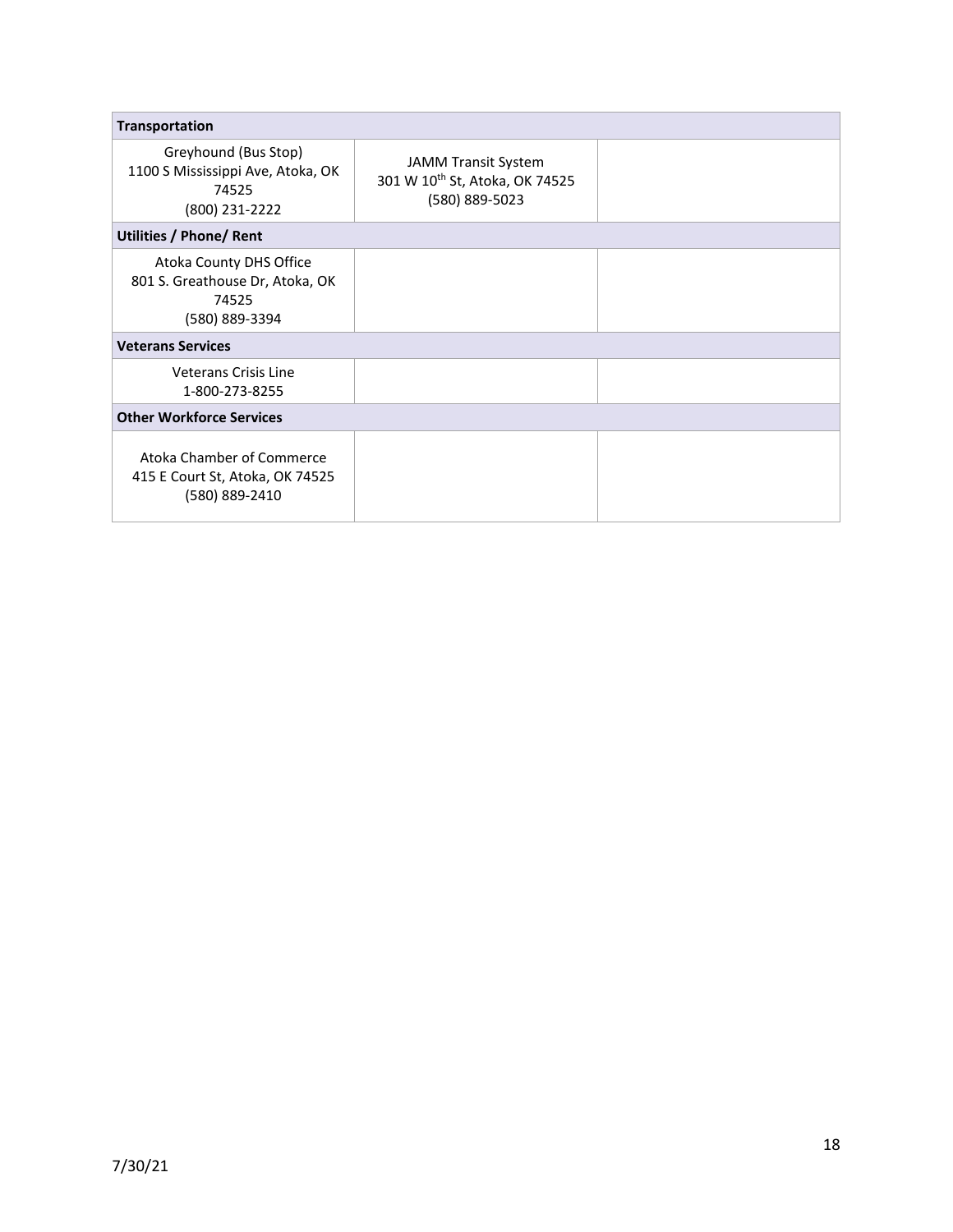| Transportation | | |
|---|---|---|
| Greyhound (Bus Stop)<br>1100 S Mississippi Ave, Atoka, OK 74525<br>(800) 231-2222 | JAMM Transit System<br>301 W 10th St, Atoka, OK 74525<br>(580) 889-5023 | |
| **Utilities / Phone/ Rent** | | |
| Atoka County DHS Office<br>801 S. Greathouse Dr, Atoka, OK 74525<br>(580) 889-3394 | | |
| **Veterans Services** | | |
| Veterans Crisis Line<br>1-800-273-8255 | | |
| **Other Workforce Services** | | |
| Atoka Chamber of Commerce<br>415 E Court St, Atoka, OK 74525<br>(580) 889-2410 | | |

7/30/21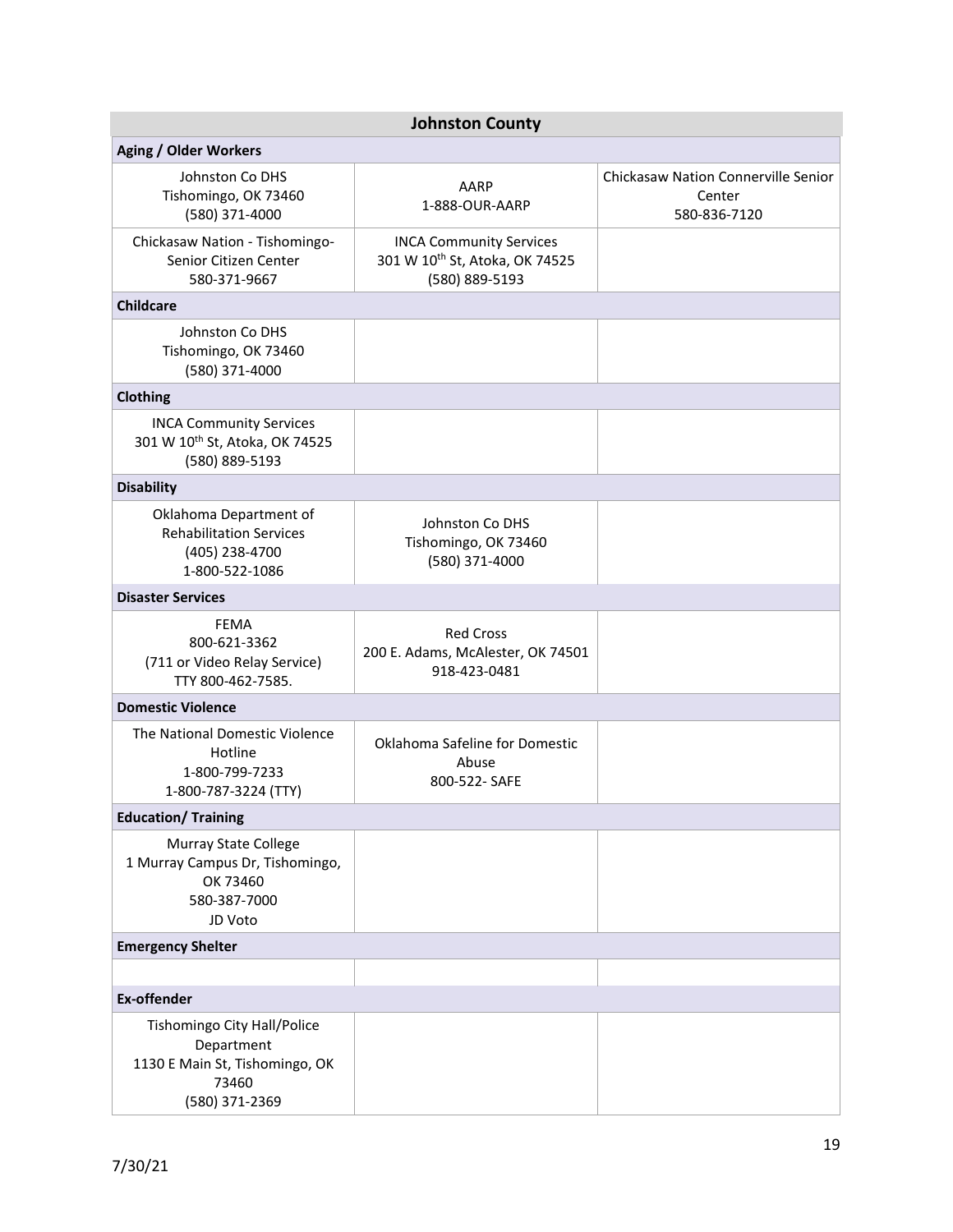| Johnston County | | |
|---|---|---|
| **Aging / Older Workers** | | |
| Johnston Co DHS<br>Tishomingo, OK 73460<br>(580) 371-4000 | AARP<br>1-888-OUR-AARP | Chickasaw Nation Connerville Senior Center<br>580-836-7120 |
| Chickasaw Nation - Tishomingo- Senior Citizen Center<br>580-371-9667 | INCA Community Services<br>301 W 10th St, Atoka, OK 74525<br>(580) 889-5193 | |
| **Childcare** | | |
| Johnston Co DHS<br>Tishomingo, OK 73460<br>(580) 371-4000 | | |
| **Clothing** | | |
| INCA Community Services<br>301 W 10th St, Atoka, OK 74525<br>(580) 889-5193 | | |
| **Disability** | | |
| Oklahoma Department of Rehabilitation Services<br>(405) 238-4700<br>1-800-522-1086 | Johnston Co DHS<br>Tishomingo, OK 73460<br>(580) 371-4000 | |
| **Disaster Services** | | |
| FEMA<br>800-621-3362<br>(711 or Video Relay Service)<br>TTY 800-462-7585. | Red Cross<br>200 E. Adams, McAlester, OK 74501<br>918-423-0481 | |
| **Domestic Violence** | | |
| The National Domestic Violence Hotline<br>1-800-799-7233<br>1-800-787-3224 (TTY) | Oklahoma Safeline for Domestic Abuse<br>800-522- SAFE | |
| **Education/ Training** | | |
| Murray State College<br>1 Murray Campus Dr, Tishomingo, OK 73460<br>580-387-7000<br>JD Voto | | |
| **Emergency Shelter** | | |
| | | |
| **Ex-offender** | | |
| Tishomingo City Hall/Police Department<br>1130 E Main St, Tishomingo, OK 73460<br>(580) 371-2369 | | |

7/30/21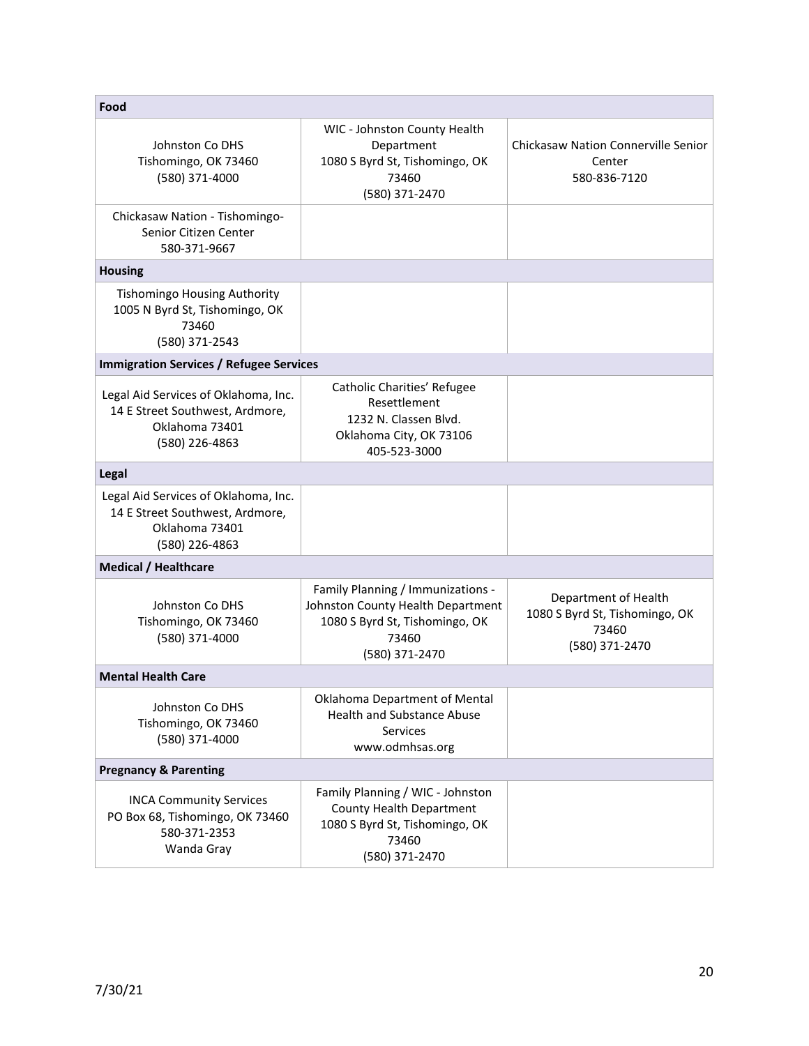| Food | | |
|---|---|---|
| Johnston Co DHS<br>Tishomingo, OK 73460<br>(580) 371-4000 | WIC - Johnston County Health Department<br>1080 S Byrd St, Tishomingo, OK 73460<br>(580) 371-2470 | Chickasaw Nation Connerville Senior Center<br>580-836-7120 |
| Chickasaw Nation - Tishomingo-Senior Citizen Center<br>580-371-9667 | | |
| **Housing** | | |
| Tishomingo Housing Authority<br>1005 N Byrd St, Tishomingo, OK 73460<br>(580) 371-2543 | | |
| **Immigration Services / Refugee Services** | | |
| Legal Aid Services of Oklahoma, Inc.<br>14 E Street Southwest, Ardmore, Oklahoma 73401<br>(580) 226-4863 | Catholic Charities' Refugee Resettlement<br>1232 N. Classen Blvd.<br>Oklahoma City, OK 73106<br>405-523-3000 | |
| **Legal** | | |
| Legal Aid Services of Oklahoma, Inc.<br>14 E Street Southwest, Ardmore, Oklahoma 73401<br>(580) 226-4863 | | |
| **Medical / Healthcare** | | |
| Johnston Co DHS<br>Tishomingo, OK 73460<br>(580) 371-4000 | Family Planning / Immunizations - Johnston County Health Department<br>1080 S Byrd St, Tishomingo, OK 73460<br>(580) 371-2470 | Department of Health<br>1080 S Byrd St, Tishomingo, OK 73460<br>(580) 371-2470 |
| **Mental Health Care** | | |
| Johnston Co DHS<br>Tishomingo, OK 73460<br>(580) 371-4000 | Oklahoma Department of Mental Health and Substance Abuse Services<br>www.odmhsas.org | |
| **Pregnancy & Parenting** | | |
| INCA Community Services<br>PO Box 68, Tishomingo, OK 73460<br>580-371-2353<br>Wanda Gray | Family Planning / WIC - Johnston County Health Department<br>1080 S Byrd St, Tishomingo, OK 73460<br>(580) 371-2470 | |

7/30/21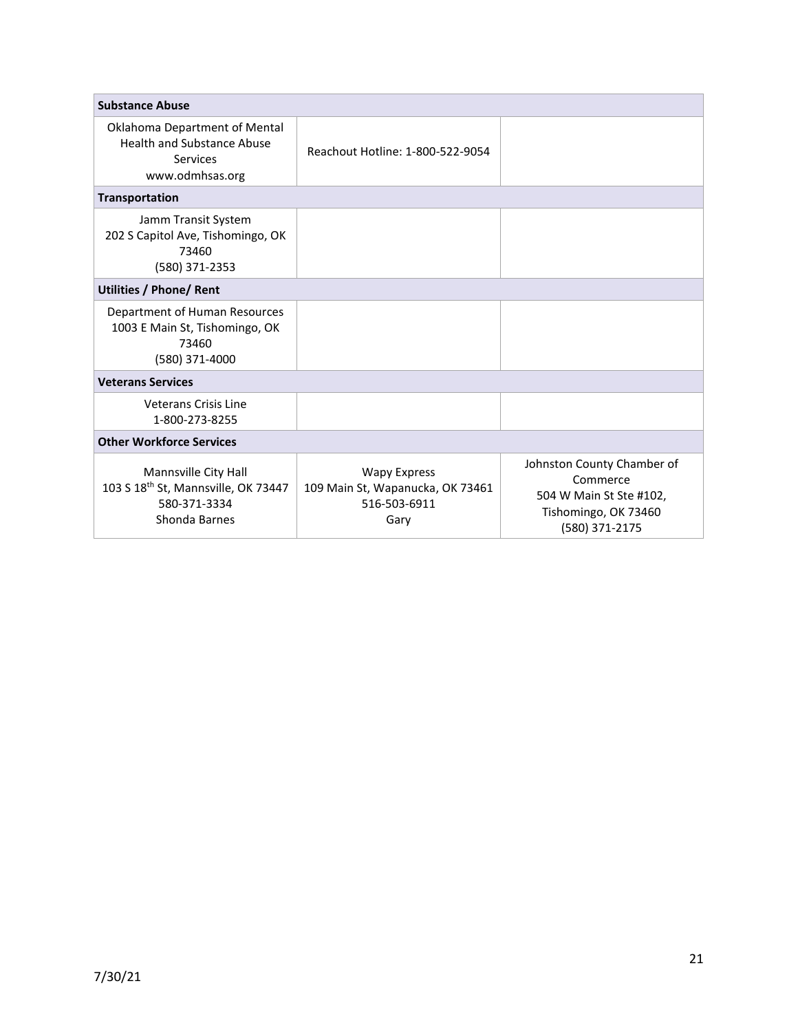| Substance Abuse | | |
|---|---|---|
| Oklahoma Department of Mental Health and Substance Abuse Services www.odmhsas.org | Reachout Hotline: 1-800-522-9054 | |
| **Transportation** | | |
| Jamm Transit System 202 S Capitol Ave, Tishomingo, OK 73460 (580) 371-2353 | | |
| **Utilities / Phone/ Rent** | | |
| Department of Human Resources 1003 E Main St, Tishomingo, OK 73460 (580) 371-4000 | | |
| **Veterans Services** | | |
| Veterans Crisis Line 1-800-273-8255 | | |
| **Other Workforce Services** | | |
| Mannsville City Hall 103 S 18th St, Mannsville, OK 73447 580-371-3334 Shonda Barnes | Wapy Express 109 Main St, Wapanucka, OK 73461 516-503-6911 Gary | Johnston County Chamber of Commerce 504 W Main St Ste #102, Tishomingo, OK 73460 (580) 371-2175 |

7/30/21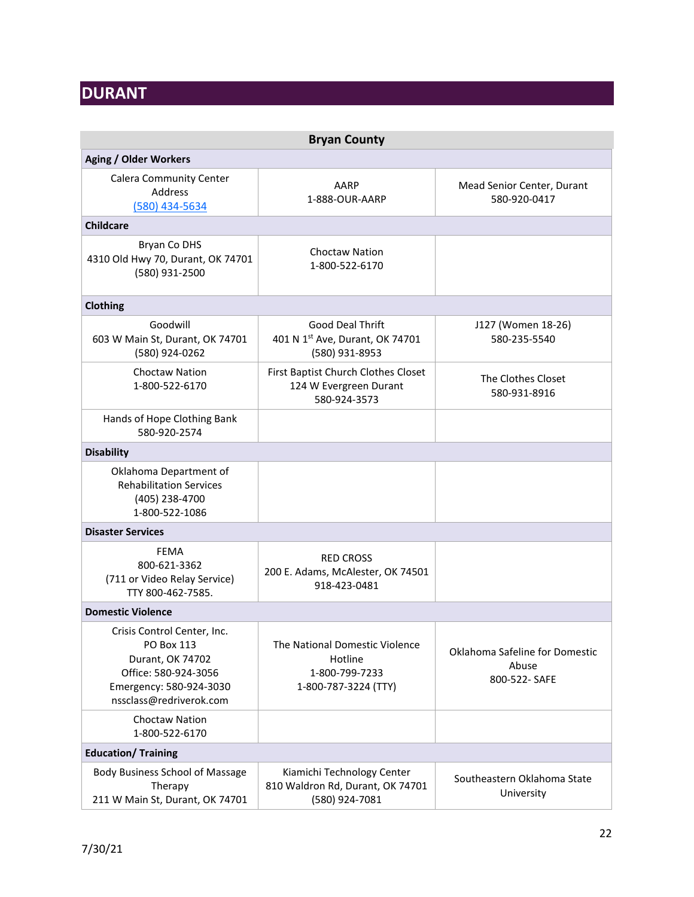# DURANT

| Bryan County | | |
|---|---|---|
| **Aging / Older Workers** | | |
| Calera Community Center<br>Address<br>(580) 434-5634 | AARP<br>1-888-OUR-AARP | Mead Senior Center, Durant<br>580-920-0417 |
| **Childcare** | | |
| Bryan Co DHS<br>4310 Old Hwy 70, Durant, OK 74701<br>(580) 931-2500 | Choctaw Nation<br>1-800-522-6170 | |
| **Clothing** | | |
| Goodwill<br>603 W Main St, Durant, OK 74701<br>(580) 924-0262 | Good Deal Thrift<br>401 N 1st Ave, Durant, OK 74701<br>(580) 931-8953 | J127 (Women 18-26)<br>580-235-5540 |
| Choctaw Nation<br>1-800-522-6170 | First Baptist Church Clothes Closet<br>124 W Evergreen Durant<br>580-924-3573 | The Clothes Closet<br>580-931-8916 |
| Hands of Hope Clothing Bank<br>580-920-2574 | | |
| **Disability** | | |
| Oklahoma Department of Rehabilitation Services<br>(405) 238-4700<br>1-800-522-1086 | | |
| **Disaster Services** | | |
| FEMA<br>800-621-3362<br>(711 or Video Relay Service)<br>TTY 800-462-7585. | RED CROSS<br>200 E. Adams, McAlester, OK 74501<br>918-423-0481 | |
| **Domestic Violence** | | |
| Crisis Control Center, Inc.<br>PO Box 113<br>Durant, OK 74702<br>Office: 580-924-3056<br>Emergency: 580-924-3030<br>nssclass@redriverok.com | The National Domestic Violence Hotline<br>1-800-799-7233<br>1-800-787-3224 (TTY) | Oklahoma Safeline for Domestic Abuse<br>800-522- SAFE |
| Choctaw Nation<br>1-800-522-6170 | | |
| **Education/ Training** | | |
| Body Business School of Massage Therapy<br>211 W Main St, Durant, OK 74701 | Kiamichi Technology Center<br>810 Waldron Rd, Durant, OK 74701<br>(580) 924-7081 | Southeastern Oklahoma State University |

7/30/21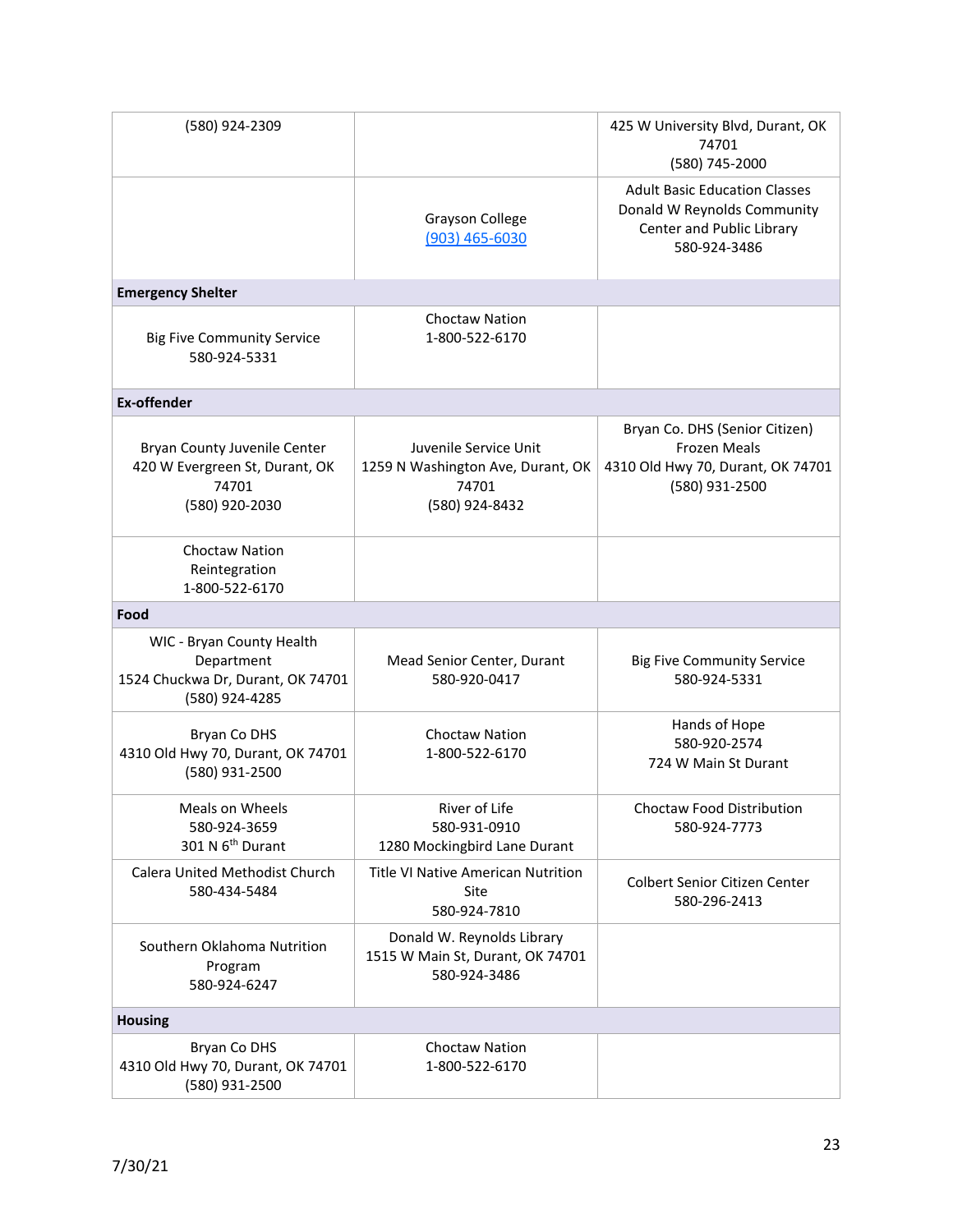| | | |
|---|---|---|
| (580) 924-2309 | | 425 W University Blvd, Durant, OK 74701<br>(580) 745-2000 |
| | Grayson College<br>(903) 465-6030 | Adult Basic Education Classes<br>Donald W Reynolds Community Center and Public Library<br>580-924-3486 |
| **Emergency Shelter** | | |
| Big Five Community Service<br>580-924-5331 | Choctaw Nation<br>1-800-522-6170 | |
| **Ex-offender** | | |
| Bryan County Juvenile Center<br>420 W Evergreen St, Durant, OK 74701<br>(580) 920-2030 | Juvenile Service Unit<br>1259 N Washington Ave, Durant, OK 74701<br>(580) 924-8432 | Bryan Co. DHS (Senior Citizen)<br>Frozen Meals<br>4310 Old Hwy 70, Durant, OK 74701<br>(580) 931-2500 |
| Choctaw Nation<br>Reintegration<br>1-800-522-6170 | | |
| **Food** | | |
| WIC - Bryan County Health Department<br>1524 Chuckwa Dr, Durant, OK 74701<br>(580) 924-4285 | Mead Senior Center, Durant<br>580-920-0417 | Big Five Community Service<br>580-924-5331 |
| Bryan Co DHS<br>4310 Old Hwy 70, Durant, OK 74701<br>(580) 931-2500 | Choctaw Nation<br>1-800-522-6170 | Hands of Hope<br>580-920-2574<br>724 W Main St Durant |
| Meals on Wheels<br>580-924-3659<br>301 N 6th Durant | River of Life<br>580-931-0910<br>1280 Mockingbird Lane Durant | Choctaw Food Distribution<br>580-924-7773 |
| Calera United Methodist Church<br>580-434-5484 | Title VI Native American Nutrition Site<br>580-924-7810 | Colbert Senior Citizen Center<br>580-296-2413 |
| Southern Oklahoma Nutrition Program<br>580-924-6247 | Donald W. Reynolds Library<br>1515 W Main St, Durant, OK 74701<br>580-924-3486 | |
| **Housing** | | |
| Bryan Co DHS<br>4310 Old Hwy 70, Durant, OK 74701<br>(580) 931-2500 | Choctaw Nation<br>1-800-522-6170 | |

7/30/21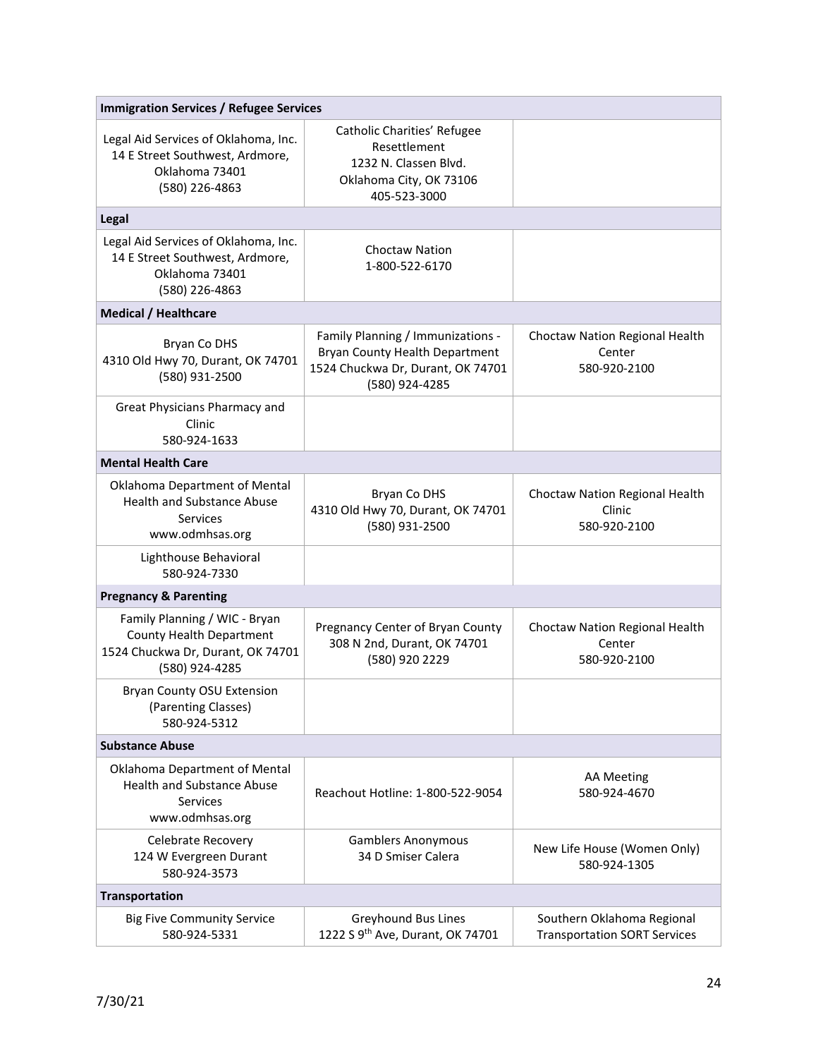| Immigration Services / Refugee Services | | |
|---|---|---|
| Legal Aid Services of Oklahoma, Inc.<br>14 E Street Southwest, Ardmore, Oklahoma 73401<br>(580) 226-4863 | Catholic Charities' Refugee Resettlement<br>1232 N. Classen Blvd.<br>Oklahoma City, OK 73106<br>405-523-3000 | |
| **Legal** | | |
| Legal Aid Services of Oklahoma, Inc.<br>14 E Street Southwest, Ardmore, Oklahoma 73401<br>(580) 226-4863 | Choctaw Nation<br>1-800-522-6170 | |
| **Medical / Healthcare** | | |
| Bryan Co DHS<br>4310 Old Hwy 70, Durant, OK 74701<br>(580) 931-2500 | Family Planning / Immunizations - Bryan County Health Department<br>1524 Chuckwa Dr, Durant, OK 74701<br>(580) 924-4285 | Choctaw Nation Regional Health Center<br>580-920-2100 |
| Great Physicians Pharmacy and Clinic<br>580-924-1633 | | |
| **Mental Health Care** | | |
| Oklahoma Department of Mental Health and Substance Abuse Services<br>www.odmhsas.org | Bryan Co DHS<br>4310 Old Hwy 70, Durant, OK 74701<br>(580) 931-2500 | Choctaw Nation Regional Health Clinic<br>580-920-2100 |
| Lighthouse Behavioral<br>580-924-7330 | | |
| **Pregnancy & Parenting** | | |
| Family Planning / WIC - Bryan County Health Department<br>1524 Chuckwa Dr, Durant, OK 74701<br>(580) 924-4285 | Pregnancy Center of Bryan County<br>308 N 2nd, Durant, OK 74701<br>(580) 920 2229 | Choctaw Nation Regional Health Center<br>580-920-2100 |
| Bryan County OSU Extension (Parenting Classes)<br>580-924-5312 | | |
| **Substance Abuse** | | |
| Oklahoma Department of Mental Health and Substance Abuse Services<br>www.odmhsas.org | Reachout Hotline: 1-800-522-9054 | AA Meeting<br>580-924-4670 |
| Celebrate Recovery<br>124 W Evergreen Durant<br>580-924-3573 | Gamblers Anonymous<br>34 D Smiser Calera | New Life House (Women Only)<br>580-924-1305 |
| **Transportation** | | |
| Big Five Community Service<br>580-924-5331 | Greyhound Bus Lines<br>1222 S 9th Ave, Durant, OK 74701 | Southern Oklahoma Regional Transportation SORT Services |

7/30/21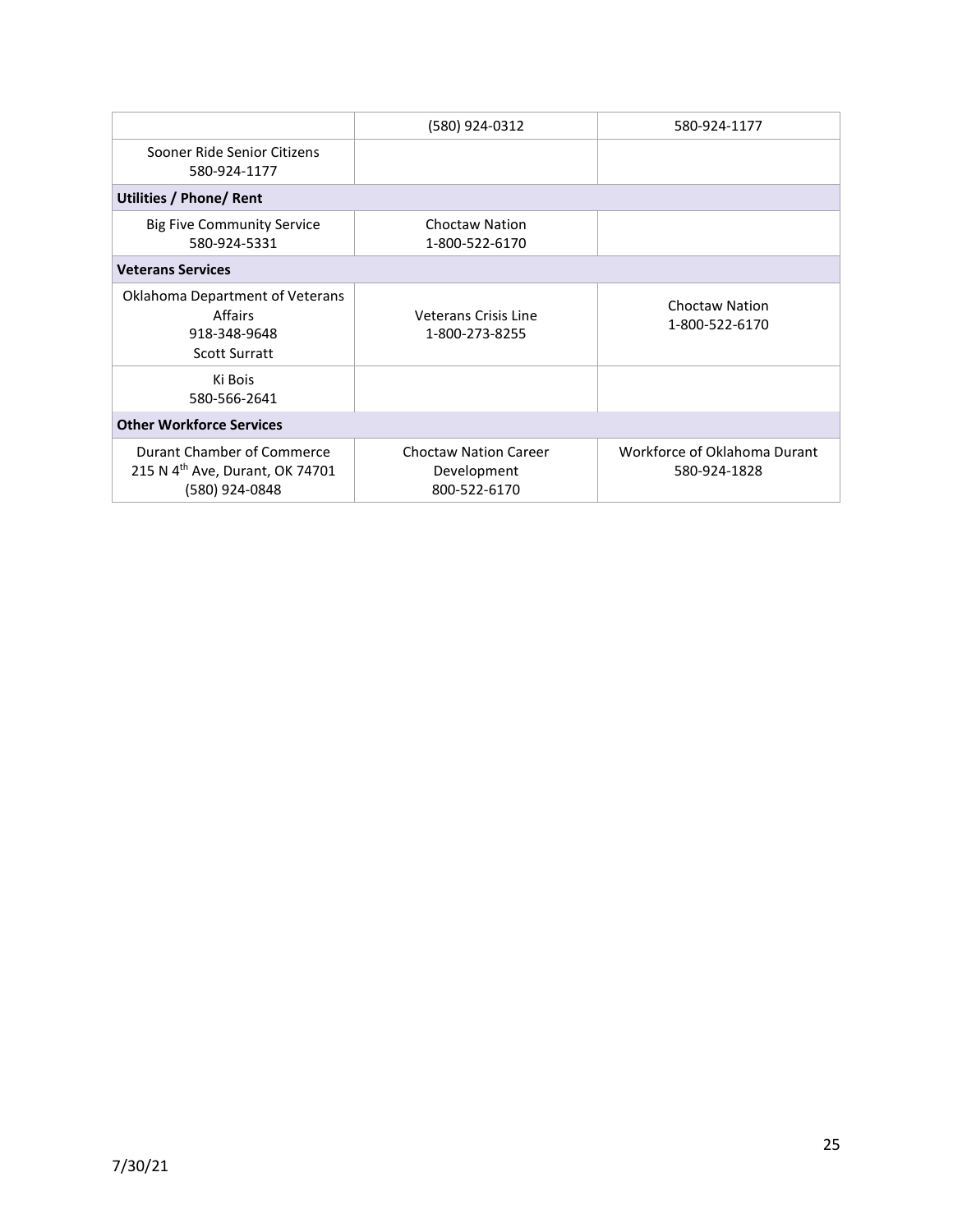| | | |
|---|---|---|
| | (580) 924-0312 | 580-924-1177 |
| Sooner Ride Senior Citizens<br>580-924-1177 | | |
| **Utilities / Phone/ Rent** | | |
| Big Five Community Service<br>580-924-5331 | Choctaw Nation<br>1-800-522-6170 | |
| **Veterans Services** | | |
| Oklahoma Department of Veterans Affairs<br>918-348-9648<br>Scott Surratt | Veterans Crisis Line<br>1-800-273-8255 | Choctaw Nation<br>1-800-522-6170 |
| Ki Bois<br>580-566-2641 | | |
| **Other Workforce Services** | | |
| Durant Chamber of Commerce<br>215 N 4th Ave, Durant, OK 74701<br>(580) 924-0848 | Choctaw Nation Career Development<br>800-522-6170 | Workforce of Oklahoma Durant<br>580-924-1828 |

7/30/21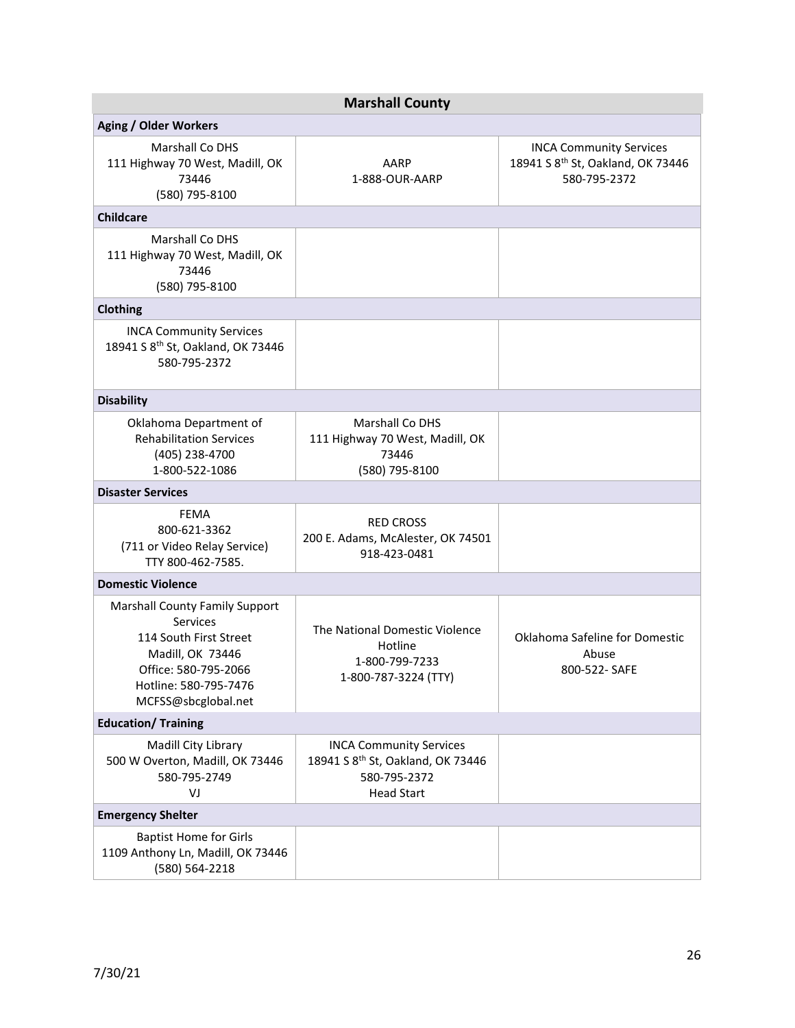| Marshall County | | |
|---|---|---|
| **Aging / Older Workers** | | |
| Marshall Co DHS<br>111 Highway 70 West, Madill, OK 73446<br>(580) 795-8100 | AARP<br>1-888-OUR-AARP | INCA Community Services<br>18941 S 8th St, Oakland, OK 73446<br>580-795-2372 |
| **Childcare** | | |
| Marshall Co DHS<br>111 Highway 70 West, Madill, OK 73446<br>(580) 795-8100 | | |
| **Clothing** | | |
| INCA Community Services<br>18941 S 8th St, Oakland, OK 73446<br>580-795-2372 | | |
| **Disability** | | |
| Oklahoma Department of Rehabilitation Services<br>(405) 238-4700<br>1-800-522-1086 | Marshall Co DHS<br>111 Highway 70 West, Madill, OK 73446<br>(580) 795-8100 | |
| **Disaster Services** | | |
| FEMA<br>800-621-3362<br>(711 or Video Relay Service)<br>TTY 800-462-7585. | RED CROSS<br>200 E. Adams, McAlester, OK 74501<br>918-423-0481 | |
| **Domestic Violence** | | |
| Marshall County Family Support Services<br>114 South First Street<br>Madill, OK 73446<br>Office: 580-795-2066<br>Hotline: 580-795-7476<br>MCFSS@sbcglobal.net | The National Domestic Violence Hotline<br>1-800-799-7233<br>1-800-787-3224 (TTY) | Oklahoma Safeline for Domestic Abuse<br>800-522- SAFE |
| **Education/ Training** | | |
| Madill City Library<br>500 W Overton, Madill, OK 73446<br>580-795-2749<br>VJ | INCA Community Services<br>18941 S 8th St, Oakland, OK 73446<br>580-795-2372<br>Head Start | |
| **Emergency Shelter** | | |
| Baptist Home for Girls<br>1109 Anthony Ln, Madill, OK 73446<br>(580) 564-2218 | | |

7/30/21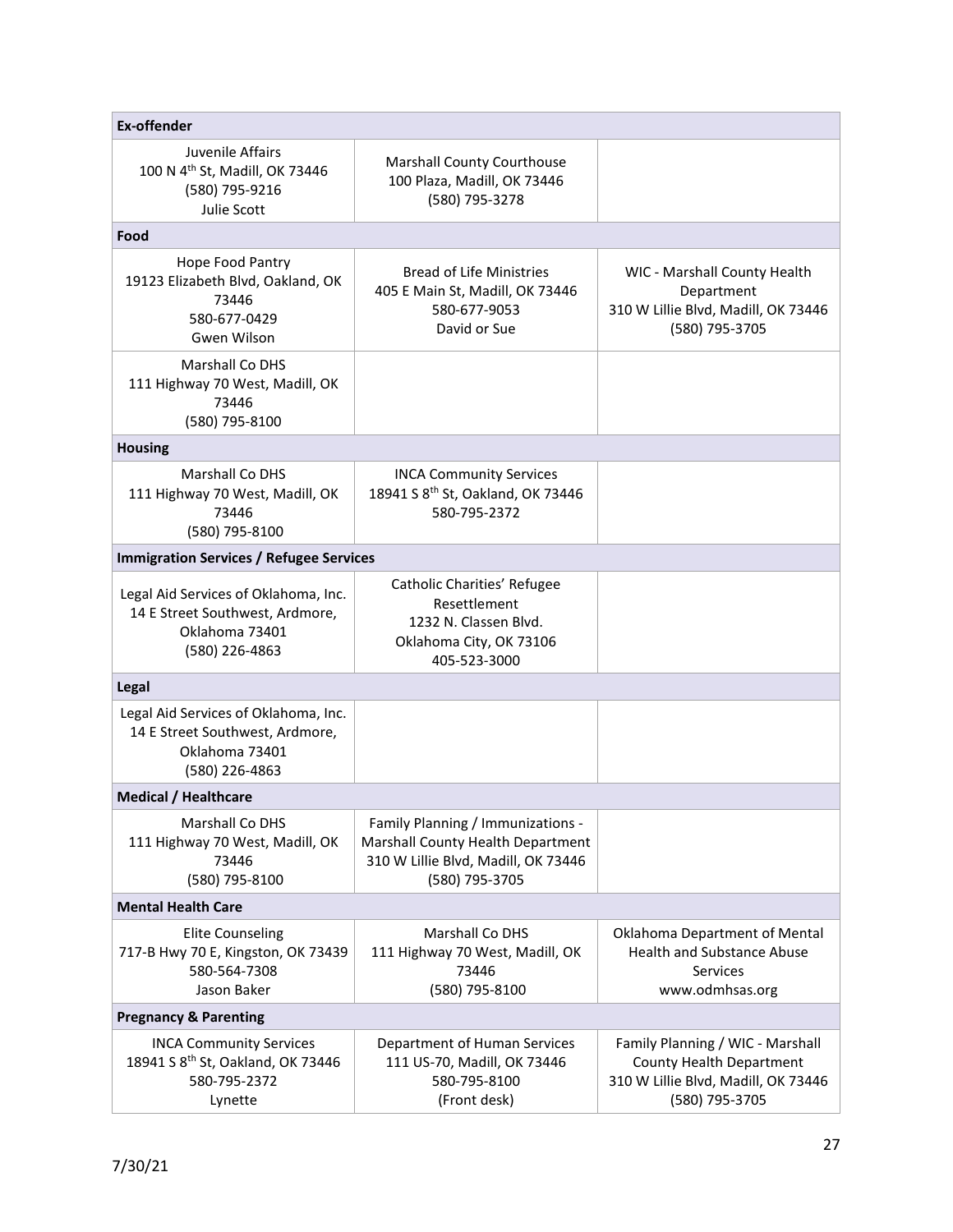| Ex-offender | | |
|---|---|---|
| Juvenile Affairs<br>100 N 4th St, Madill, OK 73446<br>(580) 795-9216<br>Julie Scott | Marshall County Courthouse<br>100 Plaza, Madill, OK 73446<br>(580) 795-3278 | |
| **Food** | | |
| Hope Food Pantry<br>19123 Elizabeth Blvd, Oakland, OK 73446<br>580-677-0429<br>Gwen Wilson | Bread of Life Ministries<br>405 E Main St, Madill, OK 73446<br>580-677-9053<br>David or Sue | WIC - Marshall County Health Department<br>310 W Lillie Blvd, Madill, OK 73446<br>(580) 795-3705 |
| Marshall Co DHS<br>111 Highway 70 West, Madill, OK 73446<br>(580) 795-8100 | | |
| **Housing** | | |
| Marshall Co DHS<br>111 Highway 70 West, Madill, OK 73446<br>(580) 795-8100 | INCA Community Services<br>18941 S 8th St, Oakland, OK 73446<br>580-795-2372 | |
| **Immigration Services / Refugee Services** | | |
| Legal Aid Services of Oklahoma, Inc.<br>14 E Street Southwest, Ardmore, Oklahoma 73401<br>(580) 226-4863 | Catholic Charities' Refugee Resettlement<br>1232 N. Classen Blvd.<br>Oklahoma City, OK 73106<br>405-523-3000 | |
| **Legal** | | |
| Legal Aid Services of Oklahoma, Inc.<br>14 E Street Southwest, Ardmore, Oklahoma 73401<br>(580) 226-4863 | | |
| **Medical / Healthcare** | | |
| Marshall Co DHS<br>111 Highway 70 West, Madill, OK 73446<br>(580) 795-8100 | Family Planning / Immunizations - Marshall County Health Department<br>310 W Lillie Blvd, Madill, OK 73446<br>(580) 795-3705 | |
| **Mental Health Care** | | |
| Elite Counseling<br>717-B Hwy 70 E, Kingston, OK 73439<br>580-564-7308<br>Jason Baker | Marshall Co DHS<br>111 Highway 70 West, Madill, OK 73446<br>(580) 795-8100 | Oklahoma Department of Mental Health and Substance Abuse Services<br>www.odmhsas.org |
| **Pregnancy & Parenting** | | |
| INCA Community Services<br>18941 S 8th St, Oakland, OK 73446<br>580-795-2372<br>Lynette | Department of Human Services<br>111 US-70, Madill, OK 73446<br>580-795-8100<br>(Front desk) | Family Planning / WIC - Marshall County Health Department<br>310 W Lillie Blvd, Madill, OK 73446<br>(580) 795-3705 |

7/30/21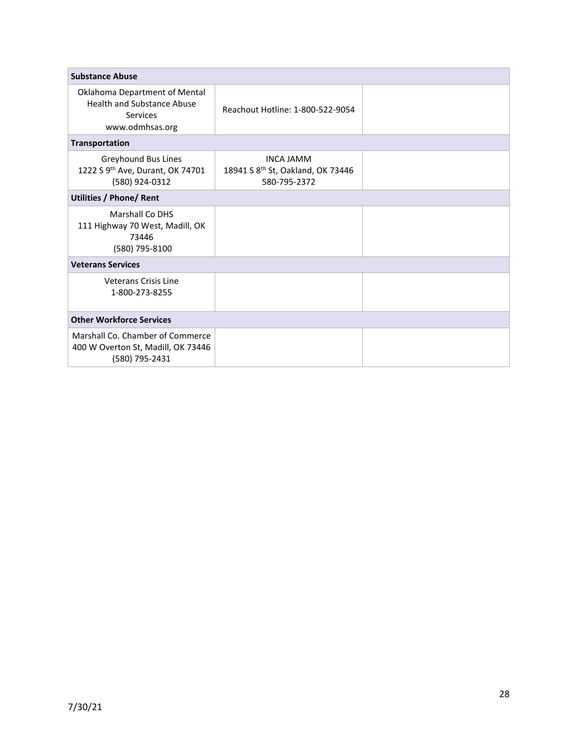| Substance Abuse | | |
|---|---|---|
| Oklahoma Department of Mental Health and Substance Abuse Services www.odmhsas.org | Reachout Hotline: 1-800-522-9054 | |
| **Transportation** | | |
| Greyhound Bus Lines 1222 S 9th Ave, Durant, OK 74701 (580) 924-0312 | INCA JAMM 18941 S 8th St, Oakland, OK 73446 580-795-2372 | |
| **Utilities / Phone/ Rent** | | |
| Marshall Co DHS 111 Highway 70 West, Madill, OK 73446 (580) 795-8100 | | |
| **Veterans Services** | | |
| Veterans Crisis Line 1-800-273-8255 | | |
| **Other Workforce Services** | | |
| Marshall Co. Chamber of Commerce 400 W Overton St, Madill, OK 73446 (580) 795-2431 | | |

7/30/21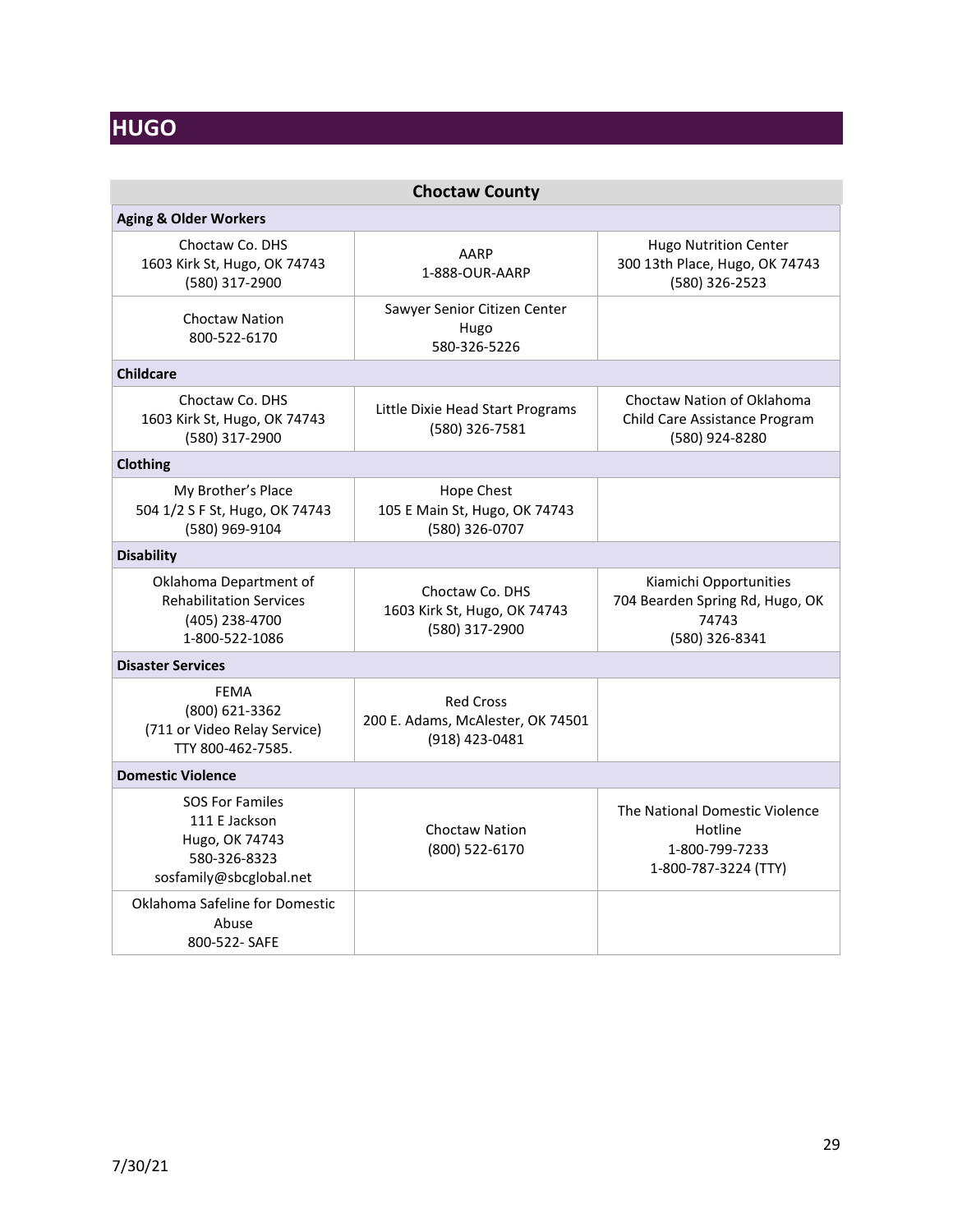## HUGO

| Choctaw County | | |
|---|---|---|
| **Aging & Older Workers** | | |
| Choctaw Co. DHS<br>1603 Kirk St, Hugo, OK 74743<br>(580) 317-2900 | AARP<br>1-888-OUR-AARP | Hugo Nutrition Center<br>300 13th Place, Hugo, OK 74743<br>(580) 326-2523 |
| Choctaw Nation<br>800-522-6170 | Sawyer Senior Citizen Center<br>Hugo<br>580-326-5226 | |
| **Childcare** | | |
| Choctaw Co. DHS<br>1603 Kirk St, Hugo, OK 74743<br>(580) 317-2900 | Little Dixie Head Start Programs<br>(580) 326-7581 | Choctaw Nation of Oklahoma<br>Child Care Assistance Program<br>(580) 924-8280 |
| **Clothing** | | |
| My Brother's Place<br>504 1/2 S F St, Hugo, OK 74743<br>(580) 969-9104 | Hope Chest<br>105 E Main St, Hugo, OK 74743<br>(580) 326-0707 | |
| **Disability** | | |
| Oklahoma Department of Rehabilitation Services<br>(405) 238-4700<br>1-800-522-1086 | Choctaw Co. DHS<br>1603 Kirk St, Hugo, OK 74743<br>(580) 317-2900 | Kiamichi Opportunities<br>704 Bearden Spring Rd, Hugo, OK 74743<br>(580) 326-8341 |
| **Disaster Services** | | |
| FEMA<br>(800) 621-3362<br>(711 or Video Relay Service)<br>TTY 800-462-7585. | Red Cross<br>200 E. Adams, McAlester, OK 74501<br>(918) 423-0481 | |
| **Domestic Violence** | | |
| SOS For Familes<br>111 E Jackson<br>Hugo, OK 74743<br>580-326-8323<br>sosfamily@sbcglobal.net | Choctaw Nation<br>(800) 522-6170 | The National Domestic Violence Hotline<br>1-800-799-7233<br>1-800-787-3224 (TTY) |
| Oklahoma Safeline for Domestic Abuse<br>800-522- SAFE | | |

7/30/21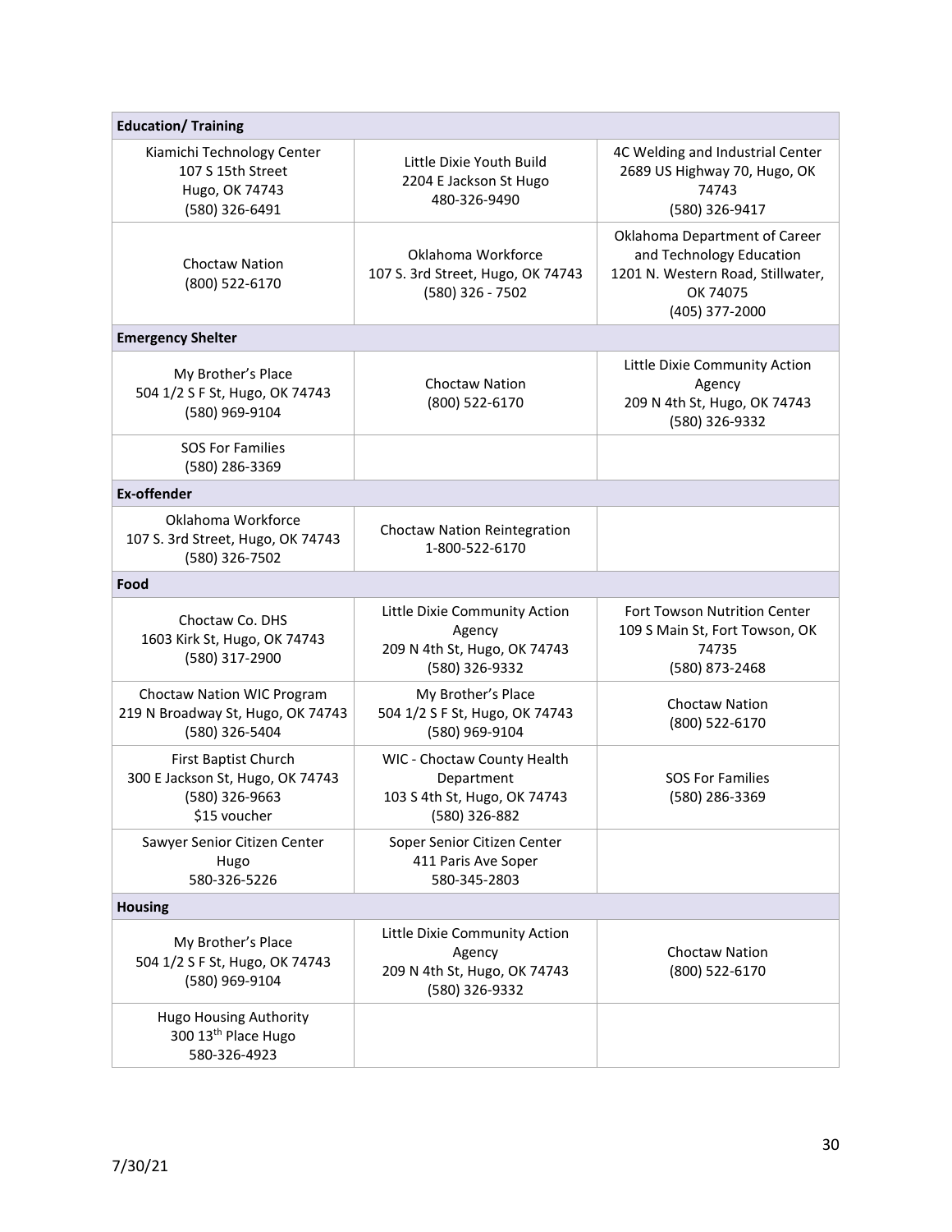| Education/ Training | | |
|---|---|---|
| Kiamichi Technology Center<br>107 S 15th Street<br>Hugo, OK 74743<br>(580) 326-6491 | Little Dixie Youth Build<br>2204 E Jackson St Hugo<br>480-326-9490 | 4C Welding and Industrial Center<br>2689 US Highway 70, Hugo, OK 74743<br>(580) 326-9417 |
| Choctaw Nation<br>(800) 522-6170 | Oklahoma Workforce<br>107 S. 3rd Street, Hugo, OK 74743<br>(580) 326 - 7502 | Oklahoma Department of Career and Technology Education<br>1201 N. Western Road, Stillwater, OK 74075<br>(405) 377-2000 |
| **Emergency Shelter** | | |
| My Brother's Place<br>504 1/2 S F St, Hugo, OK 74743<br>(580) 969-9104 | Choctaw Nation<br>(800) 522-6170 | Little Dixie Community Action Agency<br>209 N 4th St, Hugo, OK 74743<br>(580) 326-9332 |
| SOS For Families<br>(580) 286-3369 | | |
| **Ex-offender** | | |
| Oklahoma Workforce<br>107 S. 3rd Street, Hugo, OK 74743<br>(580) 326-7502 | Choctaw Nation Reintegration<br>1-800-522-6170 | |
| **Food** | | |
| Choctaw Co. DHS<br>1603 Kirk St, Hugo, OK 74743<br>(580) 317-2900 | Little Dixie Community Action Agency<br>209 N 4th St, Hugo, OK 74743<br>(580) 326-9332 | Fort Towson Nutrition Center<br>109 S Main St, Fort Towson, OK 74735<br>(580) 873-2468 |
| Choctaw Nation WIC Program<br>219 N Broadway St, Hugo, OK 74743<br>(580) 326-5404 | My Brother's Place<br>504 1/2 S F St, Hugo, OK 74743<br>(580) 969-9104 | Choctaw Nation<br>(800) 522-6170 |
| First Baptist Church<br>300 E Jackson St, Hugo, OK 74743<br>(580) 326-9663<br>$15 voucher | WIC - Choctaw County Health Department<br>103 S 4th St, Hugo, OK 74743<br>(580) 326-882 | SOS For Families<br>(580) 286-3369 |
| Sawyer Senior Citizen Center<br>Hugo<br>580-326-5226 | Soper Senior Citizen Center<br>411 Paris Ave Soper<br>580-345-2803 | |
| **Housing** | | |
| My Brother's Place<br>504 1/2 S F St, Hugo, OK 74743<br>(580) 969-9104 | Little Dixie Community Action Agency<br>209 N 4th St, Hugo, OK 74743<br>(580) 326-9332 | Choctaw Nation<br>(800) 522-6170 |
| Hugo Housing Authority<br>300 13th Place Hugo<br>580-326-4923 | | |

7/30/21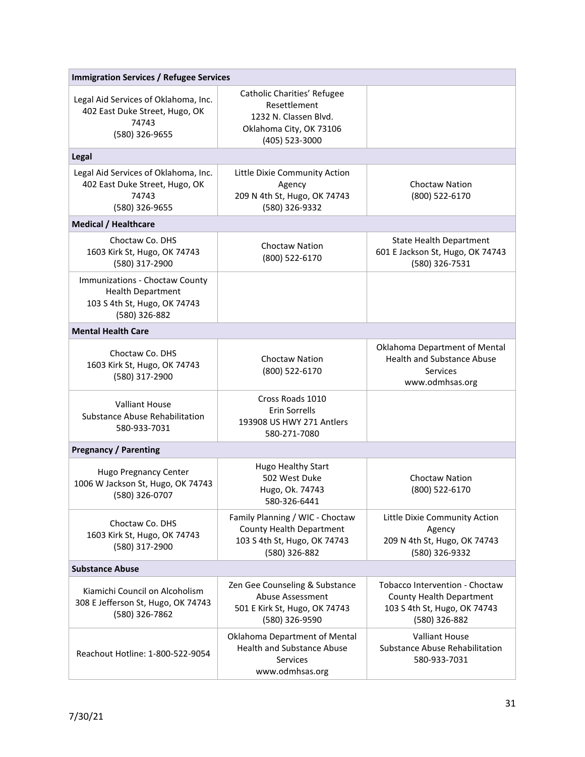| Immigration Services / Refugee Services | | |
|---|---|---|
| Legal Aid Services of Oklahoma, Inc.<br>402 East Duke Street, Hugo, OK 74743<br>(580) 326-9655 | Catholic Charities' Refugee Resettlement<br>1232 N. Classen Blvd.<br>Oklahoma City, OK 73106<br>(405) 523-3000 | |
| **Legal** | | |
| Legal Aid Services of Oklahoma, Inc.<br>402 East Duke Street, Hugo, OK 74743<br>(580) 326-9655 | Little Dixie Community Action Agency<br>209 N 4th St, Hugo, OK 74743<br>(580) 326-9332 | Choctaw Nation<br>(800) 522-6170 |
| **Medical / Healthcare** | | |
| Choctaw Co. DHS<br>1603 Kirk St, Hugo, OK 74743<br>(580) 317-2900 | Choctaw Nation<br>(800) 522-6170 | State Health Department<br>601 E Jackson St, Hugo, OK 74743<br>(580) 326-7531 |
| Immunizations - Choctaw County Health Department<br>103 S 4th St, Hugo, OK 74743<br>(580) 326-882 | | |
| **Mental Health Care** | | |
| Choctaw Co. DHS<br>1603 Kirk St, Hugo, OK 74743<br>(580) 317-2900 | Choctaw Nation<br>(800) 522-6170 | Oklahoma Department of Mental Health and Substance Abuse Services<br>www.odmhsas.org |
| Valliant House<br>Substance Abuse Rehabilitation<br>580-933-7031 | Cross Roads 1010<br>Erin Sorrells<br>193908 US HWY 271 Antlers<br>580-271-7080 | |
| **Pregnancy / Parenting** | | |
| Hugo Pregnancy Center<br>1006 W Jackson St, Hugo, OK 74743<br>(580) 326-0707 | Hugo Healthy Start<br>502 West Duke<br>Hugo, Ok. 74743<br>580-326-6441 | Choctaw Nation<br>(800) 522-6170 |
| Choctaw Co. DHS<br>1603 Kirk St, Hugo, OK 74743<br>(580) 317-2900 | Family Planning / WIC - Choctaw County Health Department<br>103 S 4th St, Hugo, OK 74743<br>(580) 326-882 | Little Dixie Community Action Agency<br>209 N 4th St, Hugo, OK 74743<br>(580) 326-9332 |
| **Substance Abuse** | | |
| Kiamichi Council on Alcoholism<br>308 E Jefferson St, Hugo, OK 74743<br>(580) 326-7862 | Zen Gee Counseling & Substance Abuse Assessment<br>501 E Kirk St, Hugo, OK 74743<br>(580) 326-9590 | Tobacco Intervention - Choctaw County Health Department<br>103 S 4th St, Hugo, OK 74743<br>(580) 326-882 |
| Reachout Hotline: 1-800-522-9054 | Oklahoma Department of Mental Health and Substance Abuse Services<br>www.odmhsas.org | Valliant House<br>Substance Abuse Rehabilitation<br>580-933-7031 |

7/30/21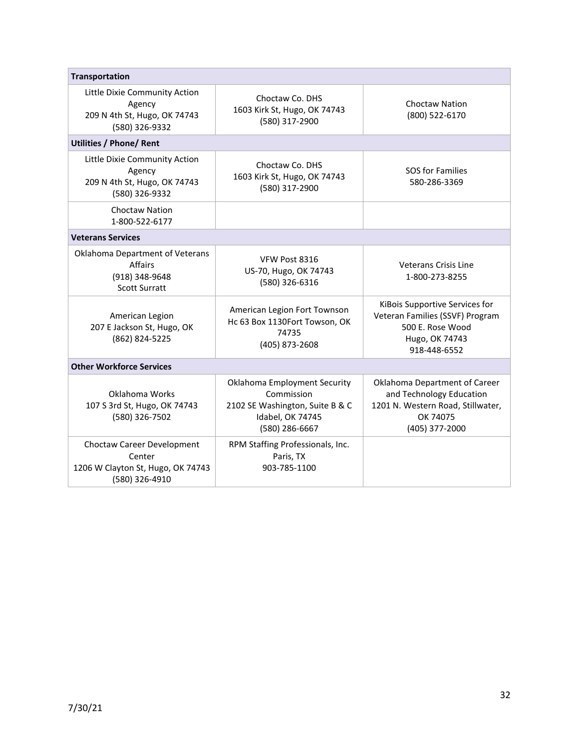| Transportation | | |
|---|---|---|
| Little Dixie Community Action Agency<br>209 N 4th St, Hugo, OK 74743<br>(580) 326-9332 | Choctaw Co. DHS<br>1603 Kirk St, Hugo, OK 74743<br>(580) 317-2900 | Choctaw Nation<br>(800) 522-6170 |
| **Utilities / Phone/ Rent** | | |
| Little Dixie Community Action Agency<br>209 N 4th St, Hugo, OK 74743<br>(580) 326-9332 | Choctaw Co. DHS<br>1603 Kirk St, Hugo, OK 74743<br>(580) 317-2900 | SOS for Families<br>580-286-3369 |
| Choctaw Nation<br>1-800-522-6177 | | |
| **Veterans Services** | | |
| Oklahoma Department of Veterans Affairs<br>(918) 348-9648<br>Scott Surratt | VFW Post 8316<br>US-70, Hugo, OK 74743<br>(580) 326-6316 | Veterans Crisis Line<br>1-800-273-8255 |
| American Legion<br>207 E Jackson St, Hugo, OK<br>(862) 824-5225 | American Legion Fort Townson<br>Hc 63 Box 1130Fort Towson, OK 74735<br>(405) 873-2608 | KiBois Supportive Services for Veteran Families (SSVF) Program<br>500 E. Rose Wood<br>Hugo, OK 74743<br>918-448-6552 |
| **Other Workforce Services** | | |
| Oklahoma Works<br>107 S 3rd St, Hugo, OK 74743<br>(580) 326-7502 | Oklahoma Employment Security Commission<br>2102 SE Washington, Suite B & C<br>Idabel, OK 74745<br>(580) 286-6667 | Oklahoma Department of Career and Technology Education<br>1201 N. Western Road, Stillwater, OK 74075<br>(405) 377-2000 |
| Choctaw Career Development Center<br>1206 W Clayton St, Hugo, OK 74743<br>(580) 326-4910 | RPM Staffing Professionals, Inc.<br>Paris, TX<br>903-785-1100 | |

7/30/21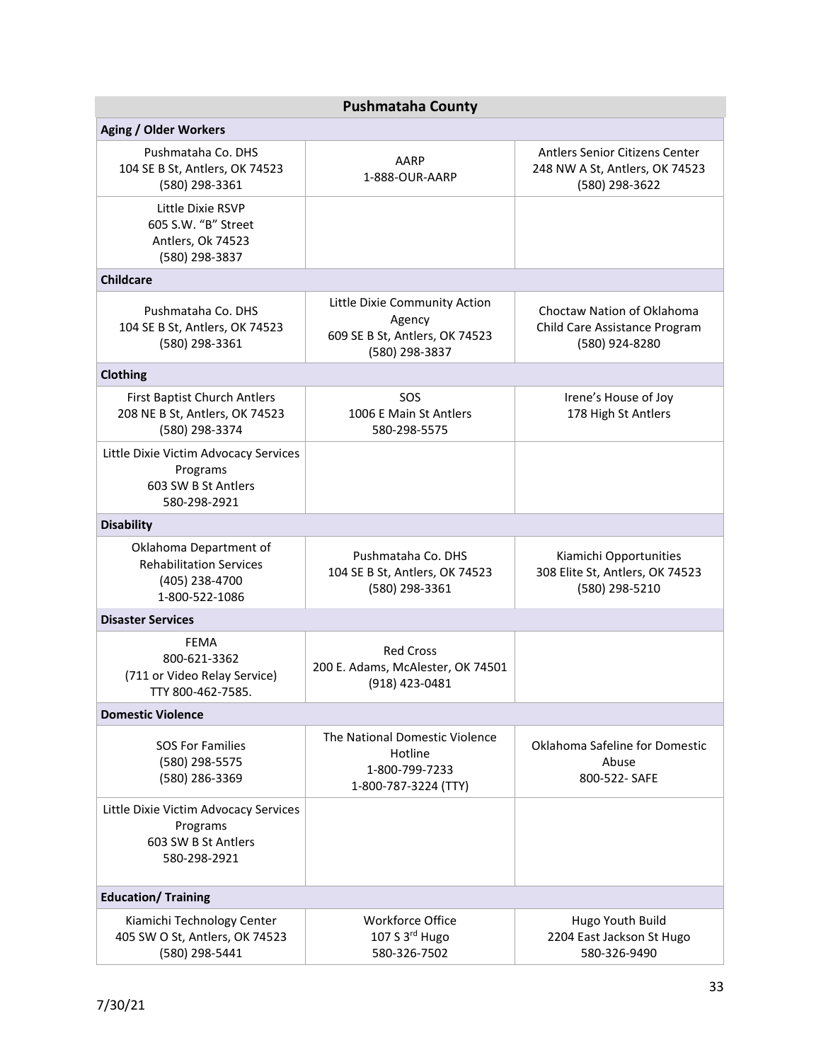## Pushmataha County

| Aging / Older Workers | | |
|---|---|---|
| Pushmataha Co. DHS<br>104 SE B St, Antlers, OK 74523<br>(580) 298-3361 | AARP<br>1-888-OUR-AARP | Antlers Senior Citizens Center<br>248 NW A St, Antlers, OK 74523<br>(580) 298-3622 |
| Little Dixie RSVP<br>605 S.W. "B" Street<br>Antlers, Ok 74523<br>(580) 298-3837 | | |
| **Childcare** | | |
| Pushmataha Co. DHS<br>104 SE B St, Antlers, OK 74523<br>(580) 298-3361 | Little Dixie Community Action Agency<br>609 SE B St, Antlers, OK 74523<br>(580) 298-3837 | Choctaw Nation of Oklahoma Child Care Assistance Program<br>(580) 924-8280 |
| **Clothing** | | |
| First Baptist Church Antlers<br>208 NE B St, Antlers, OK 74523<br>(580) 298-3374 | SOS<br>1006 E Main St Antlers<br>580-298-5575 | Irene's House of Joy<br>178 High St Antlers |
| Little Dixie Victim Advocacy Services Programs<br>603 SW B St Antlers<br>580-298-2921 | | |
| **Disability** | | |
| Oklahoma Department of Rehabilitation Services<br>(405) 238-4700<br>1-800-522-1086 | Pushmataha Co. DHS<br>104 SE B St, Antlers, OK 74523<br>(580) 298-3361 | Kiamichi Opportunities<br>308 Elite St, Antlers, OK 74523<br>(580) 298-5210 |
| **Disaster Services** | | |
| FEMA<br>800-621-3362<br>(711 or Video Relay Service)<br>TTY 800-462-7585. | Red Cross<br>200 E. Adams, McAlester, OK 74501<br>(918) 423-0481 | |
| **Domestic Violence** | | |
| SOS For Families<br>(580) 298-5575<br>(580) 286-3369 | The National Domestic Violence Hotline<br>1-800-799-7233<br>1-800-787-3224 (TTY) | Oklahoma Safeline for Domestic Abuse<br>800-522- SAFE |
| Little Dixie Victim Advocacy Services Programs<br>603 SW B St Antlers<br>580-298-2921 | | |
| **Education/ Training** | | |
| Kiamichi Technology Center<br>405 SW O St, Antlers, OK 74523<br>(580) 298-5441 | Workforce Office<br>107 S 3rd Hugo<br>580-326-7502 | Hugo Youth Build<br>2204 East Jackson St Hugo<br>580-326-9490 |

7/30/21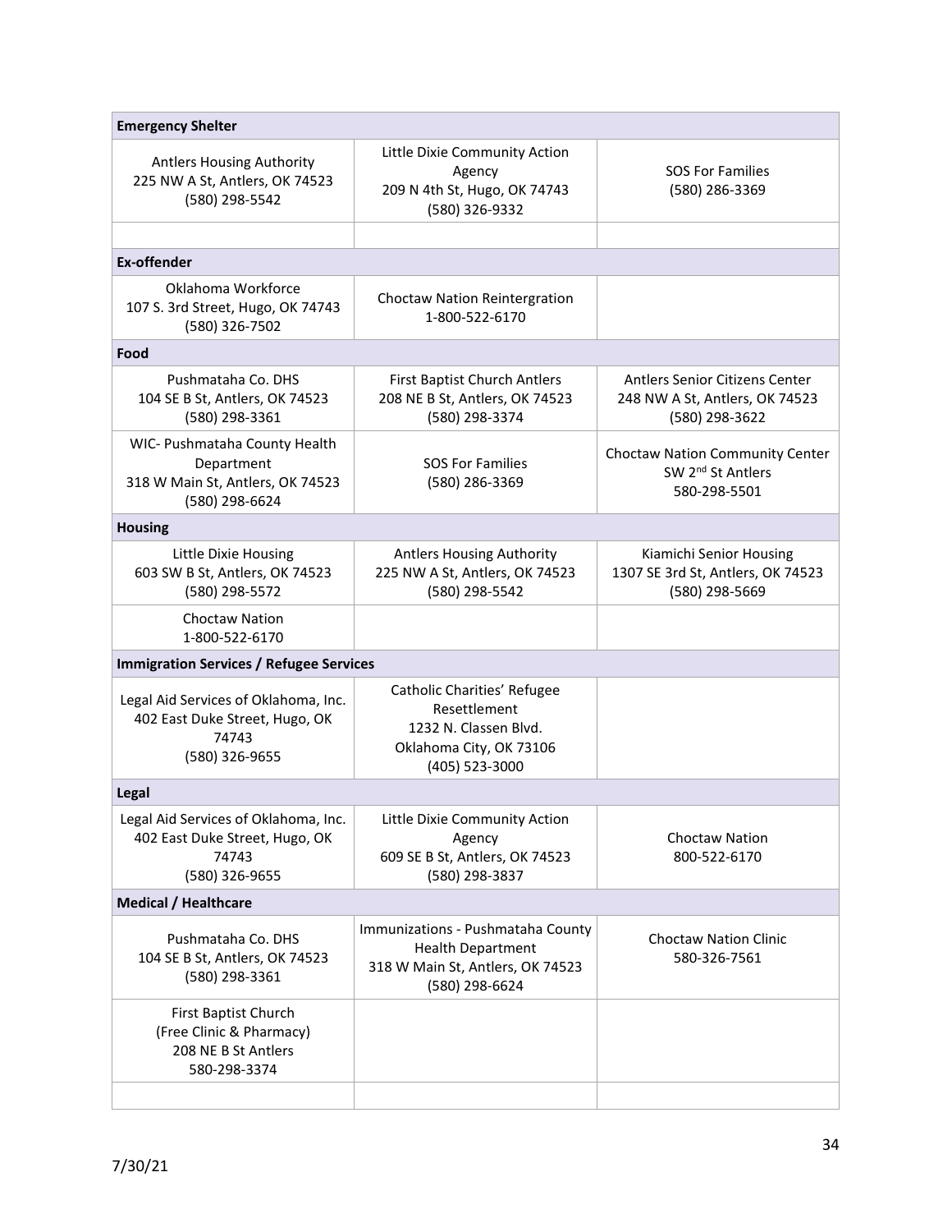| Emergency Shelter | | |
|---|---|---|
| Antlers Housing Authority<br>225 NW A St, Antlers, OK 74523<br>(580) 298-5542 | Little Dixie Community Action Agency<br>209 N 4th St, Hugo, OK 74743<br>(580) 326-9332 | SOS For Families<br>(580) 286-3369 |
| | | |
| **Ex-offender** | | |
| Oklahoma Workforce<br>107 S. 3rd Street, Hugo, OK 74743<br>(580) 326-7502 | Choctaw Nation Reintergration<br>1-800-522-6170 | |
| **Food** | | |
| Pushmataha Co. DHS<br>104 SE B St, Antlers, OK 74523<br>(580) 298-3361 | First Baptist Church Antlers<br>208 NE B St, Antlers, OK 74523<br>(580) 298-3374 | Antlers Senior Citizens Center<br>248 NW A St, Antlers, OK 74523<br>(580) 298-3622 |
| WIC- Pushmataha County Health Department<br>318 W Main St, Antlers, OK 74523<br>(580) 298-6624 | SOS For Families<br>(580) 286-3369 | Choctaw Nation Community Center<br>SW 2nd St Antlers<br>580-298-5501 |
| **Housing** | | |
| Little Dixie Housing<br>603 SW B St, Antlers, OK 74523<br>(580) 298-5572 | Antlers Housing Authority<br>225 NW A St, Antlers, OK 74523<br>(580) 298-5542 | Kiamichi Senior Housing<br>1307 SE 3rd St, Antlers, OK 74523<br>(580) 298-5669 |
| Choctaw Nation<br>1-800-522-6170 | | |
| **Immigration Services / Refugee Services** | | |
| Legal Aid Services of Oklahoma, Inc.<br>402 East Duke Street, Hugo, OK 74743<br>(580) 326-9655 | Catholic Charities' Refugee Resettlement<br>1232 N. Classen Blvd.<br>Oklahoma City, OK 73106<br>(405) 523-3000 | |
| **Legal** | | |
| Legal Aid Services of Oklahoma, Inc.<br>402 East Duke Street, Hugo, OK 74743<br>(580) 326-9655 | Little Dixie Community Action Agency<br>609 SE B St, Antlers, OK 74523<br>(580) 298-3837 | Choctaw Nation<br>800-522-6170 |
| **Medical / Healthcare** | | |
| Pushmataha Co. DHS<br>104 SE B St, Antlers, OK 74523<br>(580) 298-3361 | Immunizations - Pushmataha County Health Department<br>318 W Main St, Antlers, OK 74523<br>(580) 298-6624 | Choctaw Nation Clinic<br>580-326-7561 |
| First Baptist Church<br>(Free Clinic & Pharmacy)<br>208 NE B St Antlers<br>580-298-3374 | | |
| | | |

7/30/21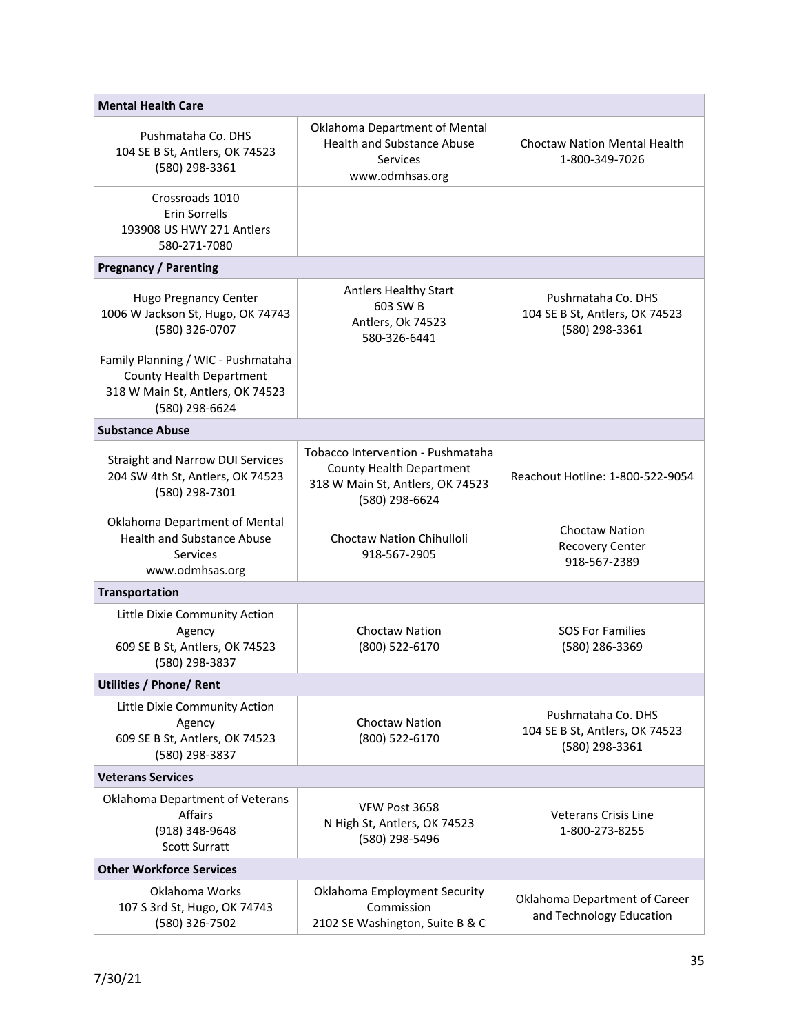| Mental Health Care | | |
|---|---|---|
| Pushmataha Co. DHS<br>104 SE B St, Antlers, OK 74523<br>(580) 298-3361 | Oklahoma Department of Mental Health and Substance Abuse Services<br>www.odmhsas.org | Choctaw Nation Mental Health<br>1-800-349-7026 |
| Crossroads 1010<br>Erin Sorrells<br>193908 US HWY 271 Antlers<br>580-271-7080 | | |
| **Pregnancy / Parenting** | | |
| Hugo Pregnancy Center<br>1006 W Jackson St, Hugo, OK 74743<br>(580) 326-0707 | Antlers Healthy Start<br>603 SW B<br>Antlers, Ok 74523<br>580-326-6441 | Pushmataha Co. DHS<br>104 SE B St, Antlers, OK 74523<br>(580) 298-3361 |
| Family Planning / WIC - Pushmataha County Health Department<br>318 W Main St, Antlers, OK 74523<br>(580) 298-6624 | | |
| **Substance Abuse** | | |
| Straight and Narrow DUI Services<br>204 SW 4th St, Antlers, OK 74523<br>(580) 298-7301 | Tobacco Intervention - Pushmataha County Health Department<br>318 W Main St, Antlers, OK 74523<br>(580) 298-6624 | Reachout Hotline: 1-800-522-9054 |
| Oklahoma Department of Mental Health and Substance Abuse Services<br>www.odmhsas.org | Choctaw Nation Chihulloli<br>918-567-2905 | Choctaw Nation<br>Recovery Center<br>918-567-2389 |
| **Transportation** | | |
| Little Dixie Community Action Agency<br>609 SE B St, Antlers, OK 74523<br>(580) 298-3837 | Choctaw Nation<br>(800) 522-6170 | SOS For Families<br>(580) 286-3369 |
| **Utilities / Phone/ Rent** | | |
| Little Dixie Community Action Agency<br>609 SE B St, Antlers, OK 74523<br>(580) 298-3837 | Choctaw Nation<br>(800) 522-6170 | Pushmataha Co. DHS<br>104 SE B St, Antlers, OK 74523<br>(580) 298-3361 |
| **Veterans Services** | | |
| Oklahoma Department of Veterans Affairs<br>(918) 348-9648<br>Scott Surratt | VFW Post 3658<br>N High St, Antlers, OK 74523<br>(580) 298-5496 | Veterans Crisis Line<br>1-800-273-8255 |
| **Other Workforce Services** | | |
| Oklahoma Works<br>107 S 3rd St, Hugo, OK 74743<br>(580) 326-7502 | Oklahoma Employment Security Commission<br>2102 SE Washington, Suite B & C | Oklahoma Department of Career and Technology Education |

7/30/21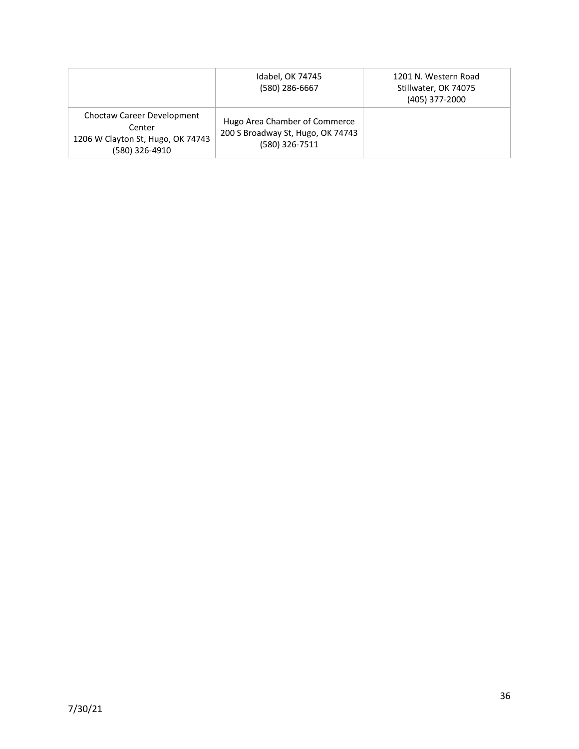| | | |
|---|---|---|
| | Idabel, OK 74745<br>(580) 286-6667 | 1201 N. Western Road<br>Stillwater, OK 74075<br>(405) 377-2000 |
| Choctaw Career Development Center<br>1206 W Clayton St, Hugo, OK 74743<br>(580) 326-4910 | Hugo Area Chamber of Commerce<br>200 S Broadway St, Hugo, OK 74743<br>(580) 326-7511 | |

7/30/21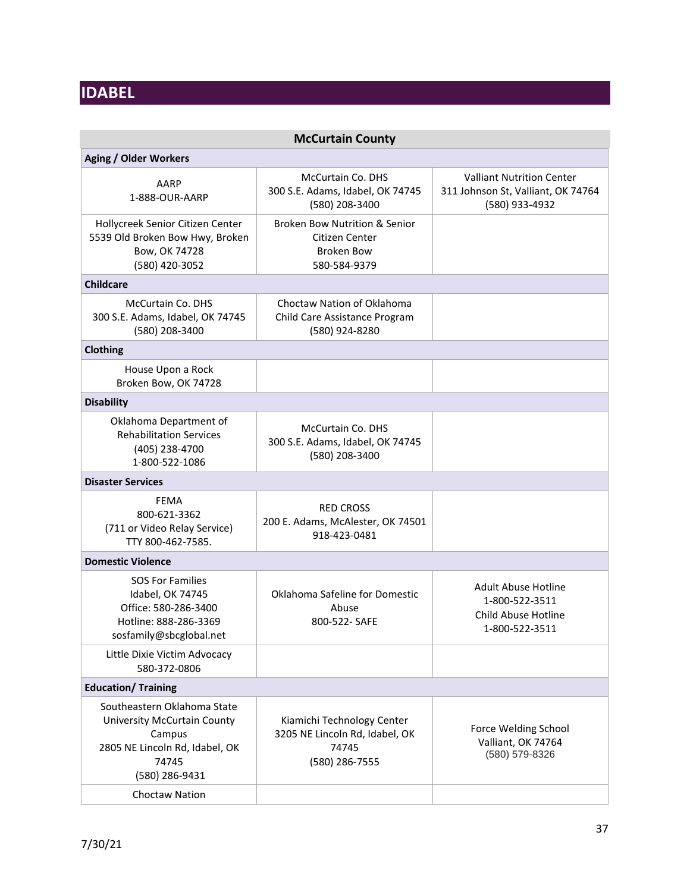# IDABEL

| McCurtain County | | |
|---|---|---|
| **Aging / Older Workers** | | |
| AARP<br>1-888-OUR-AARP | McCurtain Co. DHS<br>300 S.E. Adams, Idabel, OK 74745<br>(580) 208-3400 | Valliant Nutrition Center<br>311 Johnson St, Valliant, OK 74764<br>(580) 933-4932 |
| Hollycreek Senior Citizen Center<br>5539 Old Broken Bow Hwy, Broken Bow, OK 74728<br>(580) 420-3052 | Broken Bow Nutrition & Senior Citizen Center<br>Broken Bow<br>580-584-9379 | |
| **Childcare** | | |
| McCurtain Co. DHS<br>300 S.E. Adams, Idabel, OK 74745<br>(580) 208-3400 | Choctaw Nation of Oklahoma<br>Child Care Assistance Program<br>(580) 924-8280 | |
| **Clothing** | | |
| House Upon a Rock<br>Broken Bow, OK 74728 | | |
| **Disability** | | |
| Oklahoma Department of Rehabilitation Services<br>(405) 238-4700<br>1-800-522-1086 | McCurtain Co. DHS<br>300 S.E. Adams, Idabel, OK 74745<br>(580) 208-3400 | |
| **Disaster Services** | | |
| FEMA<br>800-621-3362<br>(711 or Video Relay Service)<br>TTY 800-462-7585. | RED CROSS<br>200 E. Adams, McAlester, OK 74501<br>918-423-0481 | |
| **Domestic Violence** | | |
| SOS For Families<br>Idabel, OK 74745<br>Office: 580-286-3400<br>Hotline: 888-286-3369<br>sosfamily@sbcglobal.net | Oklahoma Safeline for Domestic Abuse<br>800-522- SAFE | Adult Abuse Hotline<br>1-800-522-3511<br>Child Abuse Hotline<br>1-800-522-3511 |
| Little Dixie Victim Advocacy<br>580-372-0806 | | |
| **Education/ Training** | | |
| Southeastern Oklahoma State University McCurtain County Campus<br>2805 NE Lincoln Rd, Idabel, OK 74745<br>(580) 286-9431 | Kiamichi Technology Center<br>3205 NE Lincoln Rd, Idabel, OK 74745<br>(580) 286-7555 | Force Welding School<br>Valliant, OK 74764<br>(580) 579-8326 |
| Choctaw Nation | | |

7/30/21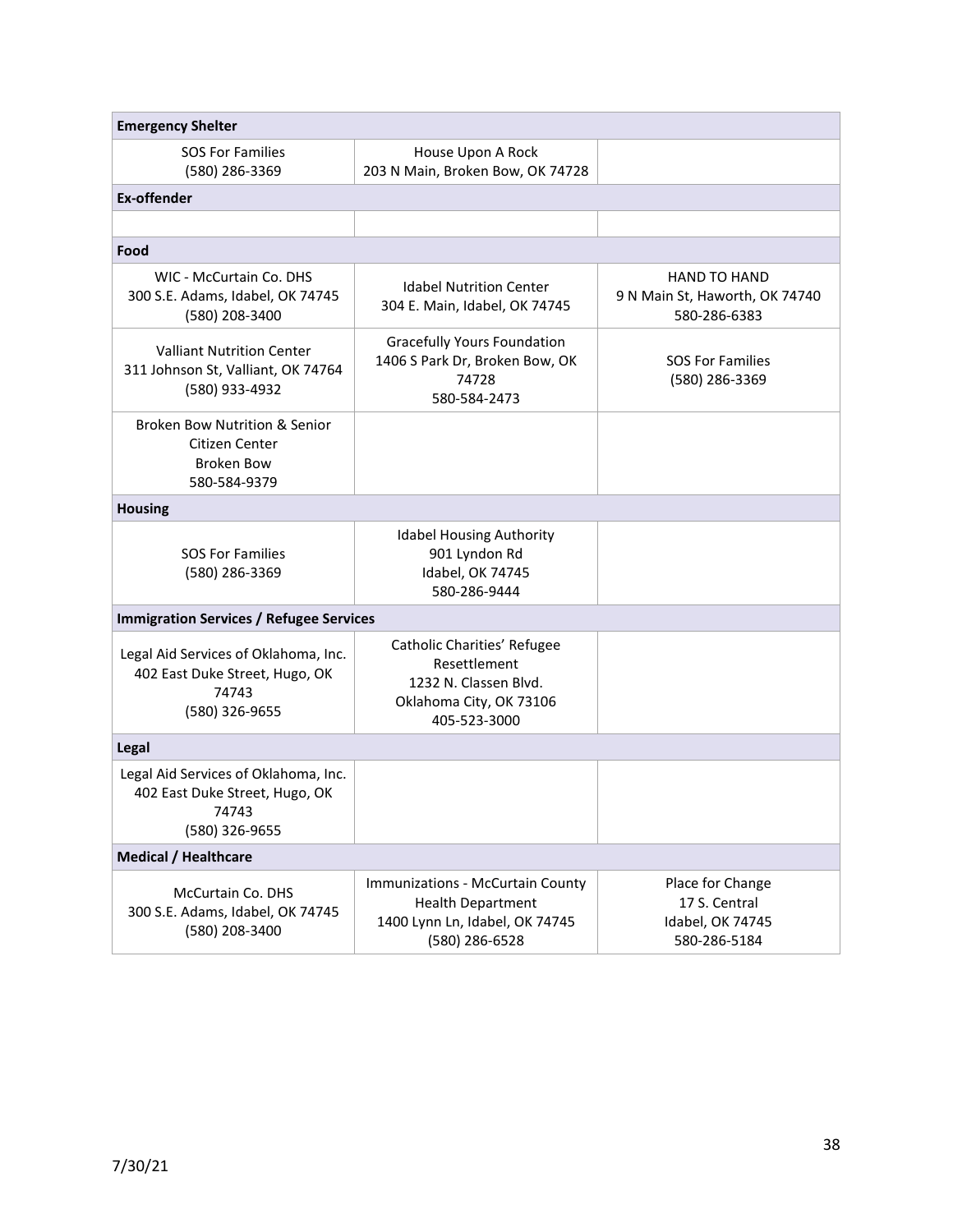| **Emergency Shelter** | | |
|---|---|---|
| SOS For Families<br>(580) 286-3369 | House Upon A Rock<br>203 N Main, Broken Bow, OK 74728 | |
| **Ex-offender** | | |
| | | |
| **Food** | | |
| WIC - McCurtain Co. DHS<br>300 S.E. Adams, Idabel, OK 74745<br>(580) 208-3400 | Idabel Nutrition Center<br>304 E. Main, Idabel, OK 74745 | HAND TO HAND<br>9 N Main St, Haworth, OK 74740<br>580-286-6383 |
| Valliant Nutrition Center<br>311 Johnson St, Valliant, OK 74764<br>(580) 933-4932 | Gracefully Yours Foundation<br>1406 S Park Dr, Broken Bow, OK 74728<br>580-584-2473 | SOS For Families<br>(580) 286-3369 |
| Broken Bow Nutrition & Senior Citizen Center<br>Broken Bow<br>580-584-9379 | | |
| **Housing** | | |
| SOS For Families<br>(580) 286-3369 | Idabel Housing Authority<br>901 Lyndon Rd<br>Idabel, OK 74745<br>580-286-9444 | |
| **Immigration Services / Refugee Services** | | |
| Legal Aid Services of Oklahoma, Inc.<br>402 East Duke Street, Hugo, OK 74743<br>(580) 326-9655 | Catholic Charities' Refugee Resettlement<br>1232 N. Classen Blvd.<br>Oklahoma City, OK 73106<br>405-523-3000 | |
| **Legal** | | |
| Legal Aid Services of Oklahoma, Inc.<br>402 East Duke Street, Hugo, OK 74743<br>(580) 326-9655 | | |
| **Medical / Healthcare** | | |
| McCurtain Co. DHS<br>300 S.E. Adams, Idabel, OK 74745<br>(580) 208-3400 | Immunizations - McCurtain County Health Department<br>1400 Lynn Ln, Idabel, OK 74745<br>(580) 286-6528 | Place for Change<br>17 S. Central<br>Idabel, OK 74745<br>580-286-5184 |

7/30/21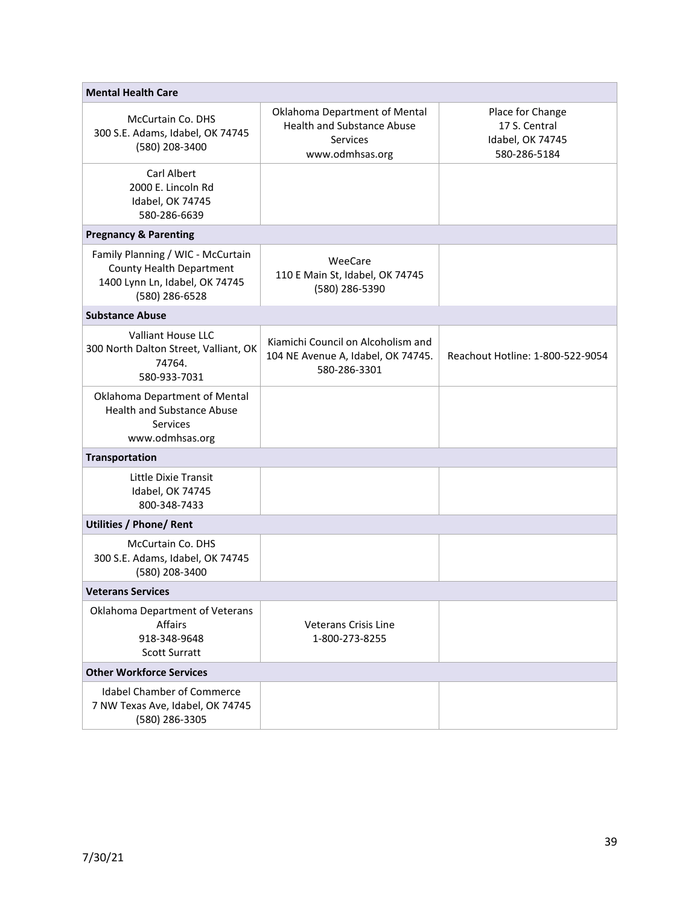| Mental Health Care | | |
|---|---|---|
| McCurtain Co. DHS<br>300 S.E. Adams, Idabel, OK 74745<br>(580) 208-3400 | Oklahoma Department of Mental Health and Substance Abuse Services<br>www.odmhsas.org | Place for Change<br>17 S. Central<br>Idabel, OK 74745<br>580-286-5184 |
| Carl Albert<br>2000 E. Lincoln Rd<br>Idabel, OK 74745<br>580-286-6639 | | |
| **Pregnancy & Parenting** | | |
| Family Planning / WIC - McCurtain County Health Department<br>1400 Lynn Ln, Idabel, OK 74745<br>(580) 286-6528 | WeeCare<br>110 E Main St, Idabel, OK 74745<br>(580) 286-5390 | |
| **Substance Abuse** | | |
| Valliant House LLC<br>300 North Dalton Street, Valliant, OK 74764.<br>580-933-7031 | Kiamichi Council on Alcoholism and 104 NE Avenue A, Idabel, OK 74745.<br>580-286-3301 | Reachout Hotline: 1-800-522-9054 |
| Oklahoma Department of Mental Health and Substance Abuse Services<br>www.odmhsas.org | | |
| **Transportation** | | |
| Little Dixie Transit<br>Idabel, OK 74745<br>800-348-7433 | | |
| **Utilities / Phone/ Rent** | | |
| McCurtain Co. DHS<br>300 S.E. Adams, Idabel, OK 74745<br>(580) 208-3400 | | |
| **Veterans Services** | | |
| Oklahoma Department of Veterans Affairs<br>918-348-9648<br>Scott Surratt | Veterans Crisis Line<br>1-800-273-8255 | |
| **Other Workforce Services** | | |
| Idabel Chamber of Commerce<br>7 NW Texas Ave, Idabel, OK 74745<br>(580) 286-3305 | | |

7/30/21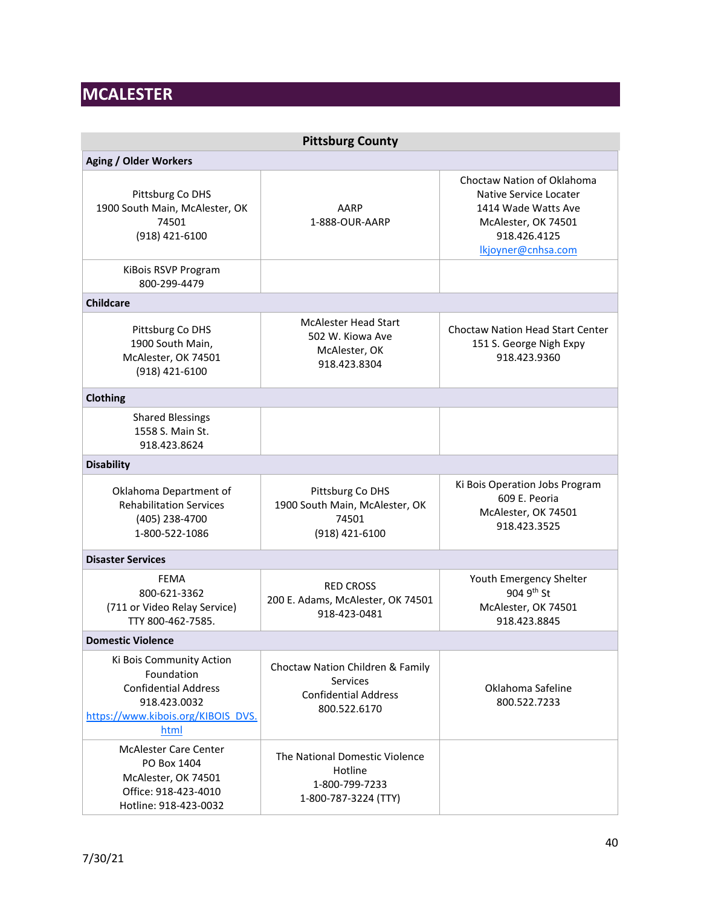# MCALESTER

| Pittsburg County | | |
|---|---|---|
| **Aging / Older Workers** | | |
| Pittsburg Co DHS<br>1900 South Main, McAlester, OK 74501<br>(918) 421-6100 | AARP<br>1-888-OUR-AARP | Choctaw Nation of Oklahoma<br>Native Service Locater<br>1414 Wade Watts Ave<br>McAlester, OK 74501<br>918.426.4125<br>lkjoyner@cnhsa.com |
| KiBois RSVP Program<br>800-299-4479 | | |
| **Childcare** | | |
| Pittsburg Co DHS<br>1900 South Main,<br>McAlester, OK 74501<br>(918) 421-6100 | McAlester Head Start<br>502 W. Kiowa Ave<br>McAlester, OK<br>918.423.8304 | Choctaw Nation Head Start Center<br>151 S. George Nigh Expy<br>918.423.9360 |
| **Clothing** | | |
| Shared Blessings<br>1558 S. Main St.<br>918.423.8624 | | |
| **Disability** | | |
| Oklahoma Department of Rehabilitation Services<br>(405) 238-4700<br>1-800-522-1086 | Pittsburg Co DHS<br>1900 South Main, McAlester, OK 74501<br>(918) 421-6100 | Ki Bois Operation Jobs Program<br>609 E. Peoria<br>McAlester, OK 74501<br>918.423.3525 |
| **Disaster Services** | | |
| FEMA<br>800-621-3362<br>(711 or Video Relay Service)<br>TTY 800-462-7585. | RED CROSS<br>200 E. Adams, McAlester, OK 74501<br>918-423-0481 | Youth Emergency Shelter<br>904 9th St<br>McAlester, OK 74501<br>918.423.8845 |
| **Domestic Violence** | | |
| Ki Bois Community Action Foundation<br>Confidential Address<br>918.423.0032<br>https://www.kibois.org/KIBOIS_DVS.html | Choctaw Nation Children & Family Services<br>Confidential Address<br>800.522.6170 | Oklahoma Safeline<br>800.522.7233 |
| McAlester Care Center<br>PO Box 1404<br>McAlester, OK 74501<br>Office: 918-423-4010<br>Hotline: 918-423-0032 | The National Domestic Violence Hotline<br>1-800-799-7233<br>1-800-787-3224 (TTY) | |

7/30/21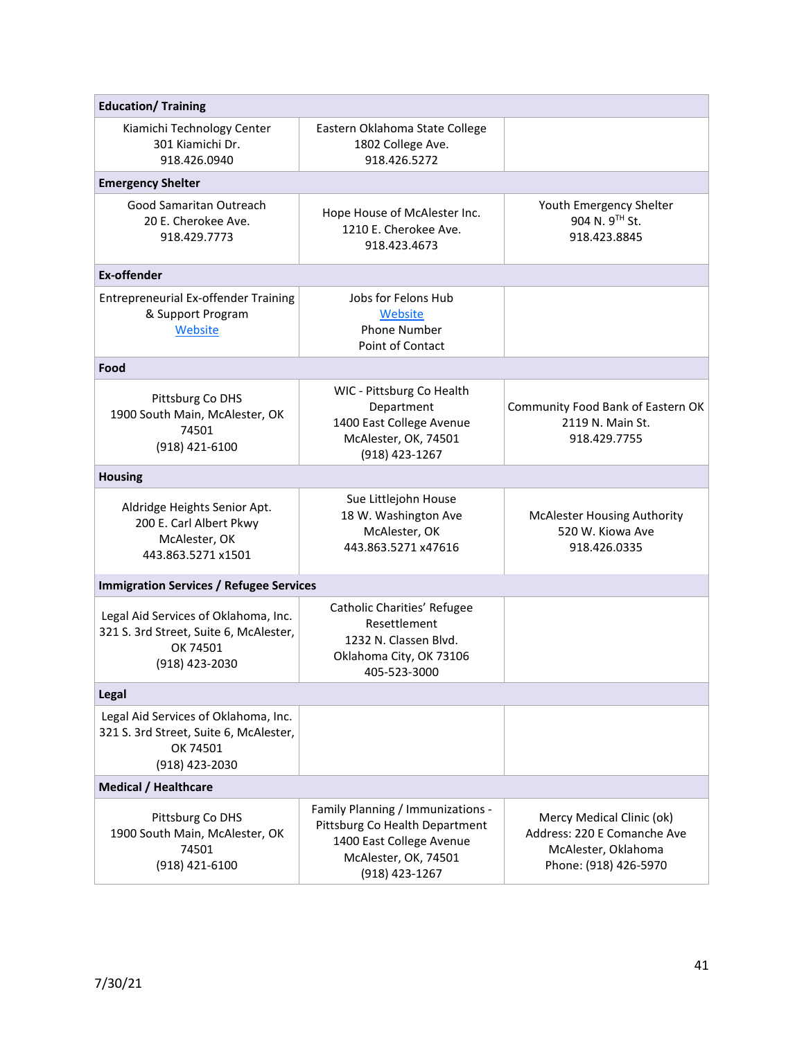| Education/ Training | | |
|---|---|---|
| Kiamichi Technology Center<br>301 Kiamichi Dr.<br>918.426.0940 | Eastern Oklahoma State College<br>1802 College Ave.<br>918.426.5272 | |
| **Emergency Shelter** | | |
| Good Samaritan Outreach<br>20 E. Cherokee Ave.<br>918.429.7773 | Hope House of McAlester Inc.<br>1210 E. Cherokee Ave.<br>918.423.4673 | Youth Emergency Shelter<br>904 N. 9TH St.<br>918.423.8845 |
| **Ex-offender** | | |
| Entrepreneurial Ex-offender Training & Support Program<br>Website | Jobs for Felons Hub<br>Website<br>Phone Number<br>Point of Contact | |
| **Food** | | |
| Pittsburg Co DHS<br>1900 South Main, McAlester, OK 74501<br>(918) 421-6100 | WIC - Pittsburg Co Health Department<br>1400 East College Avenue<br>McAlester, OK, 74501<br>(918) 423-1267 | Community Food Bank of Eastern OK<br>2119 N. Main St.<br>918.429.7755 |
| **Housing** | | |
| Aldridge Heights Senior Apt.<br>200 E. Carl Albert Pkwy<br>McAlester, OK<br>443.863.5271 x1501 | Sue Littlejohn House<br>18 W. Washington Ave<br>McAlester, OK<br>443.863.5271 x47616 | McAlester Housing Authority<br>520 W. Kiowa Ave<br>918.426.0335 |
| **Immigration Services / Refugee Services** | | |
| Legal Aid Services of Oklahoma, Inc.<br>321 S. 3rd Street, Suite 6, McAlester, OK 74501<br>(918) 423-2030 | Catholic Charities' Refugee Resettlement<br>1232 N. Classen Blvd.<br>Oklahoma City, OK 73106<br>405-523-3000 | |
| **Legal** | | |
| Legal Aid Services of Oklahoma, Inc.<br>321 S. 3rd Street, Suite 6, McAlester, OK 74501<br>(918) 423-2030 | | |
| **Medical / Healthcare** | | |
| Pittsburg Co DHS<br>1900 South Main, McAlester, OK 74501<br>(918) 421-6100 | Family Planning / Immunizations - Pittsburg Co Health Department<br>1400 East College Avenue<br>McAlester, OK, 74501<br>(918) 423-1267 | Mercy Medical Clinic (ok)<br>Address: 220 E Comanche Ave<br>McAlester, Oklahoma<br>Phone: (918) 426-5970 |

7/30/21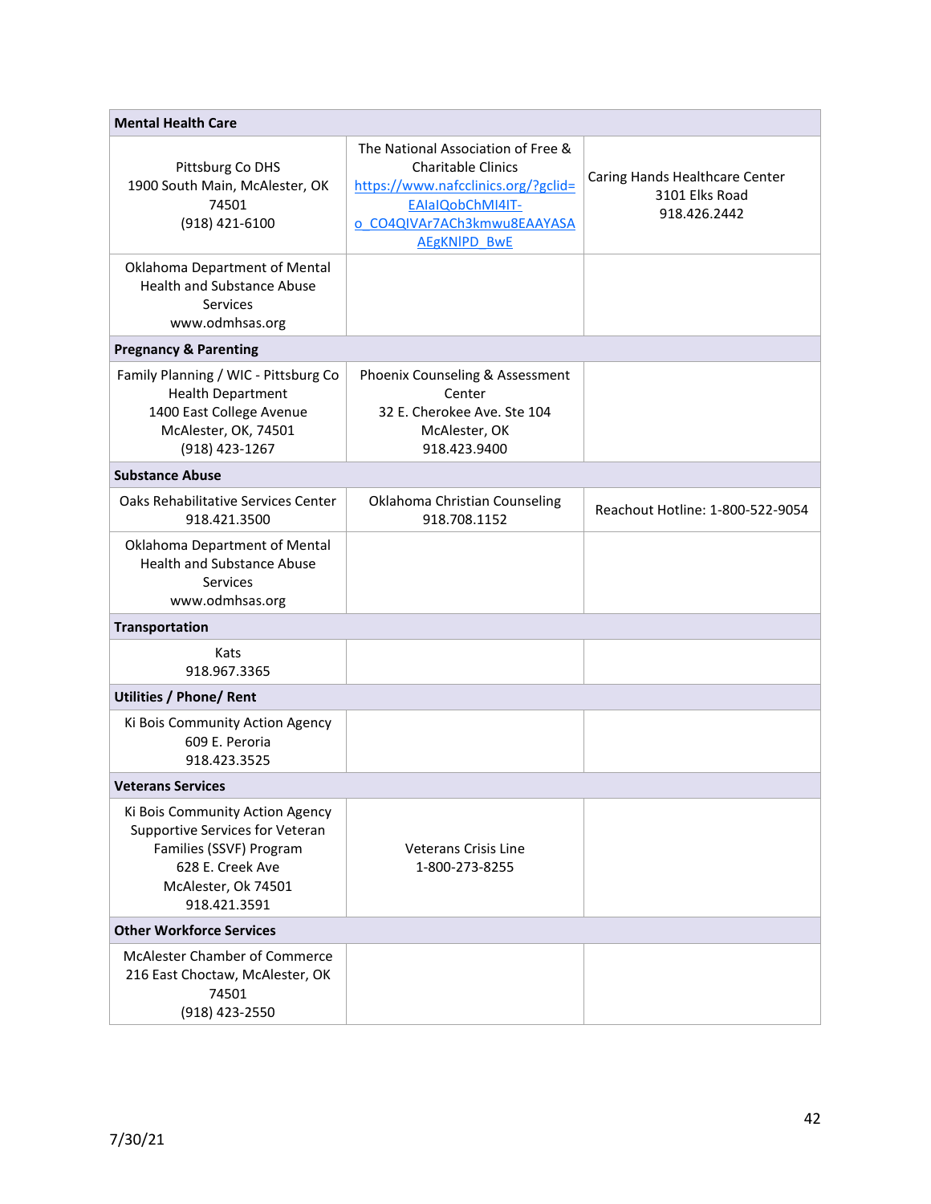| Mental Health Care | | |
|---|---|---|
| Pittsburg Co DHS<br>1900 South Main, McAlester, OK 74501<br>(918) 421-6100 | The National Association of Free & Charitable Clinics<br>https://www.nafcclinics.org/?gclid=EAIaIQobChMI4IT-o_CO4QIVAr7ACh3kmwu8EAAYASAAEgKNlPD_BwE | Caring Hands Healthcare Center<br>3101 Elks Road<br>918.426.2442 |
| Oklahoma Department of Mental Health and Substance Abuse Services<br>www.odmhsas.org | | |
| **Pregnancy & Parenting** | | |
| Family Planning / WIC - Pittsburg Co Health Department<br>1400 East College Avenue<br>McAlester, OK, 74501<br>(918) 423-1267 | Phoenix Counseling & Assessment Center<br>32 E. Cherokee Ave. Ste 104<br>McAlester, OK<br>918.423.9400 | |
| **Substance Abuse** | | |
| Oaks Rehabilitative Services Center<br>918.421.3500 | Oklahoma Christian Counseling<br>918.708.1152 | Reachout Hotline: 1-800-522-9054 |
| Oklahoma Department of Mental Health and Substance Abuse Services<br>www.odmhsas.org | | |
| **Transportation** | | |
| Kats<br>918.967.3365 | | |
| **Utilities / Phone/ Rent** | | |
| Ki Bois Community Action Agency<br>609 E. Peroria<br>918.423.3525 | | |
| **Veterans Services** | | |
| Ki Bois Community Action Agency Supportive Services for Veteran Families (SSVF) Program<br>628 E. Creek Ave<br>McAlester, Ok 74501<br>918.421.3591 | Veterans Crisis Line<br>1-800-273-8255 | |
| **Other Workforce Services** | | |
| McAlester Chamber of Commerce<br>216 East Choctaw, McAlester, OK 74501<br>(918) 423-2550 | | |

7/30/21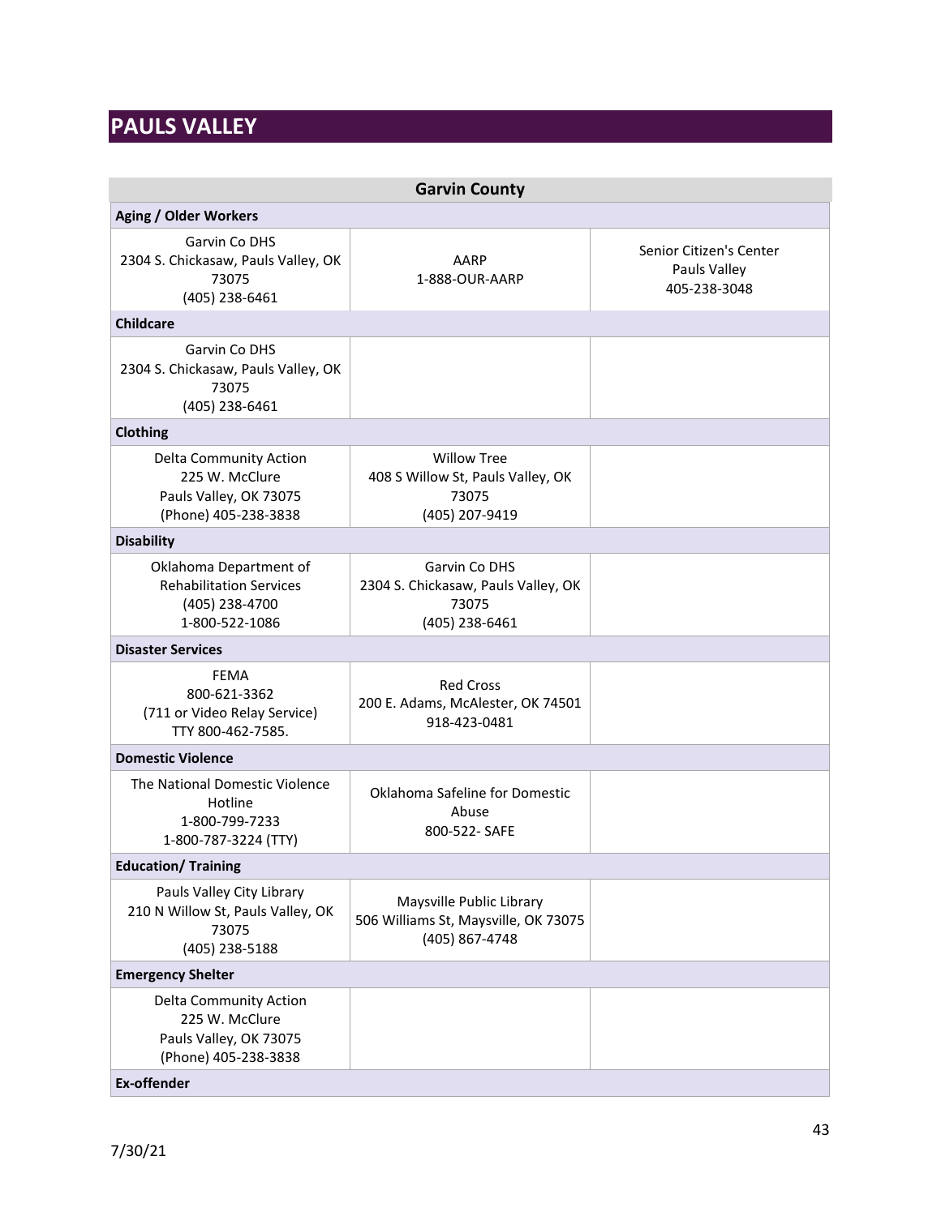# PAULS VALLEY

| Garvin County | | |
|---|---|---|
| **Aging / Older Workers** | | |
| Garvin Co DHS<br>2304 S. Chickasaw, Pauls Valley, OK 73075<br>(405) 238-6461 | AARP<br>1-888-OUR-AARP | Senior Citizen's Center<br>Pauls Valley<br>405-238-3048 |
| **Childcare** | | |
| Garvin Co DHS<br>2304 S. Chickasaw, Pauls Valley, OK 73075<br>(405) 238-6461 | | |
| **Clothing** | | |
| Delta Community Action<br>225 W. McClure<br>Pauls Valley, OK 73075<br>(Phone) 405-238-3838 | Willow Tree<br>408 S Willow St, Pauls Valley, OK 73075<br>(405) 207-9419 | |
| **Disability** | | |
| Oklahoma Department of Rehabilitation Services<br>(405) 238-4700<br>1-800-522-1086 | Garvin Co DHS<br>2304 S. Chickasaw, Pauls Valley, OK 73075<br>(405) 238-6461 | |
| **Disaster Services** | | |
| FEMA<br>800-621-3362<br>(711 or Video Relay Service)<br>TTY 800-462-7585. | Red Cross<br>200 E. Adams, McAlester, OK 74501<br>918-423-0481 | |
| **Domestic Violence** | | |
| The National Domestic Violence Hotline<br>1-800-799-7233<br>1-800-787-3224 (TTY) | Oklahoma Safeline for Domestic Abuse<br>800-522- SAFE | |
| **Education/ Training** | | |
| Pauls Valley City Library<br>210 N Willow St, Pauls Valley, OK 73075<br>(405) 238-5188 | Maysville Public Library<br>506 Williams St, Maysville, OK 73075<br>(405) 867-4748 | |
| **Emergency Shelter** | | |
| Delta Community Action<br>225 W. McClure<br>Pauls Valley, OK 73075<br>(Phone) 405-238-3838 | | |
| **Ex-offender** | | |

7/30/21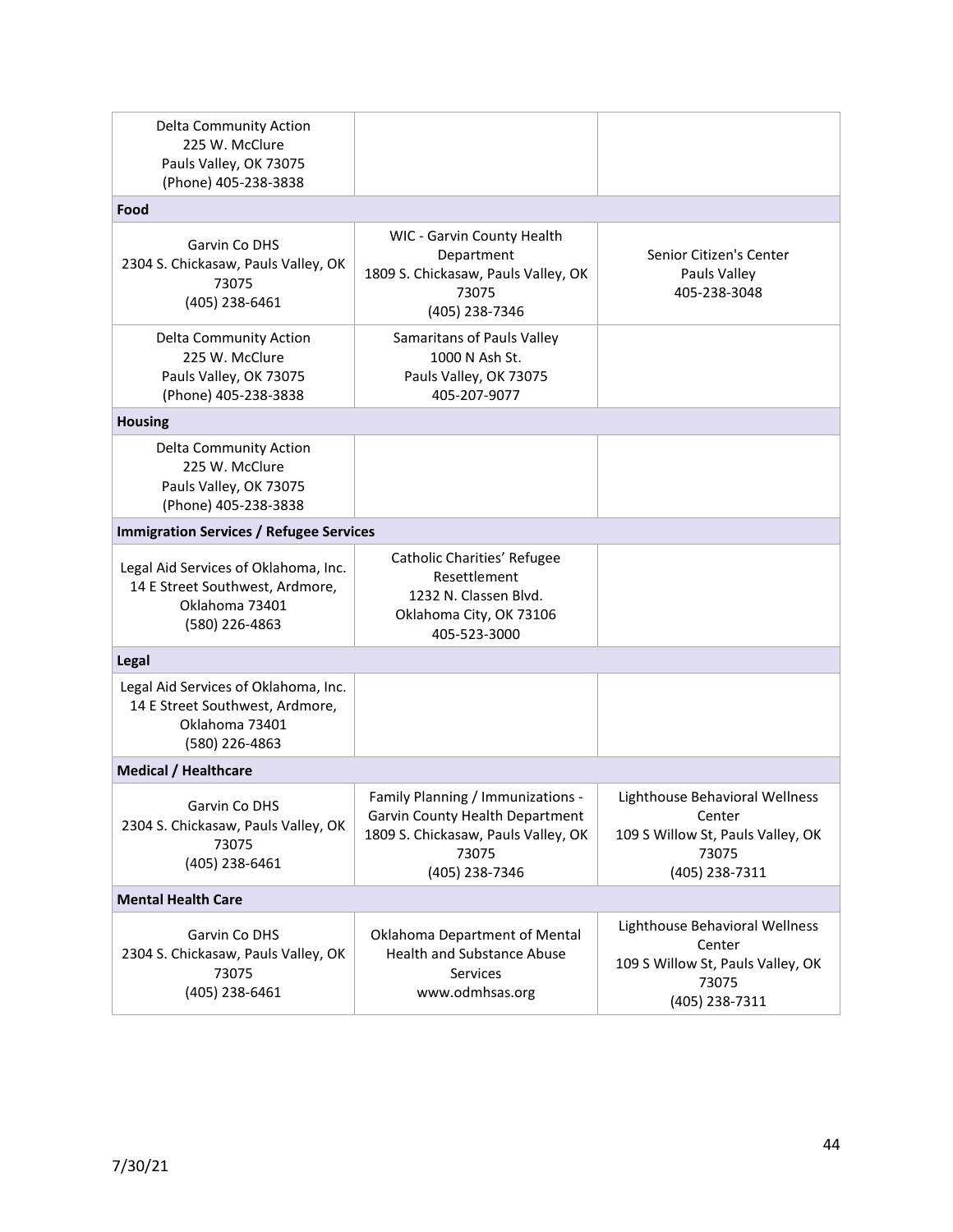| | | |
|---|---|---|
| Delta Community Action<br>225 W. McClure<br>Pauls Valley, OK 73075<br>(Phone) 405-238-3838 | | |
| **Food** | | |
| Garvin Co DHS<br>2304 S. Chickasaw, Pauls Valley, OK 73075<br>(405) 238-6461 | WIC - Garvin County Health Department<br>1809 S. Chickasaw, Pauls Valley, OK 73075<br>(405) 238-7346 | Senior Citizen's Center<br>Pauls Valley<br>405-238-3048 |
| Delta Community Action<br>225 W. McClure<br>Pauls Valley, OK 73075<br>(Phone) 405-238-3838 | Samaritans of Pauls Valley<br>1000 N Ash St.<br>Pauls Valley, OK 73075<br>405-207-9077 | |
| **Housing** | | |
| Delta Community Action<br>225 W. McClure<br>Pauls Valley, OK 73075<br>(Phone) 405-238-3838 | | |
| **Immigration Services / Refugee Services** | | |
| Legal Aid Services of Oklahoma, Inc.<br>14 E Street Southwest, Ardmore, Oklahoma 73401<br>(580) 226-4863 | Catholic Charities' Refugee Resettlement<br>1232 N. Classen Blvd.<br>Oklahoma City, OK 73106<br>405-523-3000 | |
| **Legal** | | |
| Legal Aid Services of Oklahoma, Inc.<br>14 E Street Southwest, Ardmore, Oklahoma 73401<br>(580) 226-4863 | | |
| **Medical / Healthcare** | | |
| Garvin Co DHS<br>2304 S. Chickasaw, Pauls Valley, OK 73075<br>(405) 238-6461 | Family Planning / Immunizations - Garvin County Health Department<br>1809 S. Chickasaw, Pauls Valley, OK 73075<br>(405) 238-7346 | Lighthouse Behavioral Wellness Center<br>109 S Willow St, Pauls Valley, OK 73075<br>(405) 238-7311 |
| **Mental Health Care** | | |
| Garvin Co DHS<br>2304 S. Chickasaw, Pauls Valley, OK 73075<br>(405) 238-6461 | Oklahoma Department of Mental Health and Substance Abuse Services<br>www.odmhsas.org | Lighthouse Behavioral Wellness Center<br>109 S Willow St, Pauls Valley, OK 73075<br>(405) 238-7311 |

7/30/21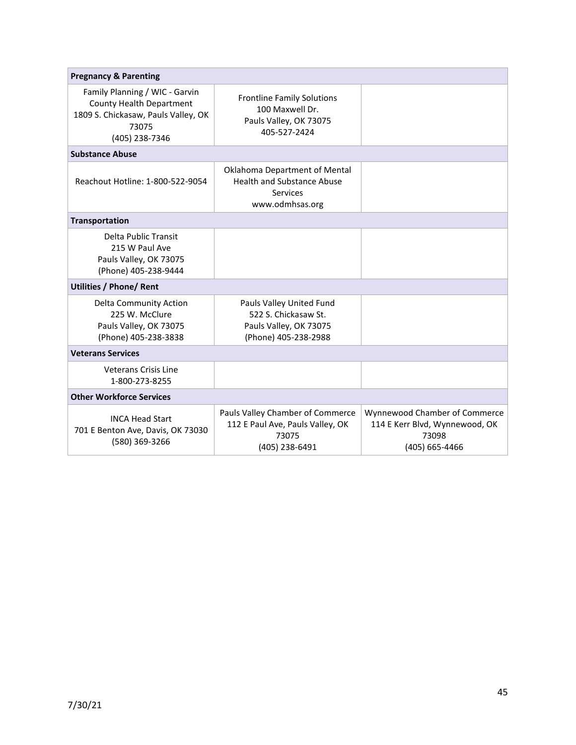| Pregnancy & Parenting | | |
|---|---|---|
| Family Planning / WIC - Garvin County Health Department<br>1809 S. Chickasaw, Pauls Valley, OK 73075<br>(405) 238-7346 | Frontline Family Solutions<br>100 Maxwell Dr.<br>Pauls Valley, OK 73075<br>405-527-2424 | |
| **Substance Abuse** | | |
| Reachout Hotline: 1-800-522-9054 | Oklahoma Department of Mental Health and Substance Abuse Services<br>www.odmhsas.org | |
| **Transportation** | | |
| Delta Public Transit<br>215 W Paul Ave<br>Pauls Valley, OK 73075<br>(Phone) 405-238-9444 | | |
| **Utilities / Phone/ Rent** | | |
| Delta Community Action<br>225 W. McClure<br>Pauls Valley, OK 73075<br>(Phone) 405-238-3838 | Pauls Valley United Fund<br>522 S. Chickasaw St.<br>Pauls Valley, OK 73075<br>(Phone) 405-238-2988 | |
| **Veterans Services** | | |
| Veterans Crisis Line<br>1-800-273-8255 | | |
| **Other Workforce Services** | | |
| INCA Head Start<br>701 E Benton Ave, Davis, OK 73030<br>(580) 369-3266 | Pauls Valley Chamber of Commerce<br>112 E Paul Ave, Pauls Valley, OK 73075<br>(405) 238-6491 | Wynnewood Chamber of Commerce<br>114 E Kerr Blvd, Wynnewood, OK 73098<br>(405) 665-4466 |

7/30/21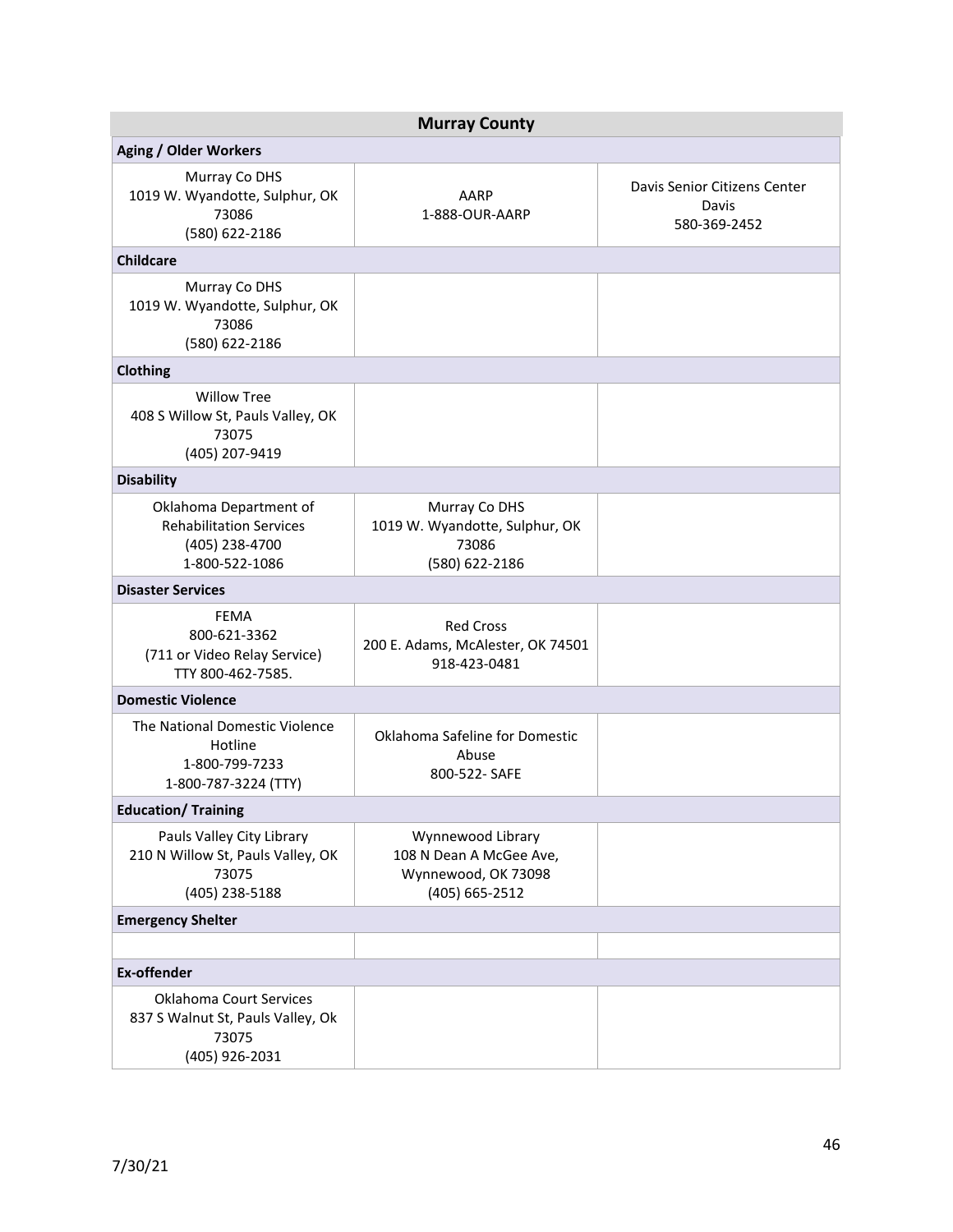| Murray County | | |
|---|---|---|
| **Aging / Older Workers** | | |
| Murray Co DHS<br>1019 W. Wyandotte, Sulphur, OK 73086<br>(580) 622-2186 | AARP<br>1-888-OUR-AARP | Davis Senior Citizens Center<br>Davis<br>580-369-2452 |
| **Childcare** | | |
| Murray Co DHS<br>1019 W. Wyandotte, Sulphur, OK 73086<br>(580) 622-2186 | | |
| **Clothing** | | |
| Willow Tree<br>408 S Willow St, Pauls Valley, OK 73075<br>(405) 207-9419 | | |
| **Disability** | | |
| Oklahoma Department of Rehabilitation Services<br>(405) 238-4700<br>1-800-522-1086 | Murray Co DHS<br>1019 W. Wyandotte, Sulphur, OK 73086<br>(580) 622-2186 | |
| **Disaster Services** | | |
| FEMA<br>800-621-3362<br>(711 or Video Relay Service)<br>TTY 800-462-7585. | Red Cross<br>200 E. Adams, McAlester, OK 74501<br>918-423-0481 | |
| **Domestic Violence** | | |
| The National Domestic Violence Hotline<br>1-800-799-7233<br>1-800-787-3224 (TTY) | Oklahoma Safeline for Domestic Abuse<br>800-522- SAFE | |
| **Education/ Training** | | |
| Pauls Valley City Library<br>210 N Willow St, Pauls Valley, OK 73075<br>(405) 238-5188 | Wynnewood Library<br>108 N Dean A McGee Ave, Wynnewood, OK 73098<br>(405) 665-2512 | |
| **Emergency Shelter** | | |
| | | |
| **Ex-offender** | | |
| Oklahoma Court Services<br>837 S Walnut St, Pauls Valley, Ok 73075<br>(405) 926-2031 | | |

7/30/21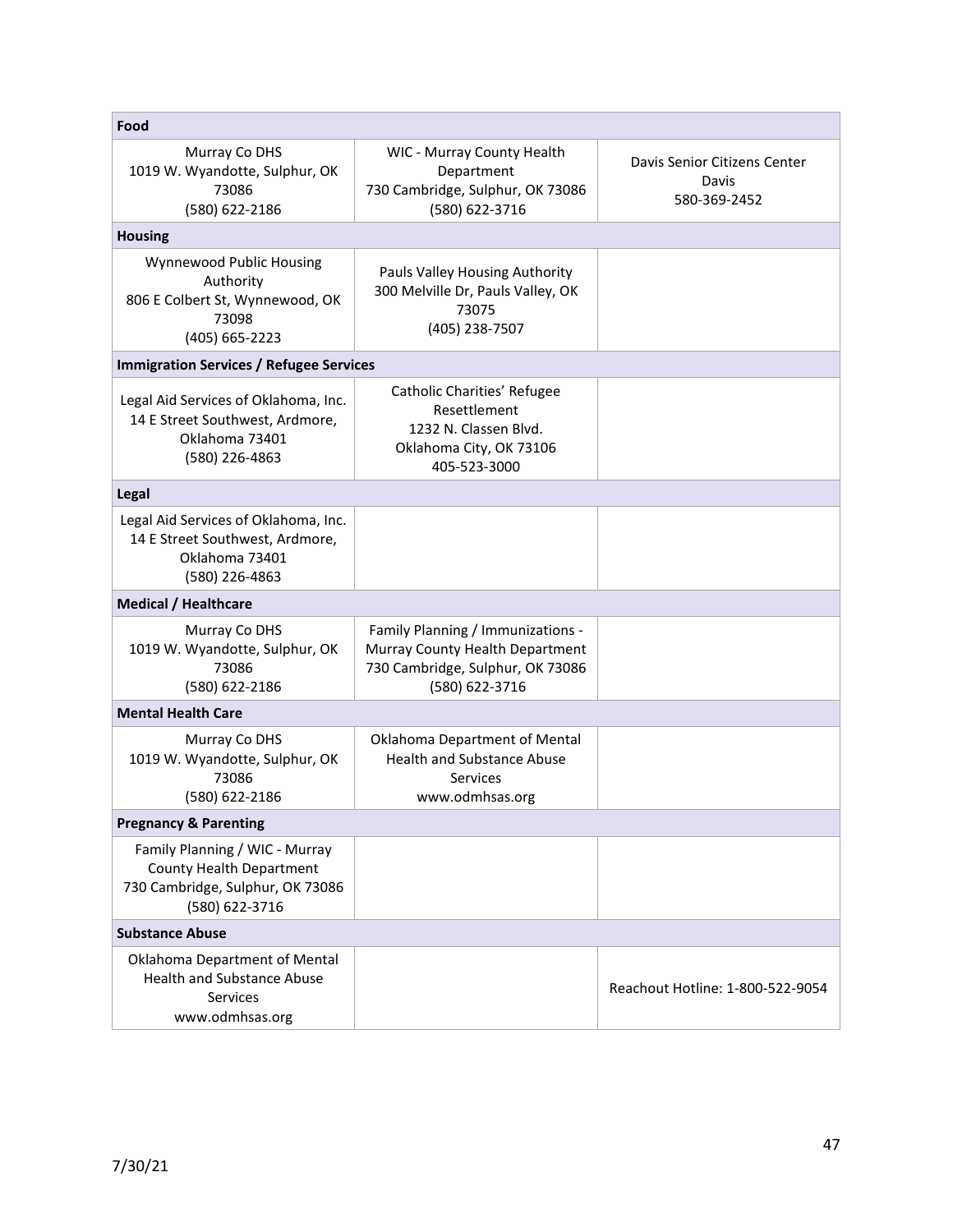| Food | | |
|---|---|---|
| Murray Co DHS<br>1019 W. Wyandotte, Sulphur, OK 73086<br>(580) 622-2186 | WIC - Murray County Health Department<br>730 Cambridge, Sulphur, OK 73086<br>(580) 622-3716 | Davis Senior Citizens Center<br>Davis<br>580-369-2452 |
| **Housing** | | |
| Wynnewood Public Housing Authority<br>806 E Colbert St, Wynnewood, OK 73098<br>(405) 665-2223 | Pauls Valley Housing Authority<br>300 Melville Dr, Pauls Valley, OK 73075<br>(405) 238-7507 | |
| **Immigration Services / Refugee Services** | | |
| Legal Aid Services of Oklahoma, Inc.<br>14 E Street Southwest, Ardmore, Oklahoma 73401<br>(580) 226-4863 | Catholic Charities' Refugee Resettlement<br>1232 N. Classen Blvd.<br>Oklahoma City, OK 73106<br>405-523-3000 | |
| **Legal** | | |
| Legal Aid Services of Oklahoma, Inc.<br>14 E Street Southwest, Ardmore, Oklahoma 73401<br>(580) 226-4863 | | |
| **Medical / Healthcare** | | |
| Murray Co DHS<br>1019 W. Wyandotte, Sulphur, OK 73086<br>(580) 622-2186 | Family Planning / Immunizations - Murray County Health Department<br>730 Cambridge, Sulphur, OK 73086<br>(580) 622-3716 | |
| **Mental Health Care** | | |
| Murray Co DHS<br>1019 W. Wyandotte, Sulphur, OK 73086<br>(580) 622-2186 | Oklahoma Department of Mental Health and Substance Abuse Services<br>www.odmhsas.org | |
| **Pregnancy & Parenting** | | |
| Family Planning / WIC - Murray County Health Department<br>730 Cambridge, Sulphur, OK 73086<br>(580) 622-3716 | | |
| **Substance Abuse** | | |
| Oklahoma Department of Mental Health and Substance Abuse Services<br>www.odmhsas.org | | Reachout Hotline: 1-800-522-9054 |

7/30/21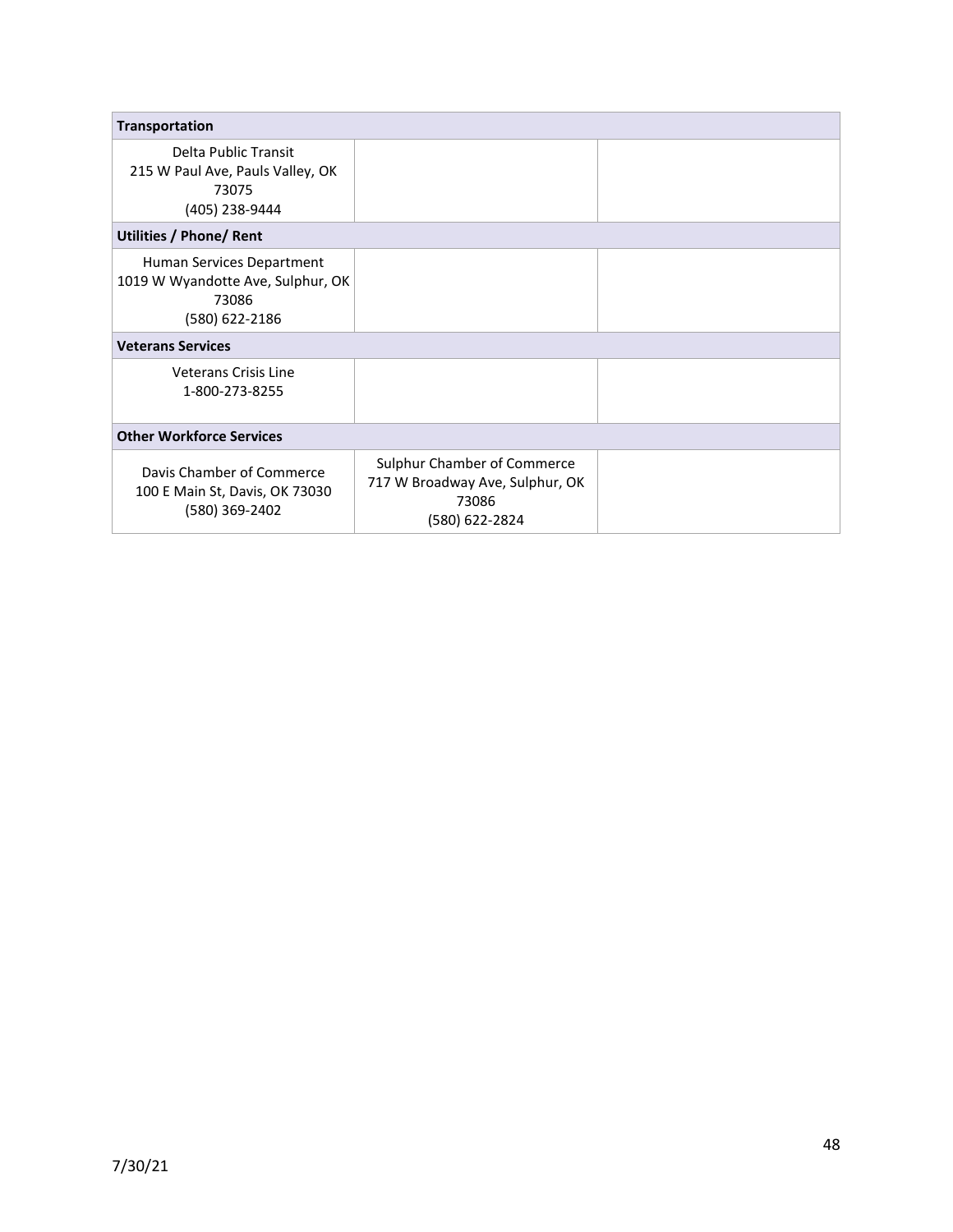| Transportation | | |
|---|---|---|
| Delta Public Transit<br>215 W Paul Ave, Pauls Valley, OK 73075<br>(405) 238-9444 | | |
| **Utilities / Phone/ Rent** | | |
| Human Services Department<br>1019 W Wyandotte Ave, Sulphur, OK 73086<br>(580) 622-2186 | | |
| **Veterans Services** | | |
| Veterans Crisis Line<br>1-800-273-8255 | | |
| **Other Workforce Services** | | |
| Davis Chamber of Commerce<br>100 E Main St, Davis, OK 73030<br>(580) 369-2402 | Sulphur Chamber of Commerce<br>717 W Broadway Ave, Sulphur, OK 73086<br>(580) 622-2824 | |

7/30/21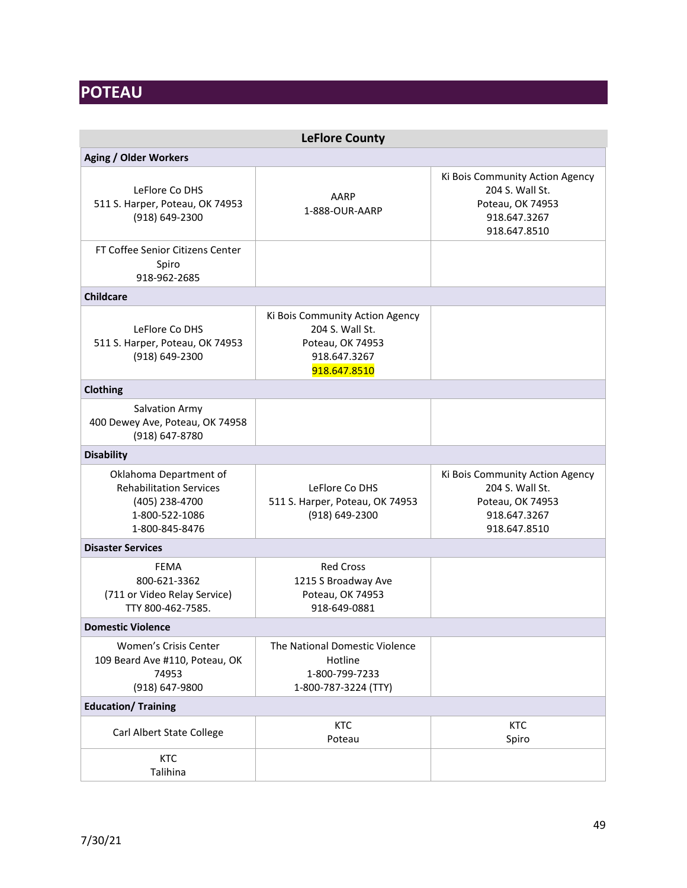# POTEAU

| LeFlore County | | |
|---|---|---|
| **Aging / Older Workers** | | |
| LeFlore Co DHS<br>511 S. Harper, Poteau, OK 74953<br>(918) 649-2300 | AARP<br>1-888-OUR-AARP | Ki Bois Community Action Agency<br>204 S. Wall St.<br>Poteau, OK 74953<br>918.647.3267<br>918.647.8510 |
| FT Coffee Senior Citizens Center<br>Spiro<br>918-962-2685 | | |
| **Childcare** | | |
| LeFlore Co DHS<br>511 S. Harper, Poteau, OK 74953<br>(918) 649-2300 | Ki Bois Community Action Agency<br>204 S. Wall St.<br>Poteau, OK 74953<br>918.647.3267<br>918.647.8510 | |
| **Clothing** | | |
| Salvation Army<br>400 Dewey Ave, Poteau, OK 74958<br>(918) 647-8780 | | |
| **Disability** | | |
| Oklahoma Department of Rehabilitation Services<br>(405) 238-4700<br>1-800-522-1086<br>1-800-845-8476 | LeFlore Co DHS<br>511 S. Harper, Poteau, OK 74953<br>(918) 649-2300 | Ki Bois Community Action Agency<br>204 S. Wall St.<br>Poteau, OK 74953<br>918.647.3267<br>918.647.8510 |
| **Disaster Services** | | |
| FEMA<br>800-621-3362<br>(711 or Video Relay Service)<br>TTY 800-462-7585. | Red Cross<br>1215 S Broadway Ave<br>Poteau, OK 74953<br>918-649-0881 | |
| **Domestic Violence** | | |
| Women's Crisis Center<br>109 Beard Ave #110, Poteau, OK 74953<br>(918) 647-9800 | The National Domestic Violence Hotline<br>1-800-799-7233<br>1-800-787-3224 (TTY) | |
| **Education/ Training** | | |
| Carl Albert State College | KTC<br>Poteau | KTC<br>Spiro |
| KTC<br>Talihina | | |

7/30/21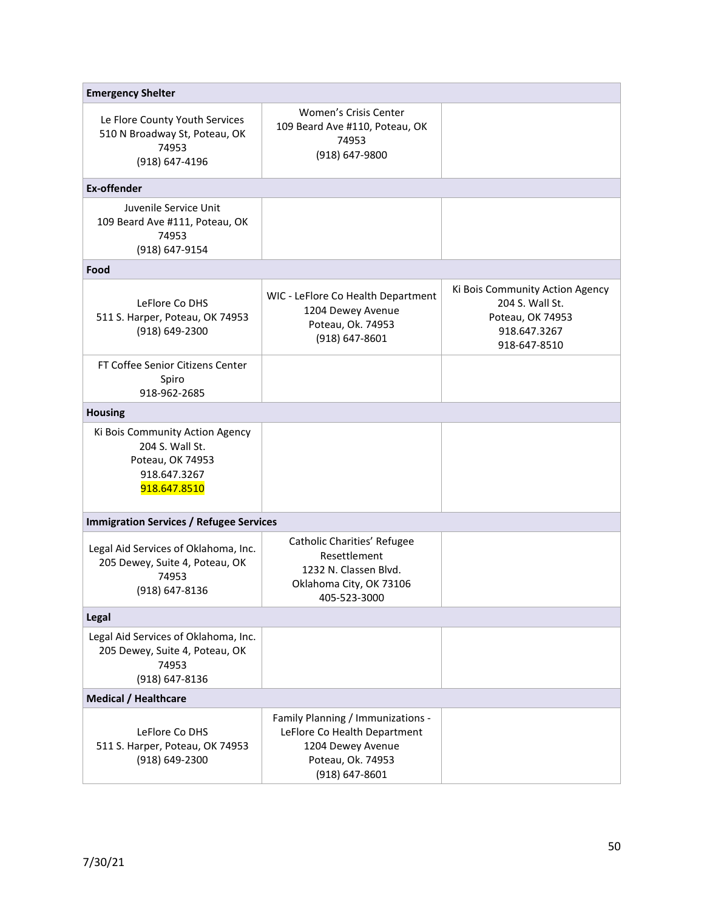| Emergency Shelter | | |
|---|---|---|
| Le Flore County Youth Services<br>510 N Broadway St, Poteau, OK 74953<br>(918) 647-4196 | Women's Crisis Center<br>109 Beard Ave #110, Poteau, OK 74953<br>(918) 647-9800 | |
| **Ex-offender** | | |
| Juvenile Service Unit<br>109 Beard Ave #111, Poteau, OK 74953<br>(918) 647-9154 | | |
| **Food** | | |
| LeFlore Co DHS<br>511 S. Harper, Poteau, OK 74953<br>(918) 649-2300 | WIC - LeFlore Co Health Department<br>1204 Dewey Avenue<br>Poteau, Ok. 74953<br>(918) 647-8601 | Ki Bois Community Action Agency<br>204 S. Wall St.<br>Poteau, OK 74953<br>918.647.3267<br>918-647-8510 |
| FT Coffee Senior Citizens Center<br>Spiro<br>918-962-2685 | | |
| **Housing** | | |
| Ki Bois Community Action Agency<br>204 S. Wall St.<br>Poteau, OK 74953<br>918.647.3267<br>918.647.8510 | | |
| **Immigration Services / Refugee Services** | | |
| Legal Aid Services of Oklahoma, Inc.<br>205 Dewey, Suite 4, Poteau, OK 74953<br>(918) 647-8136 | Catholic Charities' Refugee Resettlement<br>1232 N. Classen Blvd.<br>Oklahoma City, OK 73106<br>405-523-3000 | |
| **Legal** | | |
| Legal Aid Services of Oklahoma, Inc.<br>205 Dewey, Suite 4, Poteau, OK 74953<br>(918) 647-8136 | | |
| **Medical / Healthcare** | | |
| LeFlore Co DHS<br>511 S. Harper, Poteau, OK 74953<br>(918) 649-2300 | Family Planning / Immunizations - LeFlore Co Health Department<br>1204 Dewey Avenue<br>Poteau, Ok. 74953<br>(918) 647-8601 | |

7/30/21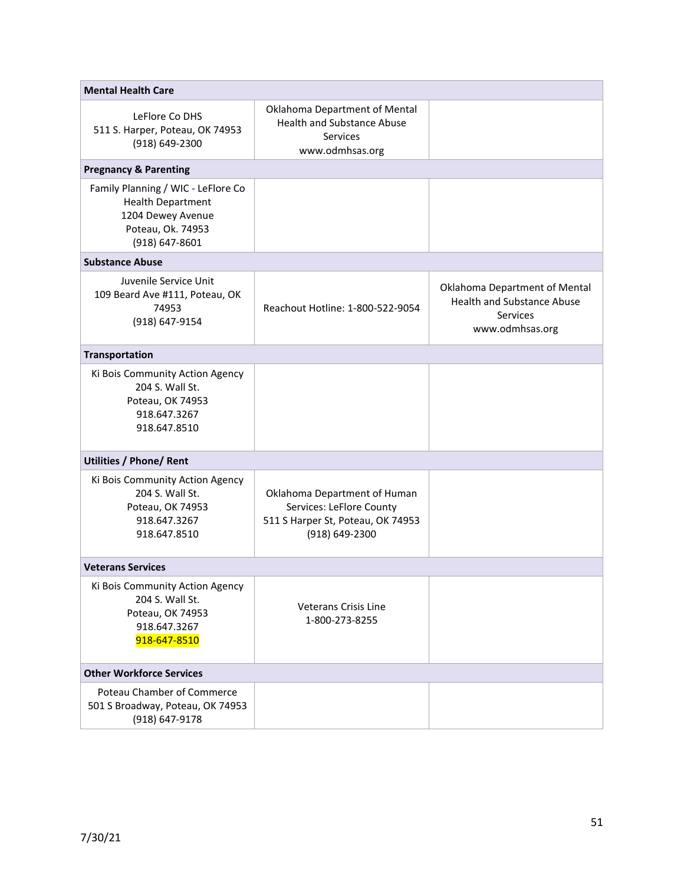| Mental Health Care | | |
|---|---|---|
| LeFlore Co DHS<br>511 S. Harper, Poteau, OK 74953<br>(918) 649-2300 | Oklahoma Department of Mental Health and Substance Abuse Services<br>www.odmhsas.org | |
| **Pregnancy & Parenting** | | |
| Family Planning / WIC - LeFlore Co Health Department<br>1204 Dewey Avenue<br>Poteau, Ok. 74953<br>(918) 647-8601 | | |
| **Substance Abuse** | | |
| Juvenile Service Unit<br>109 Beard Ave #111, Poteau, OK 74953<br>(918) 647-9154 | Reachout Hotline: 1-800-522-9054 | Oklahoma Department of Mental Health and Substance Abuse Services<br>www.odmhsas.org |
| **Transportation** | | |
| Ki Bois Community Action Agency<br>204 S. Wall St.<br>Poteau, OK 74953<br>918.647.3267<br>918.647.8510 | | |
| **Utilities / Phone/ Rent** | | |
| Ki Bois Community Action Agency<br>204 S. Wall St.<br>Poteau, OK 74953<br>918.647.3267<br>918.647.8510 | Oklahoma Department of Human Services: LeFlore County<br>511 S Harper St, Poteau, OK 74953<br>(918) 649-2300 | |
| **Veterans Services** | | |
| Ki Bois Community Action Agency<br>204 S. Wall St.<br>Poteau, OK 74953<br>918.647.3267<br>918-647-8510 | Veterans Crisis Line<br>1-800-273-8255 | |
| **Other Workforce Services** | | |
| Poteau Chamber of Commerce<br>501 S Broadway, Poteau, OK 74953<br>(918) 647-9178 | | |

7/30/21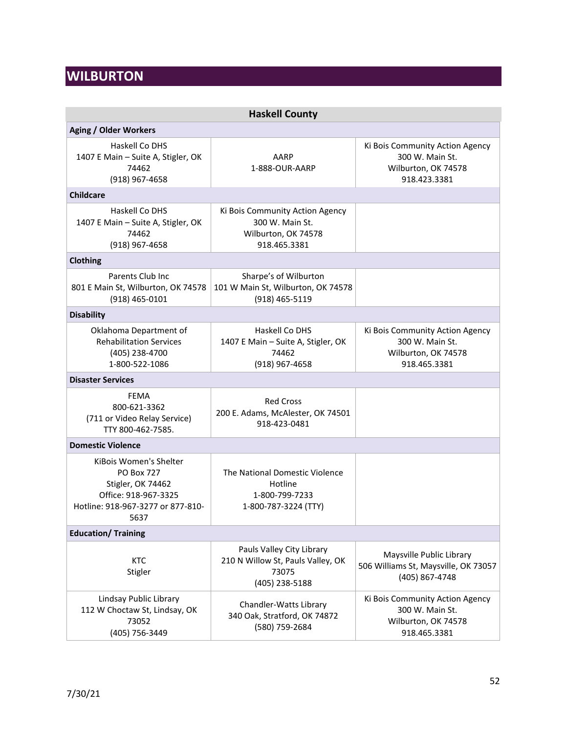# WILBURTON

| Haskell County | | |
|---|---|---|
| **Aging / Older Workers** | | |
| Haskell Co DHS<br>1407 E Main – Suite A, Stigler, OK 74462<br>(918) 967-4658 | AARP<br>1-888-OUR-AARP | Ki Bois Community Action Agency<br>300 W. Main St.<br>Wilburton, OK 74578<br>918.423.3381 |
| **Childcare** | | |
| Haskell Co DHS<br>1407 E Main – Suite A, Stigler, OK 74462<br>(918) 967-4658 | Ki Bois Community Action Agency<br>300 W. Main St.<br>Wilburton, OK 74578<br>918.465.3381 | |
| **Clothing** | | |
| Parents Club Inc<br>801 E Main St, Wilburton, OK 74578<br>(918) 465-0101 | Sharpe's of Wilburton<br>101 W Main St, Wilburton, OK 74578<br>(918) 465-5119 | |
| **Disability** | | |
| Oklahoma Department of Rehabilitation Services<br>(405) 238-4700<br>1-800-522-1086 | Haskell Co DHS<br>1407 E Main – Suite A, Stigler, OK 74462<br>(918) 967-4658 | Ki Bois Community Action Agency<br>300 W. Main St.<br>Wilburton, OK 74578<br>918.465.3381 |
| **Disaster Services** | | |
| FEMA<br>800-621-3362<br>(711 or Video Relay Service)<br>TTY 800-462-7585. | Red Cross<br>200 E. Adams, McAlester, OK 74501<br>918-423-0481 | |
| **Domestic Violence** | | |
| KiBois Women's Shelter<br>PO Box 727<br>Stigler, OK 74462<br>Office: 918-967-3325<br>Hotline: 918-967-3277 or 877-810-5637 | The National Domestic Violence Hotline<br>1-800-799-7233<br>1-800-787-3224 (TTY) | |
| **Education/ Training** | | |
| KTC<br>Stigler | Pauls Valley City Library<br>210 N Willow St, Pauls Valley, OK 73075<br>(405) 238-5188 | Maysville Public Library<br>506 Williams St, Maysville, OK 73057<br>(405) 867-4748 |
| Lindsay Public Library<br>112 W Choctaw St, Lindsay, OK 73052<br>(405) 756-3449 | Chandler-Watts Library<br>340 Oak, Stratford, OK 74872<br>(580) 759-2684 | Ki Bois Community Action Agency<br>300 W. Main St.<br>Wilburton, OK 74578<br>918.465.3381 |

7/30/21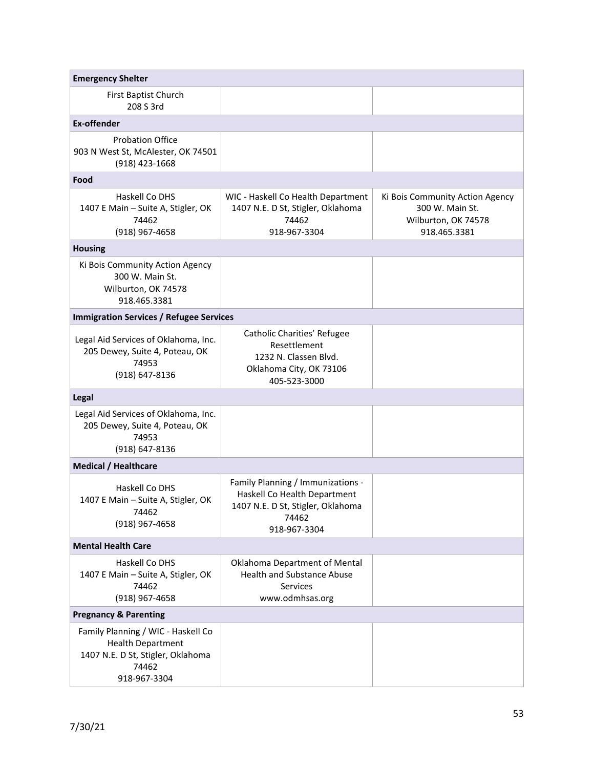| **Emergency Shelter** | | |
|---|---|---|
| First Baptist Church<br>208 S 3rd | | |
| **Ex-offender** | | |
| Probation Office<br>903 N West St, McAlester, OK 74501<br>(918) 423-1668 | | |
| **Food** | | |
| Haskell Co DHS<br>1407 E Main – Suite A, Stigler, OK 74462<br>(918) 967-4658 | WIC - Haskell Co Health Department<br>1407 N.E. D St, Stigler, Oklahoma 74462<br>918-967-3304 | Ki Bois Community Action Agency<br>300 W. Main St.<br>Wilburton, OK 74578<br>918.465.3381 |
| **Housing** | | |
| Ki Bois Community Action Agency<br>300 W. Main St.<br>Wilburton, OK 74578<br>918.465.3381 | | |
| **Immigration Services / Refugee Services** | | |
| Legal Aid Services of Oklahoma, Inc.<br>205 Dewey, Suite 4, Poteau, OK 74953<br>(918) 647-8136 | Catholic Charities' Refugee Resettlement<br>1232 N. Classen Blvd.<br>Oklahoma City, OK 73106<br>405-523-3000 | |
| **Legal** | | |
| Legal Aid Services of Oklahoma, Inc.<br>205 Dewey, Suite 4, Poteau, OK 74953<br>(918) 647-8136 | | |
| **Medical / Healthcare** | | |
| Haskell Co DHS<br>1407 E Main – Suite A, Stigler, OK 74462<br>(918) 967-4658 | Family Planning / Immunizations - Haskell Co Health Department<br>1407 N.E. D St, Stigler, Oklahoma 74462<br>918-967-3304 | |
| **Mental Health Care** | | |
| Haskell Co DHS<br>1407 E Main – Suite A, Stigler, OK 74462<br>(918) 967-4658 | Oklahoma Department of Mental Health and Substance Abuse Services<br>www.odmhsas.org | |
| **Pregnancy & Parenting** | | |
| Family Planning / WIC - Haskell Co Health Department<br>1407 N.E. D St, Stigler, Oklahoma 74462<br>918-967-3304 | | |

7/30/21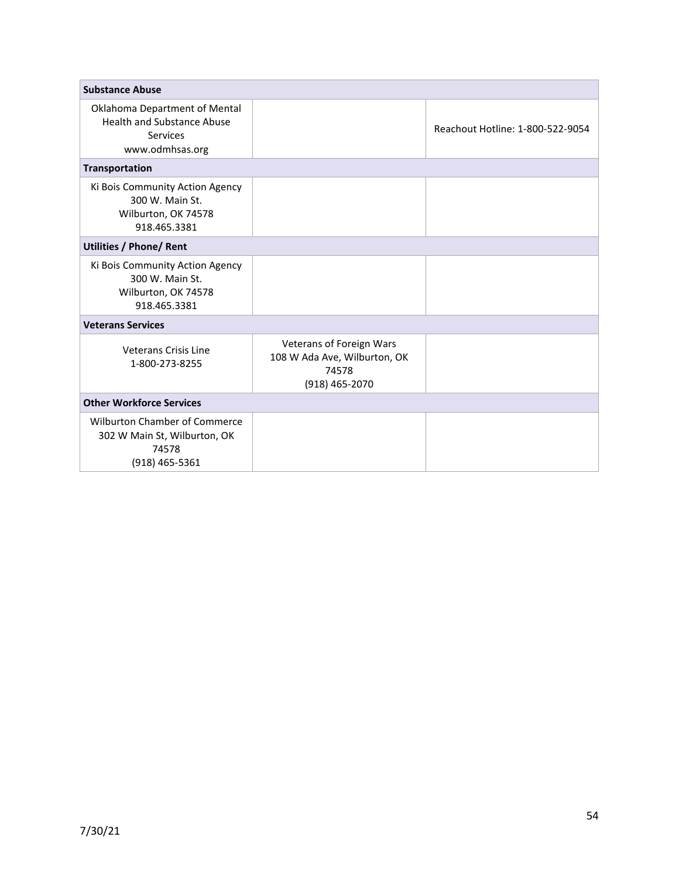| Substance Abuse | | |
|---|---|---|
| Oklahoma Department of Mental Health and Substance Abuse Services www.odmhsas.org | | Reachout Hotline: 1-800-522-9054 |
| **Transportation** | | |
| Ki Bois Community Action Agency 300 W. Main St. Wilburton, OK 74578 918.465.3381 | | |
| **Utilities / Phone/ Rent** | | |
| Ki Bois Community Action Agency 300 W. Main St. Wilburton, OK 74578 918.465.3381 | | |
| **Veterans Services** | | |
| Veterans Crisis Line 1-800-273-8255 | Veterans of Foreign Wars 108 W Ada Ave, Wilburton, OK 74578 (918) 465-2070 | |
| **Other Workforce Services** | | |
| Wilburton Chamber of Commerce 302 W Main St, Wilburton, OK 74578 (918) 465-5361 | | |

7/30/21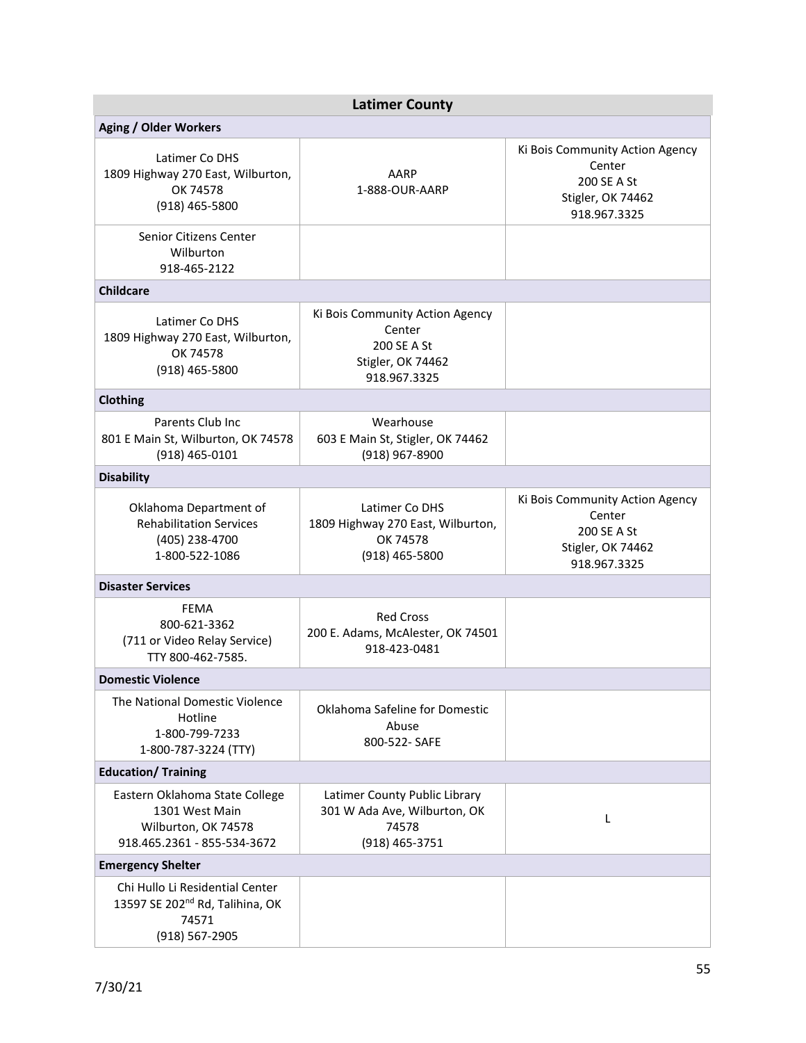## Latimer County

| Aging / Older Workers | | |
|---|---|---|
| Latimer Co DHS<br>1809 Highway 270 East, Wilburton, OK 74578<br>(918) 465-5800 | AARP<br>1-888-OUR-AARP | Ki Bois Community Action Agency Center<br>200 SE A St<br>Stigler, OK 74462<br>918.967.3325 |
| Senior Citizens Center<br>Wilburton<br>918-465-2122 | | |
| **Childcare** | | |
| Latimer Co DHS<br>1809 Highway 270 East, Wilburton, OK 74578<br>(918) 465-5800 | Ki Bois Community Action Agency Center<br>200 SE A St<br>Stigler, OK 74462<br>918.967.3325 | |
| **Clothing** | | |
| Parents Club Inc<br>801 E Main St, Wilburton, OK 74578<br>(918) 465-0101 | Wearhouse<br>603 E Main St, Stigler, OK 74462<br>(918) 967-8900 | |
| **Disability** | | |
| Oklahoma Department of Rehabilitation Services<br>(405) 238-4700<br>1-800-522-1086 | Latimer Co DHS<br>1809 Highway 270 East, Wilburton, OK 74578<br>(918) 465-5800 | Ki Bois Community Action Agency Center<br>200 SE A St<br>Stigler, OK 74462<br>918.967.3325 |
| **Disaster Services** | | |
| FEMA<br>800-621-3362<br>(711 or Video Relay Service)<br>TTY 800-462-7585. | Red Cross<br>200 E. Adams, McAlester, OK 74501<br>918-423-0481 | |
| **Domestic Violence** | | |
| The National Domestic Violence Hotline<br>1-800-799-7233<br>1-800-787-3224 (TTY) | Oklahoma Safeline for Domestic Abuse<br>800-522- SAFE | |
| **Education/ Training** | | |
| Eastern Oklahoma State College<br>1301 West Main<br>Wilburton, OK 74578<br>918.465.2361 - 855-534-3672 | Latimer County Public Library<br>301 W Ada Ave, Wilburton, OK 74578<br>(918) 465-3751 | L |
| **Emergency Shelter** | | |
| Chi Hullo Li Residential Center<br>13597 SE 202nd Rd, Talihina, OK 74571<br>(918) 567-2905 | | |

7/30/21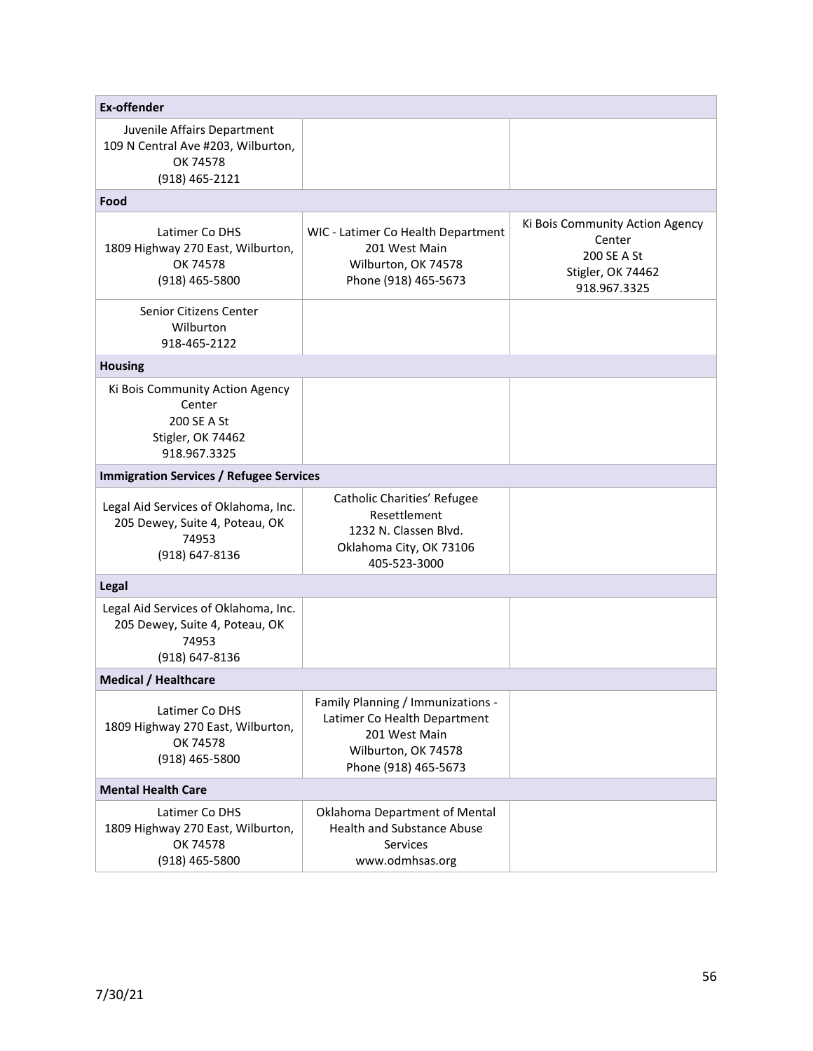| Ex-offender | | |
|---|---|---|
| Juvenile Affairs Department<br>109 N Central Ave #203, Wilburton, OK 74578<br>(918) 465-2121 | | |
| **Food** | | |
| Latimer Co DHS<br>1809 Highway 270 East, Wilburton, OK 74578<br>(918) 465-5800 | WIC - Latimer Co Health Department<br>201 West Main<br>Wilburton, OK 74578<br>Phone (918) 465-5673 | Ki Bois Community Action Agency Center<br>200 SE A St<br>Stigler, OK 74462<br>918.967.3325 |
| Senior Citizens Center<br>Wilburton<br>918-465-2122 | | |
| **Housing** | | |
| Ki Bois Community Action Agency Center<br>200 SE A St<br>Stigler, OK 74462<br>918.967.3325 | | |
| **Immigration Services / Refugee Services** | | |
| Legal Aid Services of Oklahoma, Inc.<br>205 Dewey, Suite 4, Poteau, OK 74953<br>(918) 647-8136 | Catholic Charities' Refugee Resettlement<br>1232 N. Classen Blvd.<br>Oklahoma City, OK 73106<br>405-523-3000 | |
| **Legal** | | |
| Legal Aid Services of Oklahoma, Inc.<br>205 Dewey, Suite 4, Poteau, OK 74953<br>(918) 647-8136 | | |
| **Medical / Healthcare** | | |
| Latimer Co DHS<br>1809 Highway 270 East, Wilburton, OK 74578<br>(918) 465-5800 | Family Planning / Immunizations - Latimer Co Health Department<br>201 West Main<br>Wilburton, OK 74578<br>Phone (918) 465-5673 | |
| **Mental Health Care** | | |
| Latimer Co DHS<br>1809 Highway 270 East, Wilburton, OK 74578<br>(918) 465-5800 | Oklahoma Department of Mental Health and Substance Abuse Services<br>www.odmhsas.org | |

7/30/21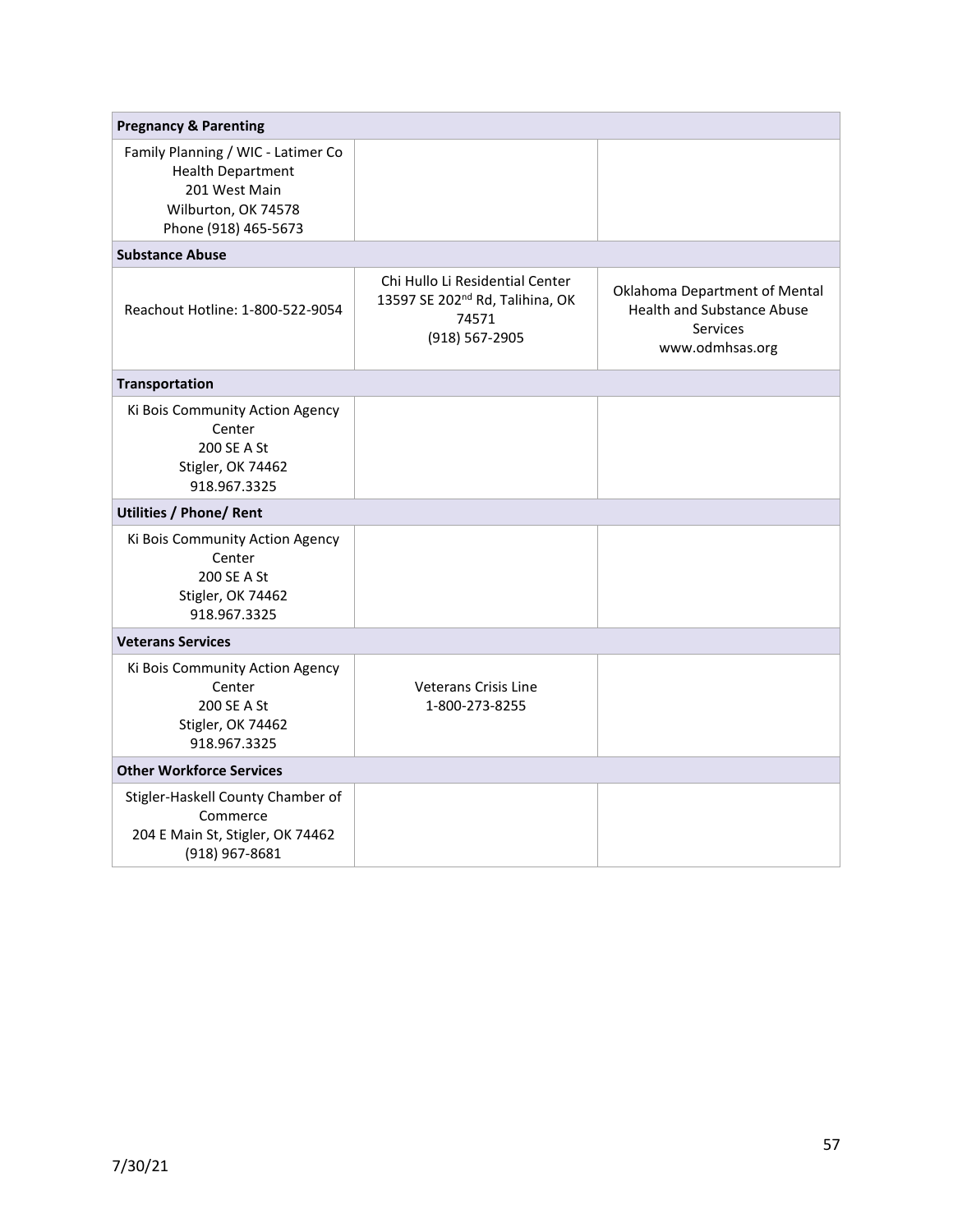| | | |
|---|---|---|
| **Pregnancy & Parenting** | | |
| Family Planning / WIC - Latimer Co Health Department<br>201 West Main<br>Wilburton, OK 74578<br>Phone (918) 465-5673 | | |
| **Substance Abuse** | | |
| Reachout Hotline: 1-800-522-9054 | Chi Hullo Li Residential Center<br>13597 SE 202nd Rd, Talihina, OK 74571<br>(918) 567-2905 | Oklahoma Department of Mental Health and Substance Abuse Services<br>www.odmhsas.org |
| **Transportation** | | |
| Ki Bois Community Action Agency Center<br>200 SE A St<br>Stigler, OK 74462<br>918.967.3325 | | |
| **Utilities / Phone/ Rent** | | |
| Ki Bois Community Action Agency Center<br>200 SE A St<br>Stigler, OK 74462<br>918.967.3325 | | |
| **Veterans Services** | | |
| Ki Bois Community Action Agency Center<br>200 SE A St<br>Stigler, OK 74462<br>918.967.3325 | Veterans Crisis Line<br>1-800-273-8255 | |
| **Other Workforce Services** | | |
| Stigler-Haskell County Chamber of Commerce<br>204 E Main St, Stigler, OK 74462<br>(918) 967-8681 | | |

7/30/21